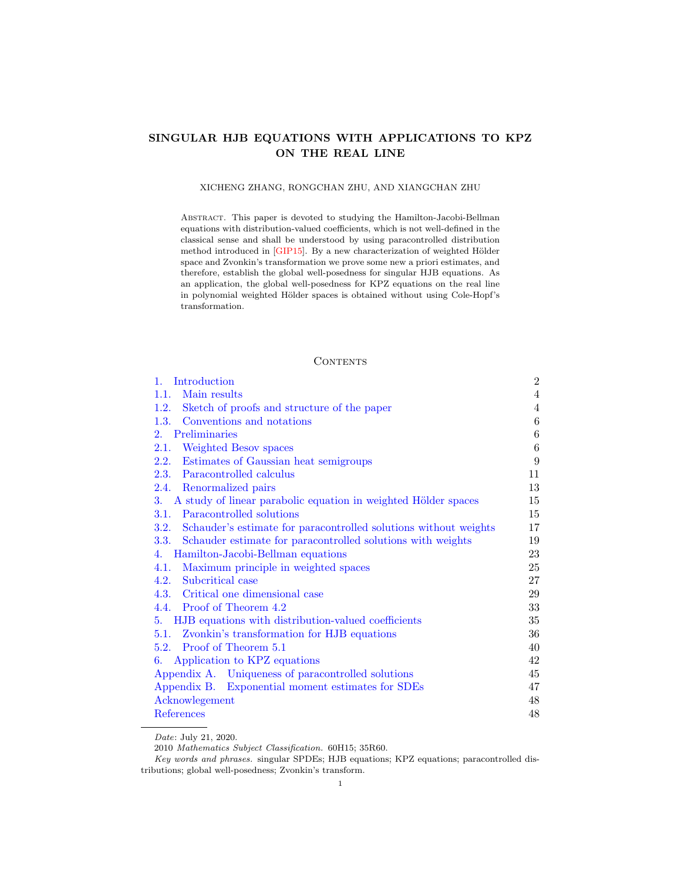# SINGULAR HJB EQUATIONS WITH APPLICATIONS TO KPZ ON THE REAL LINE

XICHENG ZHANG, RONGCHAN ZHU, AND XIANGCHAN ZHU

Abstract. This paper is devoted to studying the Hamilton-Jacobi-Bellman equations with distribution-valued coefficients, which is not well-defined in the classical sense and shall be understood by using paracontrolled distribution method introduced in [GIP15]. By a new characterization of weighted Hölder space and Zvonkin's transformation we prove some new a priori estimates, and therefore, establish the global well-posedness for singular HJB equations. As an application, the global well-posedness for KPZ equations on the real line in polynomial weighted Hölder spaces is obtained without using Cole-Hopf's transformation.

## Contents

| | |
|---|---|
| 1. Introduction | 2 |
| 1.1. Main results | 4 |
| 1.2. Sketch of proofs and structure of the paper | 4 |
| 1.3. Conventions and notations | 6 |
| 2. Preliminaries | 6 |
| 2.1. Weighted Besov spaces | 6 |
| 2.2. Estimates of Gaussian heat semigroups | 9 |
| 2.3. Paracontrolled calculus | 11 |
| 2.4. Renormalized pairs | 13 |
| 3. A study of linear parabolic equation in weighted Hölder spaces | 15 |
| 3.1. Paracontrolled solutions | 15 |
| 3.2. Schauder's estimate for paracontrolled solutions without weights | 17 |
| 3.3. Schauder estimate for paracontrolled solutions with weights | 19 |
| 4. Hamilton-Jacobi-Bellman equations | 23 |
| 4.1. Maximum principle in weighted spaces | 25 |
| 4.2. Subcritical case | 27 |
| 4.3. Critical one dimensional case | 29 |
| 4.4. Proof of Theorem 4.2 | 33 |
| 5. HJB equations with distribution-valued coefficients | 35 |
| 5.1. Zvonkin's transformation for HJB equations | 36 |
| 5.2. Proof of Theorem 5.1 | 40 |
| 6. Application to KPZ equations | 42 |
| Appendix A. Uniqueness of paracontrolled solutions | 45 |
| Appendix B. Exponential moment estimates for SDEs | 47 |
| Acknowlegement | 48 |
| References | 48 |

*Date*: July 21, 2020.

2010 *Mathematics Subject Classification.* 60H15; 35R60.

*Key words and phrases.* singular SPDEs; HJB equations; KPZ equations; paracontrolled distributions; global well-posedness; Zvonkin's transform.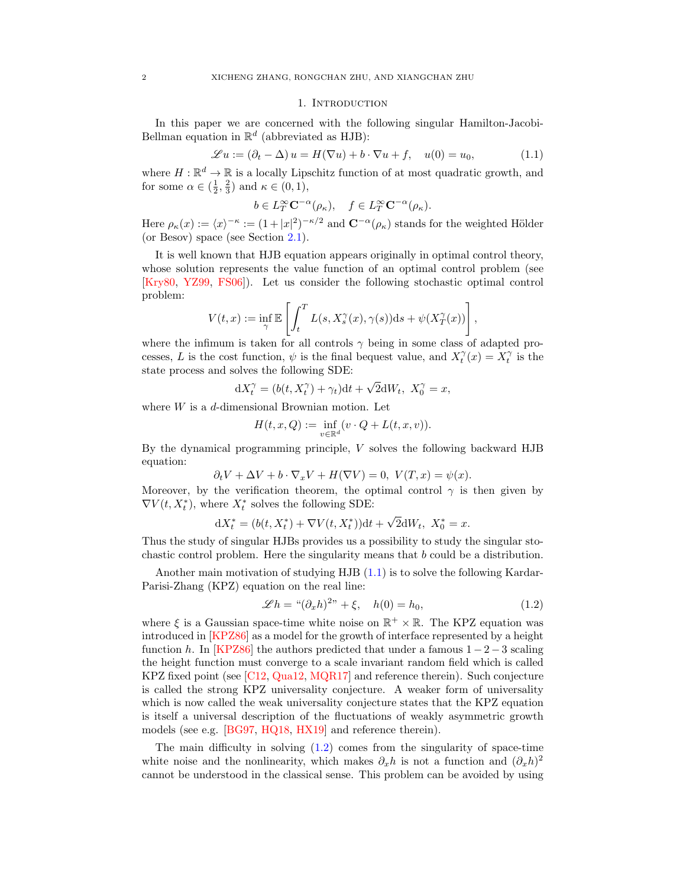## 1. Introduction

In this paper we are concerned with the following singular Hamilton-Jacobi-Bellman equation in $\mathbb{R}^d$ (abbreviated as HJB):

$$\mathscr{L}u := (\partial_t - \Delta)\, u = H(\nabla u) + b \cdot \nabla u + f, \quad u(0) = u_0, \tag{1.1}$$

where $H : \mathbb{R}^d \to \mathbb{R}$ is a locally Lipschitz function of at most quadratic growth, and for some $\alpha \in (\frac{1}{2}, \frac{2}{3})$ and $\kappa \in (0, 1)$,

$$b \in L^\infty_T \mathbf{C}^{-\alpha}(\rho_\kappa), \quad f \in L^\infty_T \mathbf{C}^{-\alpha}(\rho_\kappa).$$

Here $\rho_\kappa(x) := \langle x \rangle^{-\kappa} := (1 + |x|^2)^{-\kappa/2}$ and $\mathbf{C}^{-\alpha}(\rho_\kappa)$ stands for the weighted Hölder (or Besov) space (see Section 2.1).

It is well known that HJB equation appears originally in optimal control theory, whose solution represents the value function of an optimal control problem (see [Kry80, YZ99, FS06]). Let us consider the following stochastic optimal control problem:

$$V(t, x) := \inf_\gamma \mathbb{E}\left[\int_t^T L(s, X^\gamma_s(x), \gamma(s)) \mathrm{d}s + \psi(X^\gamma_T(x))\right],$$

where the infimum is taken for all controls $\gamma$ being in some class of adapted processes, $L$ is the cost function, $\psi$ is the final bequest value, and $X^\gamma_t(x) = X^\gamma_t$ is the state process and solves the following SDE:

$$\mathrm{d}X^\gamma_t = (b(t, X^\gamma_t) + \gamma_t)\mathrm{d}t + \sqrt{2}\mathrm{d}W_t, \ X^\gamma_0 = x,$$

where $W$ is a $d$-dimensional Brownian motion. Let

$$H(t, x, Q) := \inf_{v \in \mathbb{R}^d} (v \cdot Q + L(t, x, v)).$$

By the dynamical programming principle, $V$ solves the following backward HJB equation:

$$\partial_t V + \Delta V + b \cdot \nabla_x V + H(\nabla V) = 0, \ V(T, x) = \psi(x).$$

Moreover, by the verification theorem, the optimal control $\gamma$ is then given by $\nabla V(t, X^*_t)$, where $X^*_t$ solves the following SDE:

$$\mathrm{d}X^*_t = (b(t, X^*_t) + \nabla V(t, X^*_t))\mathrm{d}t + \sqrt{2}\mathrm{d}W_t, \ X^*_0 = x.$$

Thus the study of singular HJBs provides us a possibility to study the singular stochastic control problem. Here the singularity means that $b$ could be a distribution.

Another main motivation of studying HJB (1.1) is to solve the following Kardar-Parisi-Zhang (KPZ) equation on the real line:

$$\mathscr{L}h = \text{“}(\partial_x h)^2\text{”} + \xi, \quad h(0) = h_0, \tag{1.2}$$

where $\xi$ is a Gaussian space-time white noise on $\mathbb{R}^+ \times \mathbb{R}$. The KPZ equation was introduced in [KPZ86] as a model for the growth of interface represented by a height function $h$. In [KPZ86] the authors predicted that under a famous $1-2-3$ scaling the height function must converge to a scale invariant random field which is called KPZ fixed point (see [C12, Qua12, MQR17] and reference therein). Such conjecture is called the strong KPZ universality conjecture. A weaker form of universality which is now called the weak universality conjecture states that the KPZ equation is itself a universal description of the fluctuations of weakly asymmetric growth models (see e.g. [BG97, HQ18, HX19] and reference therein).

The main difficulty in solving (1.2) comes from the singularity of space-time white noise and the nonlinearity, which makes $\partial_x h$ is not a function and $(\partial_x h)^2$ cannot be understood in the classical sense. This problem can be avoided by using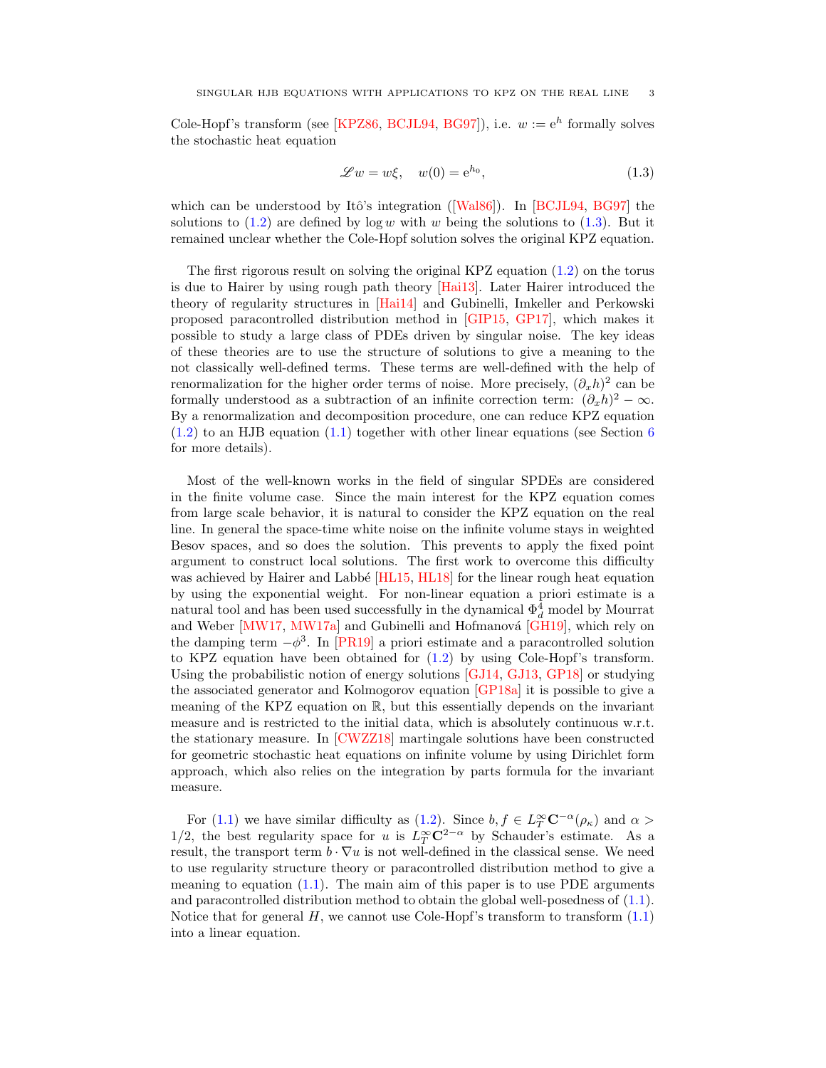Cole-Hopf's transform (see [KPZ86, BCJL94, BG97]), i.e. $w := \mathrm{e}^h$ formally solves the stochastic heat equation

$$\mathscr{L} w = w\xi, \quad w(0) = \mathrm{e}^{h_0}, \tag{1.3}$$

which can be understood by Itô's integration ([Wal86]). In [BCJL94, BG97] the solutions to (1.2) are defined by $\log w$ with $w$ being the solutions to (1.3). But it remained unclear whether the Cole-Hopf solution solves the original KPZ equation.

The first rigorous result on solving the original KPZ equation (1.2) on the torus is due to Hairer by using rough path theory [Hai13]. Later Hairer introduced the theory of regularity structures in [Hai14] and Gubinelli, Imkeller and Perkowski proposed paracontrolled distribution method in [GIP15, GP17], which makes it possible to study a large class of PDEs driven by singular noise. The key ideas of these theories are to use the structure of solutions to give a meaning to the not classically well-defined terms. These terms are well-defined with the help of renormalization for the higher order terms of noise. More precisely, $(\partial_x h)^2$ can be formally understood as a subtraction of an infinite correction term: $(\partial_x h)^2 - \infty$. By a renormalization and decomposition procedure, one can reduce KPZ equation (1.2) to an HJB equation (1.1) together with other linear equations (see Section 6 for more details).

Most of the well-known works in the field of singular SPDEs are considered in the finite volume case. Since the main interest for the KPZ equation comes from large scale behavior, it is natural to consider the KPZ equation on the real line. In general the space-time white noise on the infinite volume stays in weighted Besov spaces, and so does the solution. This prevents to apply the fixed point argument to construct local solutions. The first work to overcome this difficulty was achieved by Hairer and Labbé [HL15, HL18] for the linear rough heat equation by using the exponential weight. For non-linear equation a priori estimate is a natural tool and has been used successfully in the dynamical $\Phi^4_d$ model by Mourrat and Weber [MW17, MW17a] and Gubinelli and Hofmanová [GH19], which rely on the damping term $-\phi^3$. In [PR19] a priori estimate and a paracontrolled solution to KPZ equation have been obtained for (1.2) by using Cole-Hopf's transform. Using the probabilistic notion of energy solutions [GJ14, GJ13, GP18] or studying the associated generator and Kolmogorov equation [GP18a] it is possible to give a meaning of the KPZ equation on $\mathbb{R}$, but this essentially depends on the invariant measure and is restricted to the initial data, which is absolutely continuous w.r.t. the stationary measure. In [CWZZ18] martingale solutions have been constructed for geometric stochastic heat equations on infinite volume by using Dirichlet form approach, which also relies on the integration by parts formula for the invariant measure.

For (1.1) we have similar difficulty as (1.2). Since $b, f \in L^\infty_T \mathbf{C}^{-\alpha}(\rho_\kappa)$ and $\alpha > 1/2$, the best regularity space for $u$ is $L^\infty_T \mathbf{C}^{2-\alpha}$ by Schauder's estimate. As a result, the transport term $b \cdot \nabla u$ is not well-defined in the classical sense. We need to use regularity structure theory or paracontrolled distribution method to give a meaning to equation (1.1). The main aim of this paper is to use PDE arguments and paracontrolled distribution method to obtain the global well-posedness of (1.1). Notice that for general $H$, we cannot use Cole-Hopf's transform to transform (1.1) into a linear equation.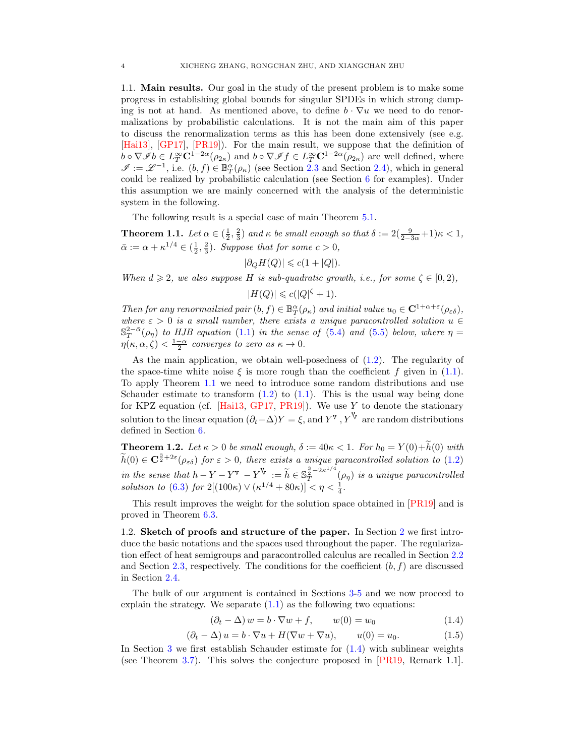### 1.1. Main results.

Our goal in the study of the present problem is to make some progress in establishing global bounds for singular SPDEs in which strong damping is not at hand. As mentioned above, to define $b\cdot\nabla u$ we need to do renormalizations by probabilistic calculations. It is not the main aim of this paper to discuss the renormalization terms as this has been done extensively (see e.g. [Hai13], [GP17], [PR19]). For the main result, we suppose that the definition of $b\circ\nabla\mathscr{I}b\in L^\infty_T\mathbf{C}^{1-2\alpha}(\rho_{2\kappa})$ and $b\circ\nabla\mathscr{I}f\in L^\infty_T\mathbf{C}^{1-2\alpha}(\rho_{2\kappa})$ are well defined, where $\mathscr{I}:=\mathscr{L}^{-1}$, i.e. $(b,f)\in\mathbb{B}^\alpha_T(\rho_\kappa)$ (see Section 2.3 and Section 2.4), which in general could be realized by probabilistic calculation (see Section 6 for examples). Under this assumption we are mainly concerned with the analysis of the deterministic system in the following.

The following result is a special case of main Theorem 5.1.

**Theorem 1.1.** *Let $\alpha\in(\frac12,\frac23)$ and $\kappa$ be small enough so that $\delta:=2(\frac{9}{2-3\alpha}+1)\kappa<1$, $\bar\alpha:=\alpha+\kappa^{1/4}\in(\frac12,\frac23)$. Suppose that for some $c>0$,*

$$|\partial_Q H(Q)|\leqslant c(1+|Q|).$$

*When $d\geqslant 2$, we also suppose $H$ is sub-quadratic growth, i.e., for some $\zeta\in[0,2)$,*

$$|H(Q)|\leqslant c(|Q|^\zeta+1).$$

*Then for any renormailzied pair $(b,f)\in\mathbb{B}^\alpha_T(\rho_\kappa)$ and initial value $u_0\in\mathbf{C}^{1+\alpha+\varepsilon}(\rho_{\varepsilon\delta})$, where $\varepsilon>0$ is a small number, there exists a unique paracontrolled solution $u\in\mathbb{S}^{2-\bar\alpha}_T(\rho_\eta)$ to HJB equation (1.1) in the sense of (5.4) and (5.5) below, where $\eta=\eta(\kappa,\alpha,\zeta)<\frac{1-\alpha}{2}$ converges to zero as $\kappa\to0$.*

As the main application, we obtain well-posedness of (1.2). The regularity of the space-time white noise $\xi$ is more rough than the coefficient $f$ given in (1.1). To apply Theorem 1.1 we need to introduce some random distributions and use Schauder estimate to transform (1.2) to (1.1). This is the usual way being done for KPZ equation (cf. [Hai13, GP17, PR19]). We use $Y$ to denote the stationary solution to the linear equation $(\partial_t-\Delta)Y=\xi$, and $Y^{\mathsf{V}}$, $Y^{\mathsf{\mathring{V}}}$ are random distributions defined in Section 6.

**Theorem 1.2.** *Let $\kappa>0$ be small enough, $\delta:=40\kappa<1$. For $h_0=Y(0)+\widetilde h(0)$ with $\widetilde h(0)\in\mathbf{C}^{\frac32+2\varepsilon}(\rho_{\varepsilon\delta})$ for $\varepsilon>0$, there exists a unique paracontrolled solution to (1.2) in the sense that $h-Y-Y^{\mathsf{V}}-Y^{\mathsf{\mathring{V}}}:=\widetilde h\in\mathbb{S}^{\frac32-2\kappa^{1/4}}_T(\rho_\eta)$ is a unique paracontrolled solution to (6.3) for $2[(100\kappa)\vee(\kappa^{1/4}+80\kappa)]<\eta<\frac14$.*

This result improves the weight for the solution space obtained in [PR19] and is proved in Theorem 6.3.

### 1.2. Sketch of proofs and structure of the paper.

In Section 2 we first introduce the basic notations and the spaces used throughout the paper. The regularization effect of heat semigroups and paracontrolled calculus are recalled in Section 2.2 and Section 2.3, respectively. The conditions for the coefficient $(b,f)$ are discussed in Section 2.4.

The bulk of our argument is contained in Sections 3-5 and we now proceed to explain the strategy. We separate (1.1) as the following two equations:

$$(\partial_t-\Delta)w=b\cdot\nabla w+f,\qquad w(0)=w_0 \tag{1.4}$$

$$(\partial_t-\Delta)u=b\cdot\nabla u+H(\nabla w+\nabla u),\qquad u(0)=u_0. \tag{1.5}$$

In Section 3 we first establish Schauder estimate for (1.4) with sublinear weights (see Theorem 3.7). This solves the conjecture proposed in [PR19, Remark 1.1].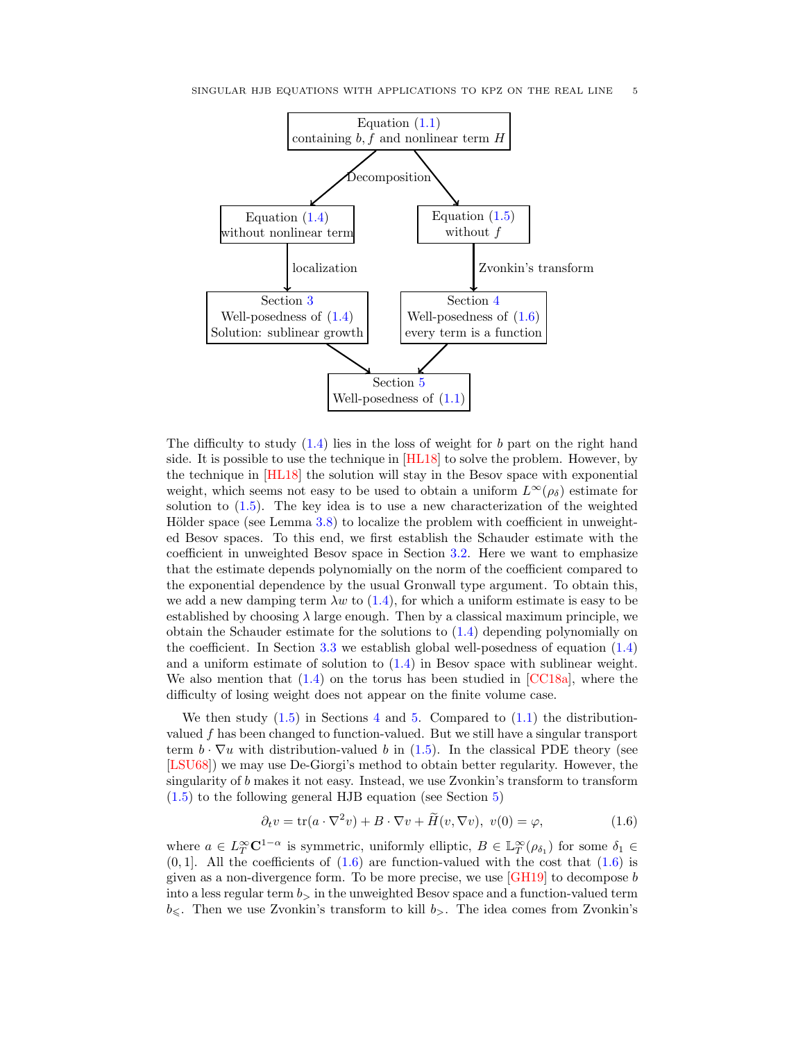Equation (1.1) containing $b, f$ and nonlinear term $H$

Decomposition

Equation (1.4) without nonlinear term

Equation (1.5) without $f$

localization

Zvonkin's transform

Section 3 Well-posedness of (1.4) Solution: sublinear growth

Section 4 Well-posedness of (1.6) every term is a function

Section 5 Well-posedness of (1.1)

The difficulty to study (1.4) lies in the loss of weight for $b$ part on the right hand side. It is possible to use the technique in [HL18] to solve the problem. However, by the technique in [HL18] the solution will stay in the Besov space with exponential weight, which seems not easy to be used to obtain a uniform $L^\infty(\rho_\delta)$ estimate for solution to (1.5). The key idea is to use a new characterization of the weighted Hölder space (see Lemma 3.8) to localize the problem with coefficient in unweighted Besov spaces. To this end, we first establish the Schauder estimate with the coefficient in unweighted Besov space in Section 3.2. Here we want to emphasize that the estimate depends polynomially on the norm of the coefficient compared to the exponential dependence by the usual Gronwall type argument. To obtain this, we add a new damping term $\lambda w$ to (1.4), for which a uniform estimate is easy to be established by choosing $\lambda$ large enough. Then by a classical maximum principle, we obtain the Schauder estimate for the solutions to (1.4) depending polynomially on the coefficient. In Section 3.3 we establish global well-posedness of equation (1.4) and a uniform estimate of solution to (1.4) in Besov space with sublinear weight. We also mention that (1.4) on the torus has been studied in [CC18a], where the difficulty of losing weight does not appear on the finite volume case.

We then study (1.5) in Sections 4 and 5. Compared to (1.1) the distribution-valued $f$ has been changed to function-valued. But we still have a singular transport term $b \cdot \nabla u$ with distribution-valued $b$ in (1.5). In the classical PDE theory (see [LSU68]) we may use De-Giorgi's method to obtain better regularity. However, the singularity of $b$ makes it not easy. Instead, we use Zvonkin's transform to transform (1.5) to the following general HJB equation (see Section 5)

$$\partial_t v = \mathrm{tr}(a \cdot \nabla^2 v) + B \cdot \nabla v + \widetilde{H}(v, \nabla v),\ v(0) = \varphi, \tag{1.6}$$

where $a \in L^\infty_T \mathbf{C}^{1-\alpha}$ is symmetric, uniformly elliptic, $B \in \mathbb{L}^\infty_T(\rho_{\delta_1})$ for some $\delta_1 \in (0, 1]$. All the coefficients of (1.6) are function-valued with the cost that (1.6) is given as a non-divergence form. To be more precise, we use [GH19] to decompose $b$ into a less regular term $b_>$ in the unweighted Besov space and a function-valued term $b_\leqslant$. Then we use Zvonkin's transform to kill $b_>$. The idea comes from Zvonkin's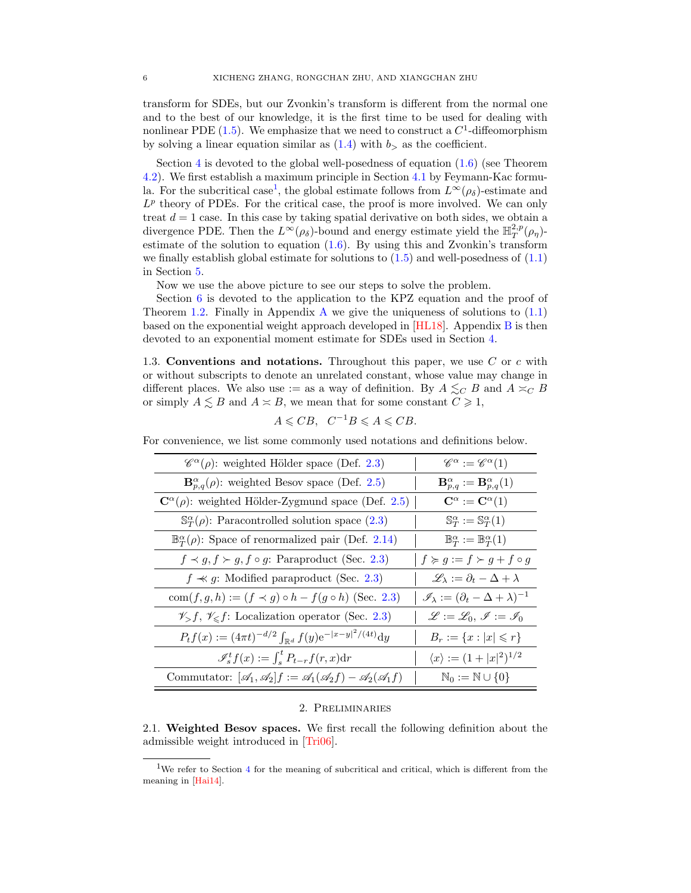transform for SDEs, but our Zvonkin's transform is different from the normal one and to the best of our knowledge, it is the first time to be used for dealing with nonlinear PDE (1.5). We emphasize that we need to construct a $C^1$-diffeomorphism by solving a linear equation similar as (1.4) with $b_>$ as the coefficient.

Section 4 is devoted to the global well-posedness of equation (1.6) (see Theorem 4.2). We first establish a maximum principle in Section 4.1 by Feymann-Kac formula. For the subcritical case[1], the global estimate follows from $L^\infty(\rho_\delta)$-estimate and $L^p$ theory of PDEs. For the critical case, the proof is more involved. We can only treat $d=1$ case. In this case by taking spatial derivative on both sides, we obtain a divergence PDE. Then the $L^\infty(\rho_\delta)$-bound and energy estimate yield the $\mathbb{H}^{2,p}_T(\rho_\eta)$-estimate of the solution to equation (1.6). By using this and Zvonkin's transform we finally establish global estimate for solutions to (1.5) and well-posedness of (1.1) in Section 5.

Now we use the above picture to see our steps to solve the problem.

Section 6 is devoted to the application to the KPZ equation and the proof of Theorem 1.2. Finally in Appendix A we give the uniqueness of solutions to (1.1) based on the exponential weight approach developed in [HL18]. Appendix B is then devoted to an exponential moment estimate for SDEs used in Section 4.

1.3. **Conventions and notations.** Throughout this paper, we use $C$ or $c$ with or without subscripts to denote an unrelated constant, whose value may change in different places. We also use $:=$ as a way of definition. By $A \lesssim_C B$ and $A \asymp_C B$ or simply $A \lesssim B$ and $A \asymp B$, we mean that for some constant $C \geqslant 1$,

$$A \leqslant CB, \quad C^{-1}B \leqslant A \leqslant CB.$$

For convenience, we list some commonly used notations and definitions below.

| | |
|---|---|
| $\mathscr{C}^\alpha(\rho)$: weighted Hölder space (Def. 2.3) | $\mathscr{C}^\alpha := \mathscr{C}^\alpha(1)$ |
| $\mathbf{B}^\alpha_{p,q}(\rho)$: weighted Besov space (Def. 2.5) | $\mathbf{B}^\alpha_{p,q} := \mathbf{B}^\alpha_{p,q}(1)$ |
| $\mathbf{C}^\alpha(\rho)$: weighted Hölder-Zygmund space (Def. 2.5) | $\mathbf{C}^\alpha := \mathbf{C}^\alpha(1)$ |
| $\mathbb{S}^\alpha_T(\rho)$: Paracontrolled solution space (2.3) | $\mathbb{S}^\alpha_T := \mathbb{S}^\alpha_T(1)$ |
| $\mathbb{B}^\alpha_T(\rho)$: Space of renormalized pair (Def. 2.14) | $\mathbb{B}^\alpha_T := \mathbb{B}^\alpha_T(1)$ |
| $f \prec g, f \succ g, f \circ g$: Paraproduct (Sec. 2.3) | $f \succcurlyeq g := f \succ g + f \circ g$ |
| $f \prec\!\!\prec g$: Modified paraproduct (Sec. 2.3) | $\mathscr{L}_\lambda := \partial_t - \Delta + \lambda$ |
| $\mathrm{com}(f,g,h) := (f \prec g) \circ h - f(g \circ h)$ (Sec. 2.3) | $\mathscr{I}_\lambda := (\partial_t - \Delta + \lambda)^{-1}$ |
| $\mathscr{V}_> f$, $\mathscr{V}_\leqslant f$: Localization operator (Sec. 2.3) | $\mathscr{L} := \mathscr{L}_0$, $\mathscr{I} := \mathscr{I}_0$ |
| $P_t f(x) := (4\pi t)^{-d/2} \int_{\mathbb{R}^d} f(y) \mathrm{e}^{-\|x-y\|^2/(4t)} \mathrm{d}y$ | $B_r := \{x : \|x\| \leqslant r\}$ |
| $\mathscr{I}^t_s f(x) := \int_s^t P_{t-r} f(r,x) \mathrm{d}r$ | $\langle x \rangle := (1+\|x\|^2)^{1/2}$ |
| Commutator: $[\mathscr{A}_1, \mathscr{A}_2] f := \mathscr{A}_1(\mathscr{A}_2 f) - \mathscr{A}_2(\mathscr{A}_1 f)$ | $\mathbb{N}_0 := \mathbb{N} \cup \{0\}$ |

## 2. Preliminaries

2.1. **Weighted Besov spaces.** We first recall the following definition about the admissible weight introduced in [Tri06].

[1] We refer to Section 4 for the meaning of subcritical and critical, which is different from the meaning in [Hai14].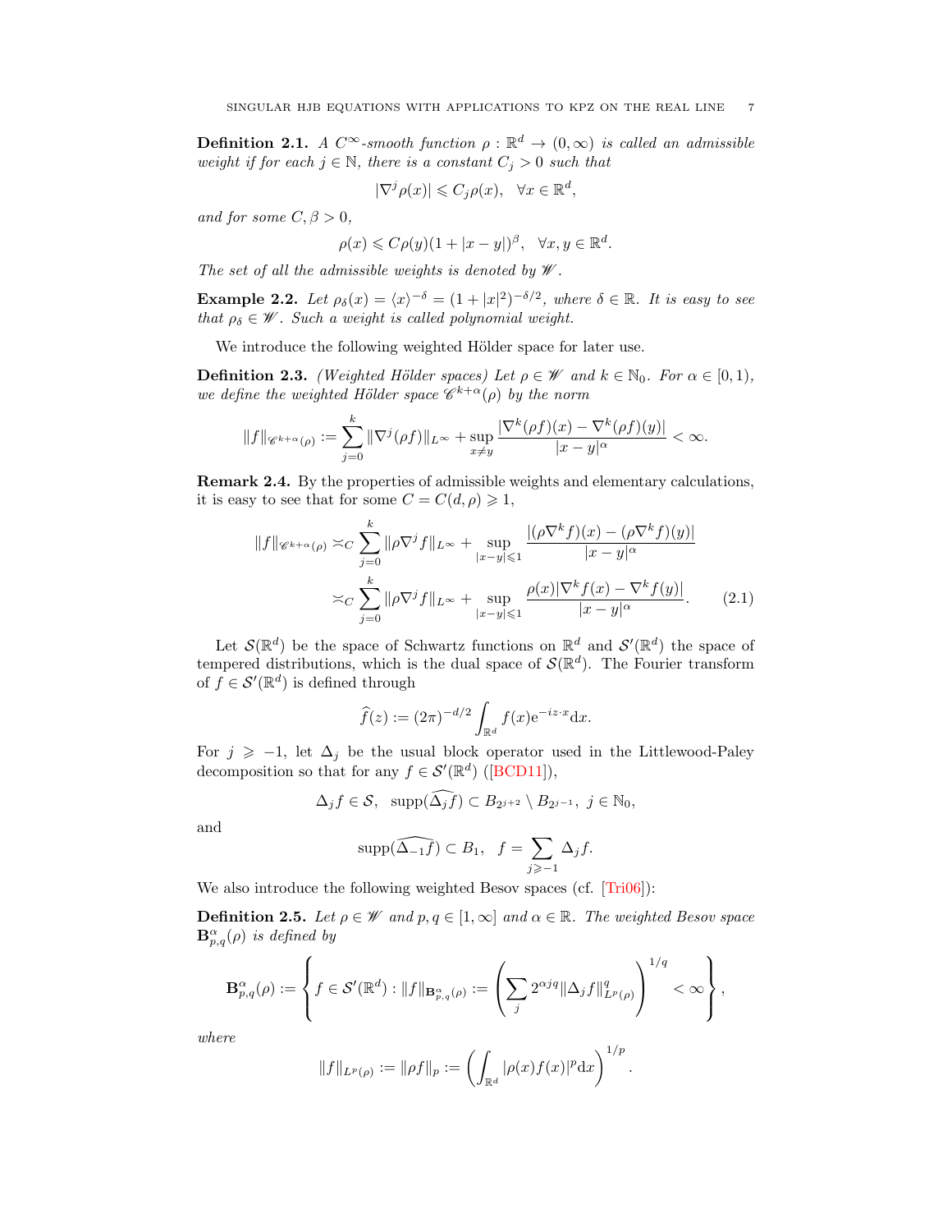**Definition 2.1.** *A $C^\infty$-smooth function $\rho : \mathbb{R}^d \to (0, \infty)$ is called an admissible weight if for each $j \in \mathbb{N}$, there is a constant $C_j > 0$ such that*

$$|\nabla^j \rho(x)| \leqslant C_j \rho(x), \quad \forall x \in \mathbb{R}^d,$$

*and for some $C, \beta > 0$,*

$$\rho(x) \leqslant C\rho(y)(1 + |x - y|)^\beta, \quad \forall x, y \in \mathbb{R}^d.$$

*The set of all the admissible weights is denoted by $\mathscr{W}$.*

**Example 2.2.** *Let $\rho_\delta(x) = \langle x \rangle^{-\delta} = (1 + |x|^2)^{-\delta/2}$, where $\delta \in \mathbb{R}$. It is easy to see that $\rho_\delta \in \mathscr{W}$. Such a weight is called polynomial weight.*

We introduce the following weighted Hölder space for later use.

**Definition 2.3.** *(Weighted Hölder spaces) Let $\rho \in \mathscr{W}$ and $k \in \mathbb{N}_0$. For $\alpha \in [0, 1)$, we define the weighted Hölder space $\mathscr{C}^{k+\alpha}(\rho)$ by the norm*

$$\|f\|_{\mathscr{C}^{k+\alpha}(\rho)} := \sum_{j=0}^{k} \|\nabla^j(\rho f)\|_{L^\infty} + \sup_{x \neq y} \frac{|\nabla^k(\rho f)(x) - \nabla^k(\rho f)(y)|}{|x - y|^\alpha} < \infty.$$

**Remark 2.4.** By the properties of admissible weights and elementary calculations, it is easy to see that for some $C = C(d, \rho) \geqslant 1$,

$$\begin{aligned} \|f\|_{\mathscr{C}^{k+\alpha}(\rho)} &\asymp_C \sum_{j=0}^{k} \|\rho \nabla^j f\|_{L^\infty} + \sup_{|x-y| \leqslant 1} \frac{|(\rho \nabla^k f)(x) - (\rho \nabla^k f)(y)|}{|x - y|^\alpha} \\ &\asymp_C \sum_{j=0}^{k} \|\rho \nabla^j f\|_{L^\infty} + \sup_{|x-y| \leqslant 1} \frac{\rho(x)|\nabla^k f(x) - \nabla^k f(y)|}{|x - y|^\alpha}. \end{aligned} \tag{2.1}$$

Let $\mathcal{S}(\mathbb{R}^d)$ be the space of Schwartz functions on $\mathbb{R}^d$ and $\mathcal{S}'(\mathbb{R}^d)$ the space of tempered distributions, which is the dual space of $\mathcal{S}(\mathbb{R}^d)$. The Fourier transform of $f \in \mathcal{S}'(\mathbb{R}^d)$ is defined through

$$\widehat{f}(z) := (2\pi)^{-d/2} \int_{\mathbb{R}^d} f(x) \mathrm{e}^{-iz \cdot x} \mathrm{d}x.$$

For $j \geqslant -1$, let $\Delta_j$ be the usual block operator used in the Littlewood-Paley decomposition so that for any $f \in \mathcal{S}'(\mathbb{R}^d)$ ([BCD11]),

$$\Delta_j f \in \mathcal{S}, \ \ \mathrm{supp}(\widehat{\Delta_j f}) \subset B_{2^{j+2}} \setminus B_{2^{j-1}}, \ j \in \mathbb{N}_0,$$

and

$$\mathrm{supp}(\widehat{\Delta_{-1} f}) \subset B_1, \ \ f = \sum_{j \geqslant -1} \Delta_j f.$$

We also introduce the following weighted Besov spaces (cf. [Tri06]):

**Definition 2.5.** *Let $\rho \in \mathscr{W}$ and $p, q \in [1, \infty]$ and $\alpha \in \mathbb{R}$. The weighted Besov space $\mathbf{B}^\alpha_{p,q}(\rho)$ is defined by*

$$\mathbf{B}^\alpha_{p,q}(\rho) := \left\{ f \in \mathcal{S}'(\mathbb{R}^d) : \|f\|_{\mathbf{B}^\alpha_{p,q}(\rho)} := \left( \sum_j 2^{\alpha j q} \|\Delta_j f\|^q_{L^p(\rho)} \right)^{1/q} < \infty \right\},$$

*where*

$$\|f\|_{L^p(\rho)} := \|\rho f\|_p := \left( \int_{\mathbb{R}^d} |\rho(x) f(x)|^p \mathrm{d}x \right)^{1/p}.$$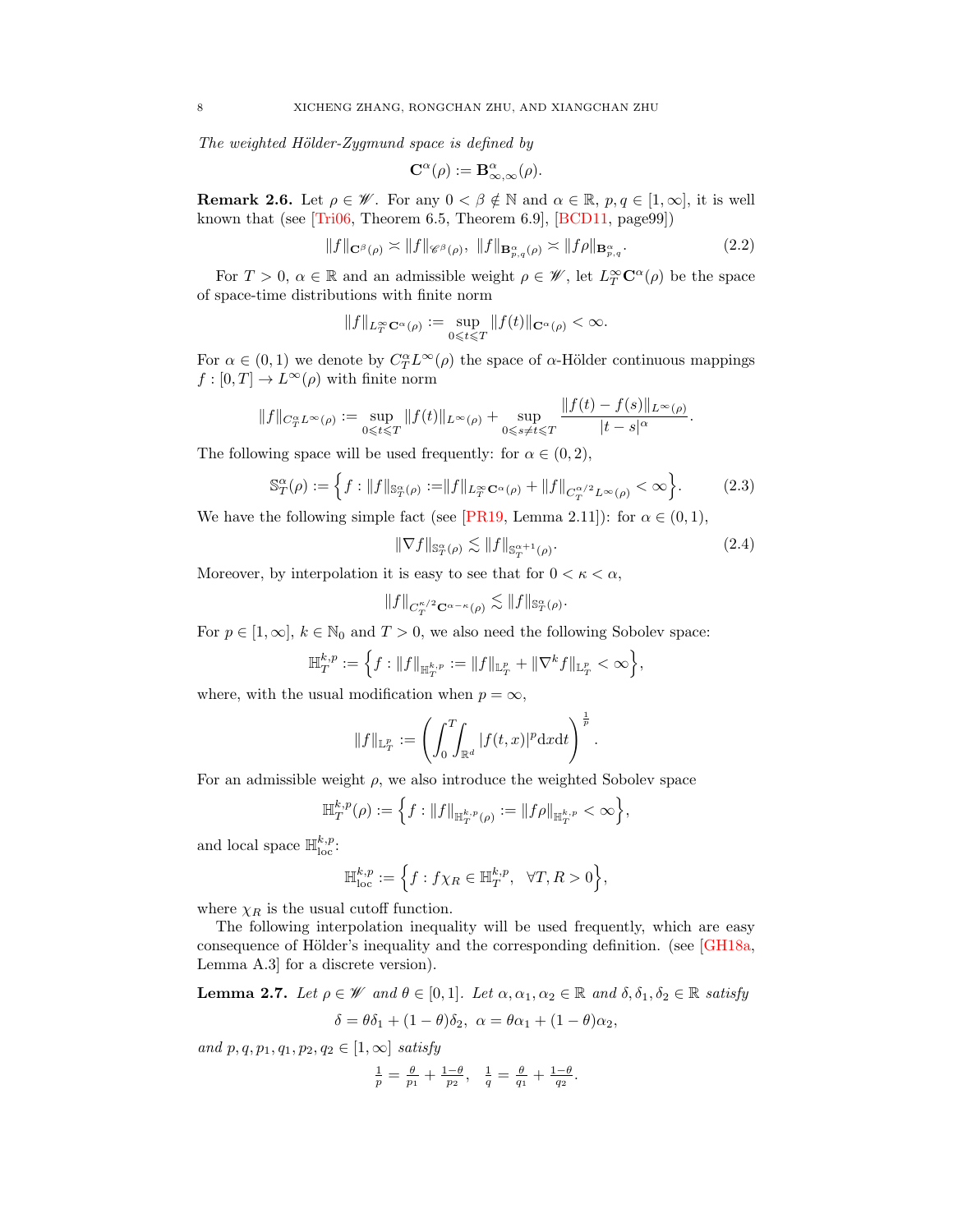*The weighted Hölder-Zygmund space is defined by*

$$\mathbf{C}^\alpha(\rho) := \mathbf{B}^\alpha_{\infty,\infty}(\rho).$$

**Remark 2.6.** Let $\rho \in \mathscr{W}$. For any $0 < \beta \notin \mathbb{N}$ and $\alpha \in \mathbb{R}$, $p, q \in [1, \infty]$, it is well known that (see [Tri06, Theorem 6.5, Theorem 6.9], [BCD11, page99])

$$\|f\|_{\mathbf{C}^\beta(\rho)} \asymp \|f\|_{\mathscr{C}^\beta(\rho)}, \ \|f\|_{\mathbf{B}^\alpha_{p,q}(\rho)} \asymp \|f\rho\|_{\mathbf{B}^\alpha_{p,q}}. \tag{2.2}$$

For $T > 0$, $\alpha \in \mathbb{R}$ and an admissible weight $\rho \in \mathscr{W}$, let $L^\infty_T \mathbf{C}^\alpha(\rho)$ be the space of space-time distributions with finite norm

$$\|f\|_{L^\infty_T \mathbf{C}^\alpha(\rho)} := \sup_{0 \leqslant t \leqslant T} \|f(t)\|_{\mathbf{C}^\alpha(\rho)} < \infty.$$

For $\alpha \in (0, 1)$ we denote by $C^\alpha_T L^\infty(\rho)$ the space of $\alpha$-Hölder continuous mappings $f : [0, T] \to L^\infty(\rho)$ with finite norm

$$\|f\|_{C^\alpha_T L^\infty(\rho)} := \sup_{0 \leqslant t \leqslant T} \|f(t)\|_{L^\infty(\rho)} + \sup_{0 \leqslant s \neq t \leqslant T} \frac{\|f(t) - f(s)\|_{L^\infty(\rho)}}{|t - s|^\alpha}.$$

The following space will be used frequently: for $\alpha \in (0, 2)$,

$$\mathbb{S}^\alpha_T(\rho) := \Big\{ f : \|f\|_{\mathbb{S}^\alpha_T(\rho)} := \|f\|_{L^\infty_T \mathbf{C}^\alpha(\rho)} + \|f\|_{C^{\alpha/2}_T L^\infty(\rho)} < \infty \Big\}. \tag{2.3}$$

We have the following simple fact (see [PR19, Lemma 2.11]): for $\alpha \in (0, 1)$,

$$\|\nabla f\|_{\mathbb{S}^\alpha_T(\rho)} \lesssim \|f\|_{\mathbb{S}^{\alpha+1}_T(\rho)}. \tag{2.4}$$

Moreover, by interpolation it is easy to see that for $0 < \kappa < \alpha$,

$$\|f\|_{C^{\kappa/2}_T \mathbf{C}^{\alpha-\kappa}(\rho)} \lesssim \|f\|_{\mathbb{S}^\alpha_T(\rho)}.$$

For $p \in [1, \infty]$, $k \in \mathbb{N}_0$ and $T > 0$, we also need the following Sobolev space:

$$\mathbb{H}^{k,p}_T := \Big\{ f : \|f\|_{\mathbb{H}^{k,p}_T} := \|f\|_{\mathbb{L}^p_T} + \|\nabla^k f\|_{\mathbb{L}^p_T} < \infty \Big\},$$

where, with the usual modification when $p = \infty$,

$$\|f\|_{\mathbb{L}^p_T} := \left( \int_0^T \!\! \int_{\mathbb{R}^d} |f(t, x)|^p \mathrm{d}x \mathrm{d}t \right)^{\frac{1}{p}}.$$

For an admissible weight $\rho$, we also introduce the weighted Sobolev space

$$\mathbb{H}^{k,p}_T(\rho) := \Big\{ f : \|f\|_{\mathbb{H}^{k,p}_T(\rho)} := \|f\rho\|_{\mathbb{H}^{k,p}_T} < \infty \Big\},$$

and local space $\mathbb{H}^{k,p}_{\mathrm{loc}}$:

$$\mathbb{H}^{k,p}_{\mathrm{loc}} := \Big\{ f : f\chi_R \in \mathbb{H}^{k,p}_T, \ \ \forall T, R > 0 \Big\},$$

where $\chi_R$ is the usual cutoff function.

The following interpolation inequality will be used frequently, which are easy consequence of Hölder's inequality and the corresponding definition. (see [GH18a, Lemma A.3] for a discrete version).

**Lemma 2.7.** *Let $\rho \in \mathscr{W}$ and $\theta \in [0, 1]$. Let $\alpha, \alpha_1, \alpha_2 \in \mathbb{R}$ and $\delta, \delta_1, \delta_2 \in \mathbb{R}$ satisfy*

$$\delta = \theta\delta_1 + (1 - \theta)\delta_2, \ \ \alpha = \theta\alpha_1 + (1 - \theta)\alpha_2,$$

*and $p, q, p_1, q_1, p_2, q_2 \in [1, \infty]$ satisfy*

$$\tfrac{1}{p} = \tfrac{\theta}{p_1} + \tfrac{1-\theta}{p_2}, \ \ \tfrac{1}{q} = \tfrac{\theta}{q_1} + \tfrac{1-\theta}{q_2}.$$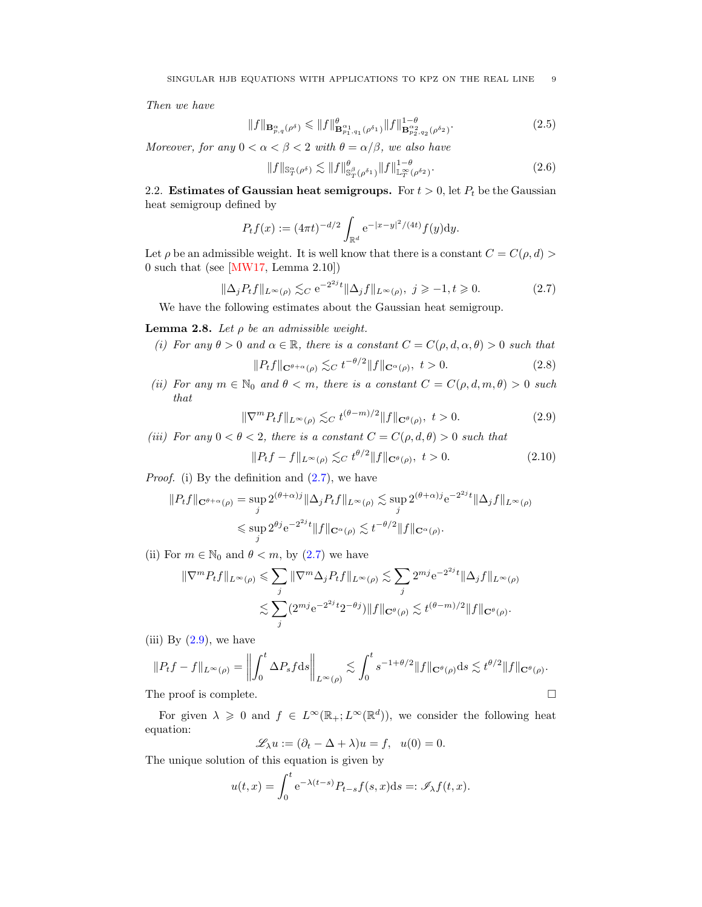*Then we have*

$$\|f\|_{\mathbf{B}^{\alpha}_{p,q}(\rho^\delta)} \leqslant \|f\|^{\theta}_{\mathbf{B}^{\alpha_1}_{p_1,q_1}(\rho^{\delta_1})}\|f\|^{1-\theta}_{\mathbf{B}^{\alpha_2}_{p_2,q_2}(\rho^{\delta_2})}. \tag{2.5}$$

*Moreover, for any $0<\alpha<\beta<2$ with $\theta=\alpha/\beta$, we also have*

$$\|f\|_{\mathbb{S}^{\alpha}_T(\rho^\delta)} \lesssim \|f\|^{\theta}_{\mathbb{S}^{\beta}_T(\rho^{\delta_1})}\|f\|^{1-\theta}_{\mathbb{L}^{\infty}_T(\rho^{\delta_2})}. \tag{2.6}$$

## 2.2. Estimates of Gaussian heat semigroups.

For $t>0$, let $P_t$ be the Gaussian heat semigroup defined by

$$P_t f(x) := (4\pi t)^{-d/2}\int_{\mathbb{R}^d} \mathrm{e}^{-|x-y|^2/(4t)} f(y)\mathrm{d}y.$$

Let $\rho$ be an admissible weight. It is well know that there is a constant $C=C(\rho,d)>0$ such that (see [MW17, Lemma 2.10])

$$\|\Delta_j P_t f\|_{L^\infty(\rho)} \lesssim_C \mathrm{e}^{-2^{2j}t}\|\Delta_j f\|_{L^\infty(\rho)},\ j\geqslant -1, t\geqslant 0. \tag{2.7}$$

We have the following estimates about the Gaussian heat semigroup.

**Lemma 2.8.** *Let $\rho$ be an admissible weight.*

*(i) For any $\theta>0$ and $\alpha\in\mathbb{R}$, there is a constant $C=C(\rho,d,\alpha,\theta)>0$ such that*

$$\|P_t f\|_{\mathbf{C}^{\theta+\alpha}(\rho)} \lesssim_C t^{-\theta/2}\|f\|_{\mathbf{C}^{\alpha}(\rho)},\ t>0. \tag{2.8}$$

*(ii) For any $m\in\mathbb{N}_0$ and $\theta<m$, there is a constant $C=C(\rho,d,m,\theta)>0$ such that*

$$\|\nabla^m P_t f\|_{L^\infty(\rho)} \lesssim_C t^{(\theta-m)/2}\|f\|_{\mathbf{C}^{\theta}(\rho)},\ t>0. \tag{2.9}$$

*(iii) For any $0<\theta<2$, there is a constant $C=C(\rho,d,\theta)>0$ such that*

$$\|P_t f - f\|_{L^\infty(\rho)} \lesssim_C t^{\theta/2}\|f\|_{\mathbf{C}^{\theta}(\rho)},\ t>0. \tag{2.10}$$

*Proof.* (i) By the definition and (2.7), we have

$$\begin{aligned}\|P_t f\|_{\mathbf{C}^{\theta+\alpha}(\rho)} &= \sup_j 2^{(\theta+\alpha)j}\|\Delta_j P_t f\|_{L^\infty(\rho)} \lesssim \sup_j 2^{(\theta+\alpha)j}\mathrm{e}^{-2^{2j}t}\|\Delta_j f\|_{L^\infty(\rho)}\\ &\leqslant \sup_j 2^{\theta j}\mathrm{e}^{-2^{2j}t}\|f\|_{\mathbf{C}^{\alpha}(\rho)} \lesssim t^{-\theta/2}\|f\|_{\mathbf{C}^{\alpha}(\rho)}.\end{aligned}$$

(ii) For $m\in\mathbb{N}_0$ and $\theta<m$, by (2.7) we have

$$\begin{aligned}\|\nabla^m P_t f\|_{L^\infty(\rho)} &\leqslant \sum_j \|\nabla^m \Delta_j P_t f\|_{L^\infty(\rho)} \lesssim \sum_j 2^{mj}\mathrm{e}^{-2^{2j}t}\|\Delta_j f\|_{L^\infty(\rho)}\\ &\lesssim \sum_j (2^{mj}\mathrm{e}^{-2^{2j}t}2^{-\theta j})\|f\|_{\mathbf{C}^{\theta}(\rho)} \lesssim t^{(\theta-m)/2}\|f\|_{\mathbf{C}^{\theta}(\rho)}.\end{aligned}$$

(iii) By (2.9), we have

$$\|P_t f - f\|_{L^\infty(\rho)} = \left\|\int_0^t \Delta P_s f\mathrm{d}s\right\|_{L^\infty(\rho)} \lesssim \int_0^t s^{-1+\theta/2}\|f\|_{\mathbf{C}^{\theta}(\rho)}\mathrm{d}s \lesssim t^{\theta/2}\|f\|_{\mathbf{C}^{\theta}(\rho)}.$$

The proof is complete. $\square$

For given $\lambda\geqslant 0$ and $f\in L^\infty(\mathbb{R}_+;L^\infty(\mathbb{R}^d))$, we consider the following heat equation:

$$\mathscr{L}_\lambda u := (\partial_t - \Delta + \lambda)u = f,\quad u(0)=0.$$

The unique solution of this equation is given by

$$u(t,x) = \int_0^t \mathrm{e}^{-\lambda(t-s)}P_{t-s}f(s,x)\mathrm{d}s =: \mathscr{I}_\lambda f(t,x).$$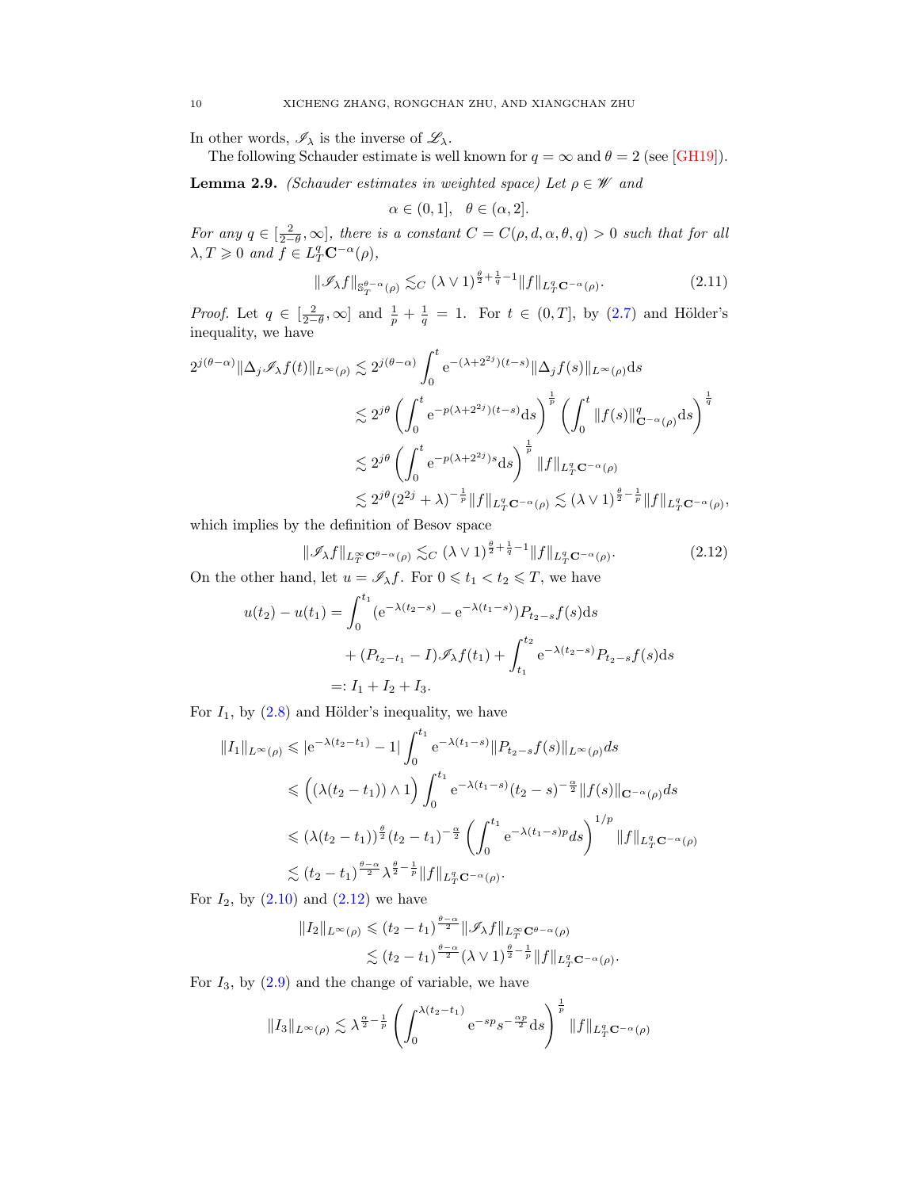In other words, $\mathscr{I}_\lambda$ is the inverse of $\mathscr{L}_\lambda$.

The following Schauder estimate is well known for $q=\infty$ and $\theta=2$ (see [GH19]).

**Lemma 2.9.** *(Schauder estimates in weighted space) Let $\rho\in\mathscr{W}$ and*

$$\alpha\in(0,1],\quad \theta\in(\alpha,2].$$

*For any $q\in[\frac{2}{2-\theta},\infty]$, there is a constant $C=C(\rho,d,\alpha,\theta,q)>0$ such that for all $\lambda,T\geqslant 0$ and $f\in L^q_T\mathbf{C}^{-\alpha}(\rho)$,*

$$\|\mathscr{I}_\lambda f\|_{\mathbb{S}^{\theta-\alpha}_T(\rho)}\lesssim_C (\lambda\vee 1)^{\frac{\theta}{2}+\frac{1}{q}-1}\|f\|_{L^q_T\mathbf{C}^{-\alpha}(\rho)}. \tag{2.11}$$

*Proof.* Let $q\in[\frac{2}{2-\theta},\infty]$ and $\frac{1}{p}+\frac{1}{q}=1$. For $t\in(0,T]$, by (2.7) and Hölder's inequality, we have

$$\begin{aligned}
2^{j(\theta-\alpha)}\|\Delta_j\mathscr{I}_\lambda f(t)\|_{L^\infty(\rho)}&\lesssim 2^{j(\theta-\alpha)}\int_0^t \mathrm{e}^{-(\lambda+2^{2j})(t-s)}\|\Delta_j f(s)\|_{L^\infty(\rho)}\mathrm{d}s\\
&\lesssim 2^{j\theta}\left(\int_0^t \mathrm{e}^{-p(\lambda+2^{2j})(t-s)}\mathrm{d}s\right)^{\frac{1}{p}}\left(\int_0^t\|f(s)\|^q_{\mathbf{C}^{-\alpha}(\rho)}\mathrm{d}s\right)^{\frac{1}{q}}\\
&\lesssim 2^{j\theta}\left(\int_0^t \mathrm{e}^{-p(\lambda+2^{2j})s}\mathrm{d}s\right)^{\frac{1}{p}}\|f\|_{L^q_T\mathbf{C}^{-\alpha}(\rho)}\\
&\lesssim 2^{j\theta}(2^{2j}+\lambda)^{-\frac{1}{p}}\|f\|_{L^q_T\mathbf{C}^{-\alpha}(\rho)}\lesssim(\lambda\vee1)^{\frac{\theta}{2}-\frac{1}{p}}\|f\|_{L^q_T\mathbf{C}^{-\alpha}(\rho)},
\end{aligned}$$

which implies by the definition of Besov space

$$\|\mathscr{I}_\lambda f\|_{L^\infty_T\mathbf{C}^{\theta-\alpha}(\rho)}\lesssim_C(\lambda\vee1)^{\frac{\theta}{2}+\frac{1}{q}-1}\|f\|_{L^q_T\mathbf{C}^{-\alpha}(\rho)}. \tag{2.12}$$

On the other hand, let $u=\mathscr{I}_\lambda f$. For $0\leqslant t_1<t_2\leqslant T$, we have

$$\begin{aligned}
u(t_2)-u(t_1)&=\int_0^{t_1}(\mathrm{e}^{-\lambda(t_2-s)}-\mathrm{e}^{-\lambda(t_1-s)})P_{t_2-s}f(s)\mathrm{d}s\\
&\quad+(P_{t_2-t_1}-I)\mathscr{I}_\lambda f(t_1)+\int_{t_1}^{t_2}\mathrm{e}^{-\lambda(t_2-s)}P_{t_2-s}f(s)\mathrm{d}s\\
&=:I_1+I_2+I_3.
\end{aligned}$$

For $I_1$, by (2.8) and Hölder's inequality, we have

$$\begin{aligned}
\|I_1\|_{L^\infty(\rho)}&\leqslant|\mathrm{e}^{-\lambda(t_2-t_1)}-1|\int_0^{t_1}\mathrm{e}^{-\lambda(t_1-s)}\|P_{t_2-s}f(s)\|_{L^\infty(\rho)}ds\\
&\leqslant\Big((\lambda(t_2-t_1))\wedge1\Big)\int_0^{t_1}\mathrm{e}^{-\lambda(t_1-s)}(t_2-s)^{-\frac{\alpha}{2}}\|f(s)\|_{\mathbf{C}^{-\alpha}(\rho)}ds\\
&\leqslant(\lambda(t_2-t_1))^{\frac{\theta}{2}}(t_2-t_1)^{-\frac{\alpha}{2}}\left(\int_0^{t_1}\mathrm{e}^{-\lambda(t_1-s)p}ds\right)^{1/p}\|f\|_{L^q_T\mathbf{C}^{-\alpha}(\rho)}\\
&\lesssim(t_2-t_1)^{\frac{\theta-\alpha}{2}}\lambda^{\frac{\theta}{2}-\frac{1}{p}}\|f\|_{L^q_T\mathbf{C}^{-\alpha}(\rho)}.
\end{aligned}$$

For $I_2$, by (2.10) and (2.12) we have

$$\begin{aligned}
\|I_2\|_{L^\infty(\rho)}&\leqslant(t_2-t_1)^{\frac{\theta-\alpha}{2}}\|\mathscr{I}_\lambda f\|_{L^\infty_T\mathbf{C}^{\theta-\alpha}(\rho)}\\
&\lesssim(t_2-t_1)^{\frac{\theta-\alpha}{2}}(\lambda\vee1)^{\frac{\theta}{2}-\frac{1}{p}}\|f\|_{L^q_T\mathbf{C}^{-\alpha}(\rho)}.
\end{aligned}$$

For $I_3$, by (2.9) and the change of variable, we have

$$\|I_3\|_{L^\infty(\rho)}\lesssim\lambda^{\frac{\alpha}{2}-\frac{1}{p}}\left(\int_0^{\lambda(t_2-t_1)}\mathrm{e}^{-sp}s^{-\frac{\alpha p}{2}}\mathrm{d}s\right)^{\frac{1}{p}}\|f\|_{L^q_T\mathbf{C}^{-\alpha}(\rho)}$$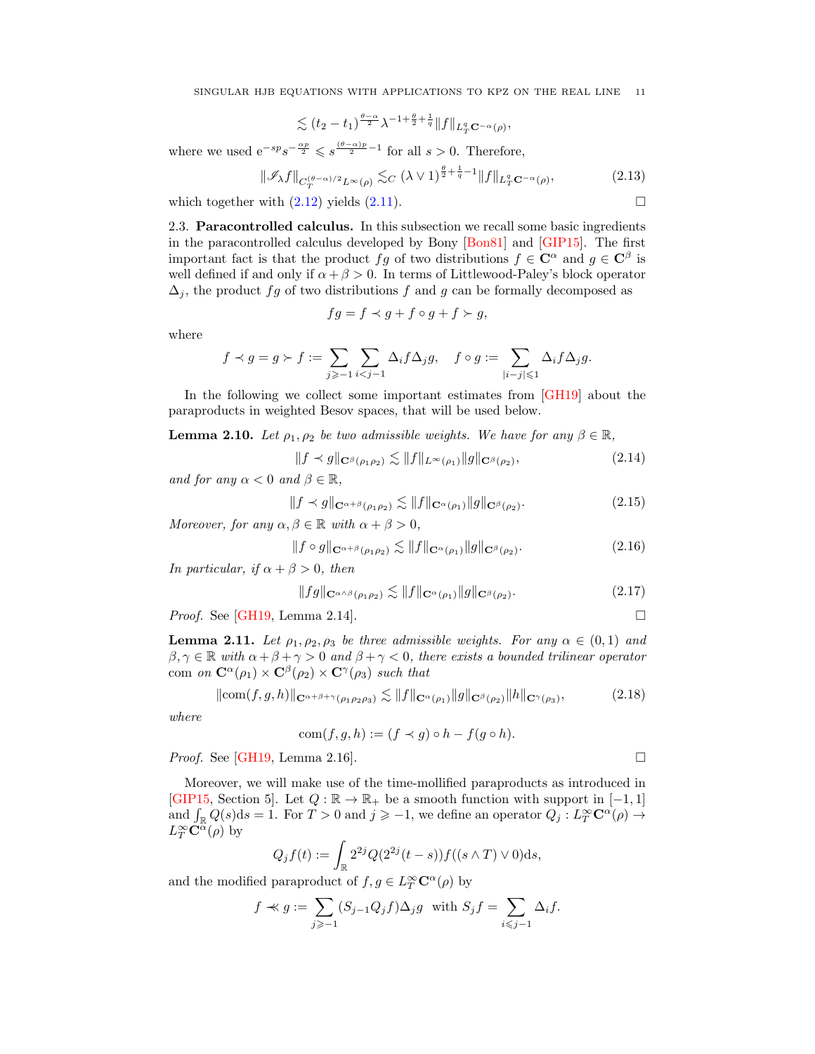$$\lesssim (t_2 - t_1)^{\frac{\theta-\alpha}{2}} \lambda^{-1+\frac{\theta}{2}+\frac{1}{q}} \|f\|_{L^q_T \mathbf{C}^{-\alpha}(\rho)},$$

where we used $\mathrm{e}^{-sp} s^{-\frac{\alpha p}{2}} \leqslant s^{\frac{(\theta-\alpha)p}{2}-1}$ for all $s > 0$. Therefore,

$$\|\mathscr{I}_\lambda f\|_{C_T^{(\theta-\alpha)/2} L^\infty(\rho)} \lesssim_C (\lambda \vee 1)^{\frac{\theta}{2}+\frac{1}{q}-1} \|f\|_{L^q_T \mathbf{C}^{-\alpha}(\rho)}, \tag{2.13}$$

which together with (2.12) yields (2.11). $\square$

2.3. **Paracontrolled calculus.** In this subsection we recall some basic ingredients in the paracontrolled calculus developed by Bony [Bon81] and [GIP15]. The first important fact is that the product $fg$ of two distributions $f \in \mathbf{C}^\alpha$ and $g \in \mathbf{C}^\beta$ is well defined if and only if $\alpha + \beta > 0$. In terms of Littlewood-Paley's block operator $\Delta_j$, the product $fg$ of two distributions $f$ and $g$ can be formally decomposed as

$$fg = f \prec g + f \circ g + f \succ g,$$

where

$$f \prec g = g \succ f := \sum_{j \geqslant -1} \sum_{i < j-1} \Delta_i f \Delta_j g, \quad f \circ g := \sum_{|i-j| \leqslant 1} \Delta_i f \Delta_j g.$$

In the following we collect some important estimates from [GH19] about the paraproducts in weighted Besov spaces, that will be used below.

**Lemma 2.10.** *Let $\rho_1, \rho_2$ be two admissible weights. We have for any $\beta \in \mathbb{R}$,*

$$\|f \prec g\|_{\mathbf{C}^\beta(\rho_1 \rho_2)} \lesssim \|f\|_{L^\infty(\rho_1)} \|g\|_{\mathbf{C}^\beta(\rho_2)}, \tag{2.14}$$

*and for any $\alpha < 0$ and $\beta \in \mathbb{R}$,*

$$\|f \prec g\|_{\mathbf{C}^{\alpha+\beta}(\rho_1 \rho_2)} \lesssim \|f\|_{\mathbf{C}^\alpha(\rho_1)} \|g\|_{\mathbf{C}^\beta(\rho_2)}. \tag{2.15}$$

*Moreover, for any $\alpha, \beta \in \mathbb{R}$ with $\alpha + \beta > 0$,*

$$\|f \circ g\|_{\mathbf{C}^{\alpha+\beta}(\rho_1 \rho_2)} \lesssim \|f\|_{\mathbf{C}^\alpha(\rho_1)} \|g\|_{\mathbf{C}^\beta(\rho_2)}. \tag{2.16}$$

*In particular, if $\alpha + \beta > 0$, then*

$$\|fg\|_{\mathbf{C}^{\alpha \wedge \beta}(\rho_1 \rho_2)} \lesssim \|f\|_{\mathbf{C}^\alpha(\rho_1)} \|g\|_{\mathbf{C}^\beta(\rho_2)}. \tag{2.17}$$

*Proof.* See [GH19, Lemma 2.14]. $\square$

**Lemma 2.11.** *Let $\rho_1, \rho_2, \rho_3$ be three admissible weights. For any $\alpha \in (0,1)$ and $\beta, \gamma \in \mathbb{R}$ with $\alpha + \beta + \gamma > 0$ and $\beta + \gamma < 0$, there exists a bounded trilinear operator* com *on $\mathbf{C}^\alpha(\rho_1) \times \mathbf{C}^\beta(\rho_2) \times \mathbf{C}^\gamma(\rho_3)$ such that*

$$\|\mathrm{com}(f, g, h)\|_{\mathbf{C}^{\alpha+\beta+\gamma}(\rho_1 \rho_2 \rho_3)} \lesssim \|f\|_{\mathbf{C}^\alpha(\rho_1)} \|g\|_{\mathbf{C}^\beta(\rho_2)} \|h\|_{\mathbf{C}^\gamma(\rho_3)}, \tag{2.18}$$

*where*

$$\mathrm{com}(f, g, h) := (f \prec g) \circ h - f(g \circ h).$$

*Proof.* See [GH19, Lemma 2.16]. $\square$

Moreover, we will make use of the time-mollified paraproducts as introduced in [GIP15, Section 5]. Let $Q : \mathbb{R} \to \mathbb{R}_+$ be a smooth function with support in $[-1, 1]$ and $\int_{\mathbb{R}} Q(s) \mathrm{d}s = 1$. For $T > 0$ and $j \geqslant -1$, we define an operator $Q_j : L^\infty_T \mathbf{C}^\alpha(\rho) \to L^\infty_T \mathbf{C}^\alpha(\rho)$ by

$$Q_j f(t) := \int_{\mathbb{R}} 2^{2j} Q(2^{2j}(t-s)) f((s \wedge T) \vee 0) \mathrm{d}s,$$

and the modified paraproduct of $f, g \in L^\infty_T \mathbf{C}^\alpha(\rho)$ by

$$f \prec\!\!\!\prec g := \sum_{j \geqslant -1} (S_{j-1} Q_j f) \Delta_j g \quad \text{with } S_j f = \sum_{i \leqslant j-1} \Delta_i f.$$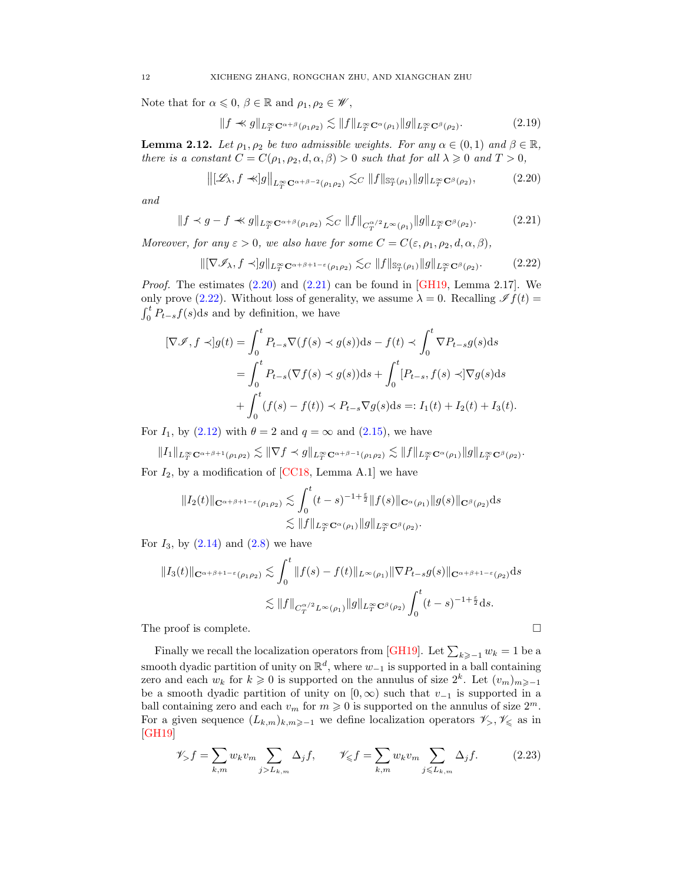Note that for $\alpha \leqslant 0$, $\beta \in \mathbb{R}$ and $\rho_1, \rho_2 \in \mathscr{W}$,

$$\|f \prec\!\!\prec g\|_{L^\infty_T \mathbf{C}^{\alpha+\beta}(\rho_1\rho_2)} \lesssim \|f\|_{L^\infty_T \mathbf{C}^{\alpha}(\rho_1)} \|g\|_{L^\infty_T \mathbf{C}^{\beta}(\rho_2)}. \tag{2.19}$$

**Lemma 2.12.** *Let $\rho_1, \rho_2$ be two admissible weights. For any $\alpha \in (0,1)$ and $\beta \in \mathbb{R}$, there is a constant $C = C(\rho_1, \rho_2, d, \alpha, \beta) > 0$ such that for all $\lambda \geqslant 0$ and $T > 0$,*

$$\big\|[\mathscr{L}_\lambda, f \prec\!\!\prec] g\big\|_{L^\infty_T \mathbf{C}^{\alpha+\beta-2}(\rho_1\rho_2)} \lesssim_C \|f\|_{\mathbb{S}^\alpha_T(\rho_1)} \|g\|_{L^\infty_T \mathbf{C}^{\beta}(\rho_2)}, \tag{2.20}$$

*and*

$$\|f \prec g - f \prec\!\!\prec g\|_{L^\infty_T \mathbf{C}^{\alpha+\beta}(\rho_1\rho_2)} \lesssim_C \|f\|_{C^{\alpha/2}_T L^\infty(\rho_1)} \|g\|_{L^\infty_T \mathbf{C}^{\beta}(\rho_2)}. \tag{2.21}$$

*Moreover, for any $\varepsilon > 0$, we also have for some $C = C(\varepsilon, \rho_1, \rho_2, d, \alpha, \beta)$,*

$$\|[\nabla \mathscr{I}_\lambda, f \prec] g\|_{L^\infty_T \mathbf{C}^{\alpha+\beta+1-\varepsilon}(\rho_1\rho_2)} \lesssim_C \|f\|_{\mathbb{S}^\alpha_T(\rho_1)} \|g\|_{L^\infty_T \mathbf{C}^{\beta}(\rho_2)}. \tag{2.22}$$

*Proof.* The estimates (2.20) and (2.21) can be found in [GH19, Lemma 2.17]. We only prove (2.22). Without loss of generality, we assume $\lambda = 0$. Recalling $\mathscr{I} f(t) = \int_0^t P_{t-s} f(s) \mathrm{d}s$ and by definition, we have

$$\begin{aligned}
[\nabla \mathscr{I}, f \prec] g(t) &= \int_0^t P_{t-s} \nabla (f(s) \prec g(s)) \mathrm{d}s - f(t) \prec \int_0^t \nabla P_{t-s} g(s) \mathrm{d}s \\
&= \int_0^t P_{t-s} (\nabla f(s) \prec g(s)) \mathrm{d}s + \int_0^t [P_{t-s}, f(s) \prec] \nabla g(s) \mathrm{d}s \\
&\quad + \int_0^t (f(s) - f(t)) \prec P_{t-s} \nabla g(s) \mathrm{d}s =: I_1(t) + I_2(t) + I_3(t).
\end{aligned}$$

For $I_1$, by (2.12) with $\theta = 2$ and $q = \infty$ and (2.15), we have

$$\|I_1\|_{L^\infty_T \mathbf{C}^{\alpha+\beta+1}(\rho_1\rho_2)} \lesssim \|\nabla f \prec g\|_{L^\infty_T \mathbf{C}^{\alpha+\beta-1}(\rho_1\rho_2)} \lesssim \|f\|_{L^\infty_T \mathbf{C}^{\alpha}(\rho_1)} \|g\|_{L^\infty_T \mathbf{C}^{\beta}(\rho_2)}.$$

For $I_2$, by a modification of [CC18, Lemma A.1] we have

$$\begin{aligned}
\|I_2(t)\|_{\mathbf{C}^{\alpha+\beta+1-\varepsilon}(\rho_1\rho_2)} &\lesssim \int_0^t (t-s)^{-1+\frac{\varepsilon}{2}} \|f(s)\|_{\mathbf{C}^\alpha(\rho_1)} \|g(s)\|_{\mathbf{C}^\beta(\rho_2)} \mathrm{d}s \\
&\lesssim \|f\|_{L^\infty_T \mathbf{C}^{\alpha}(\rho_1)} \|g\|_{L^\infty_T \mathbf{C}^{\beta}(\rho_2)}.
\end{aligned}$$

For $I_3$, by (2.14) and (2.8) we have

$$\begin{aligned}
\|I_3(t)\|_{\mathbf{C}^{\alpha+\beta+1-\varepsilon}(\rho_1\rho_2)} &\lesssim \int_0^t \|f(s) - f(t)\|_{L^\infty(\rho_1)} \|\nabla P_{t-s} g(s)\|_{\mathbf{C}^{\alpha+\beta+1-\varepsilon}(\rho_2)} \mathrm{d}s \\
&\lesssim \|f\|_{C^{\alpha/2}_T L^\infty(\rho_1)} \|g\|_{L^\infty_T \mathbf{C}^{\beta}(\rho_2)} \int_0^t (t-s)^{-1+\frac{\varepsilon}{2}} \mathrm{d}s.
\end{aligned}$$

The proof is complete. $\square$

Finally we recall the localization operators from [GH19]. Let $\sum_{k \geqslant -1} w_k = 1$ be a smooth dyadic partition of unity on $\mathbb{R}^d$, where $w_{-1}$ is supported in a ball containing zero and each $w_k$ for $k \geqslant 0$ is supported on the annulus of size $2^k$. Let $(v_m)_{m \geqslant -1}$ be a smooth dyadic partition of unity on $[0, \infty)$ such that $v_{-1}$ is supported in a ball containing zero and each $v_m$ for $m \geqslant 0$ is supported on the annulus of size $2^m$. For a given sequence $(L_{k,m})_{k,m \geqslant -1}$ we define localization operators $\mathscr{V}_>, \mathscr{V}_\leqslant$ as in [GH19]

$$\mathscr{V}_> f = \sum_{k,m} w_k v_m \sum_{j > L_{k,m}} \Delta_j f, \qquad \mathscr{V}_\leqslant f = \sum_{k,m} w_k v_m \sum_{j \leqslant L_{k,m}} \Delta_j f. \tag{2.23}$$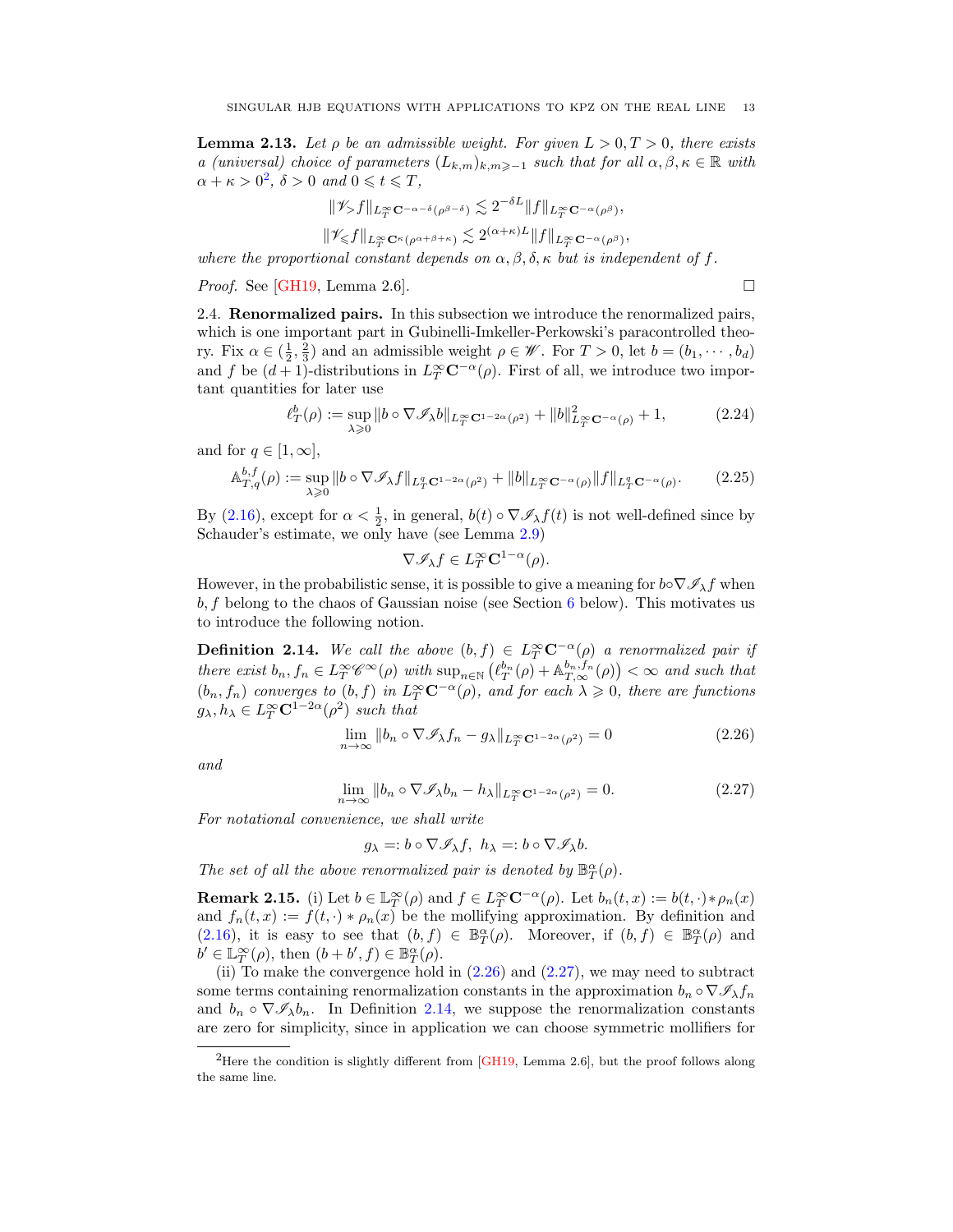**Lemma 2.13.** *Let $\rho$ be an admissible weight. For given $L>0, T>0$, there exists a (universal) choice of parameters $(L_{k,m})_{k,m\geqslant -1}$ such that for all $\alpha,\beta,\kappa\in\mathbb{R}$ with $\alpha+\kappa>0$*[2]*, $\delta>0$ and $0\leqslant t\leqslant T$,*

$$\|\mathscr{V}_{>}f\|_{L^\infty_T\mathbf{C}^{-\alpha-\delta}(\rho^{\beta-\delta})}\lesssim 2^{-\delta L}\|f\|_{L^\infty_T\mathbf{C}^{-\alpha}(\rho^{\beta})},$$
$$\|\mathscr{V}_{\leqslant}f\|_{L^\infty_T\mathbf{C}^{\kappa}(\rho^{\alpha+\beta+\kappa})}\lesssim 2^{(\alpha+\kappa)L}\|f\|_{L^\infty_T\mathbf{C}^{-\alpha}(\rho^{\beta})},$$

*where the proportional constant depends on $\alpha,\beta,\delta,\kappa$ but is independent of $f$.*

*Proof.* See [GH19, Lemma 2.6]. □

2.4. **Renormalized pairs.** In this subsection we introduce the renormalized pairs, which is one important part in Gubinelli-Imkeller-Perkowski's paracontrolled theory. Fix $\alpha\in(\frac{1}{2},\frac{2}{3})$ and an admissible weight $\rho\in\mathscr{W}$. For $T>0$, let $b=(b_1,\cdots,b_d)$ and $f$ be $(d+1)$-distributions in $L^\infty_T\mathbf{C}^{-\alpha}(\rho)$. First of all, we introduce two important quantities for later use

$$\ell^b_T(\rho):=\sup_{\lambda\geqslant 0}\|b\circ\nabla\mathscr{I}_\lambda b\|_{L^\infty_T\mathbf{C}^{1-2\alpha}(\rho^2)}+\|b\|^2_{L^\infty_T\mathbf{C}^{-\alpha}(\rho)}+1,\tag{2.24}$$

and for $q\in[1,\infty]$,

$$\mathbb{A}^{b,f}_{T,q}(\rho):=\sup_{\lambda\geqslant 0}\|b\circ\nabla\mathscr{I}_\lambda f\|_{L^q_T\mathbf{C}^{1-2\alpha}(\rho^2)}+\|b\|_{L^\infty_T\mathbf{C}^{-\alpha}(\rho)}\|f\|_{L^q_T\mathbf{C}^{-\alpha}(\rho)}.\tag{2.25}$$

By (2.16), except for $\alpha<\frac{1}{2}$, in general, $b(t)\circ\nabla\mathscr{I}_\lambda f(t)$ is not well-defined since by Schauder's estimate, we only have (see Lemma 2.9)

$$\nabla\mathscr{I}_\lambda f\in L^\infty_T\mathbf{C}^{1-\alpha}(\rho).$$

However, in the probabilistic sense, it is possible to give a meaning for $b\circ\nabla\mathscr{I}_\lambda f$ when $b,f$ belong to the chaos of Gaussian noise (see Section 6 below). This motivates us to introduce the following notion.

**Definition 2.14.** *We call the above $(b,f)\in L^\infty_T\mathbf{C}^{-\alpha}(\rho)$ a renormalized pair if there exist $b_n,f_n\in L^\infty_T\mathscr{C}^\infty(\rho)$ with $\sup_{n\in\mathbb{N}}\big(\ell^{b_n}_T(\rho)+\mathbb{A}^{b_n,f_n}_{T,\infty}(\rho)\big)<\infty$ and such that $(b_n,f_n)$ converges to $(b,f)$ in $L^\infty_T\mathbf{C}^{-\alpha}(\rho)$, and for each $\lambda\geqslant 0$, there are functions $g_\lambda,h_\lambda\in L^\infty_T\mathbf{C}^{1-2\alpha}(\rho^2)$ such that*

$$\lim_{n\to\infty}\|b_n\circ\nabla\mathscr{I}_\lambda f_n-g_\lambda\|_{L^\infty_T\mathbf{C}^{1-2\alpha}(\rho^2)}=0\tag{2.26}$$

*and*

$$\lim_{n\to\infty}\|b_n\circ\nabla\mathscr{I}_\lambda b_n-h_\lambda\|_{L^\infty_T\mathbf{C}^{1-2\alpha}(\rho^2)}=0.\tag{2.27}$$

*For notational convenience, we shall write*

$$g_\lambda=:b\circ\nabla\mathscr{I}_\lambda f,\ \ h_\lambda=:b\circ\nabla\mathscr{I}_\lambda b.$$

*The set of all the above renormalized pair is denoted by $\mathbb{B}^\alpha_T(\rho)$.*

**Remark 2.15.** (i) Let $b\in\mathbb{L}^\infty_T(\rho)$ and $f\in L^\infty_T\mathbf{C}^{-\alpha}(\rho)$. Let $b_n(t,x):=b(t,\cdot)*\rho_n(x)$ and $f_n(t,x):=f(t,\cdot)*\rho_n(x)$ be the mollifying approximation. By definition and (2.16), it is easy to see that $(b,f)\in\mathbb{B}^\alpha_T(\rho)$. Moreover, if $(b,f)\in\mathbb{B}^\alpha_T(\rho)$ and $b'\in\mathbb{L}^\infty_T(\rho)$, then $(b+b',f)\in\mathbb{B}^\alpha_T(\rho)$.

(ii) To make the convergence hold in (2.26) and (2.27), we may need to subtract some terms containing renormalization constants in the approximation $b_n\circ\nabla\mathscr{I}_\lambda f_n$ and $b_n\circ\nabla\mathscr{I}_\lambda b_n$. In Definition 2.14, we suppose the renormalization constants are zero for simplicity, since in application we can choose symmetric mollifiers for

[2] Here the condition is slightly different from [GH19, Lemma 2.6], but the proof follows along the same line.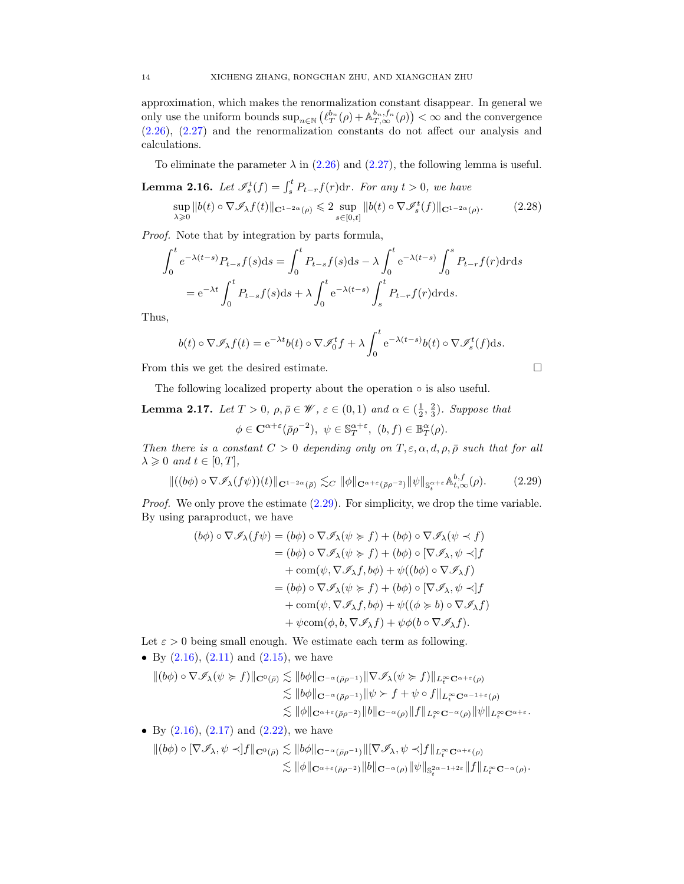approximation, which makes the renormalization constant disappear. In general we only use the uniform bounds $\sup_{n\in\mathbb{N}}\big(\ell^{b_n}_T(\rho)+\mathbb{A}^{b_n,f_n}_{T,\infty}(\rho)\big)<\infty$ and the convergence (2.26), (2.27) and the renormalization constants do not affect our analysis and calculations.

To eliminate the parameter $\lambda$ in (2.26) and (2.27), the following lemma is useful.

**Lemma 2.16.** *Let $\mathscr{I}^t_s(f)=\int_s^t P_{t-r}f(r)\mathrm{d}r$. For any $t>0$, we have*

$$\sup_{\lambda\geqslant 0}\|b(t)\circ\nabla\mathscr{I}_\lambda f(t)\|_{\mathbf{C}^{1-2\alpha}(\rho)}\leqslant 2\sup_{s\in[0,t]}\|b(t)\circ\nabla\mathscr{I}^t_s(f)\|_{\mathbf{C}^{1-2\alpha}(\rho)}. \tag{2.28}$$

*Proof.* Note that by integration by parts formula,

$$\begin{aligned}\int_0^t e^{-\lambda(t-s)}P_{t-s}f(s)\mathrm{d}s&=\int_0^t P_{t-s}f(s)\mathrm{d}s-\lambda\int_0^t \mathrm{e}^{-\lambda(t-s)}\int_0^s P_{t-r}f(r)\mathrm{d}r\mathrm{d}s\\&=\mathrm{e}^{-\lambda t}\int_0^t P_{t-s}f(s)\mathrm{d}s+\lambda\int_0^t \mathrm{e}^{-\lambda(t-s)}\int_s^t P_{t-r}f(r)\mathrm{d}r\mathrm{d}s.\end{aligned}$$

Thus,

$$b(t)\circ\nabla\mathscr{I}_\lambda f(t)=\mathrm{e}^{-\lambda t}b(t)\circ\nabla\mathscr{I}^t_0 f+\lambda\int_0^t \mathrm{e}^{-\lambda(t-s)}b(t)\circ\nabla\mathscr{I}^t_s(f)\mathrm{d}s.$$

From this we get the desired estimate. $\square$

The following localized property about the operation $\circ$ is also useful.

**Lemma 2.17.** *Let $T>0$, $\rho,\bar\rho\in\mathscr{W}$, $\varepsilon\in(0,1)$ and $\alpha\in(\frac12,\frac23)$. Suppose that*

$$\phi\in\mathbf{C}^{\alpha+\varepsilon}(\bar\rho\rho^{-2}),\ \psi\in\mathbb{S}^{\alpha+\varepsilon}_T,\ (b,f)\in\mathbb{B}^\alpha_T(\rho).$$

*Then there is a constant $C>0$ depending only on $T,\varepsilon,\alpha,d,\rho,\bar\rho$ such that for all $\lambda\geqslant 0$ and $t\in[0,T]$,*

$$\|((b\phi)\circ\nabla\mathscr{I}_\lambda(f\psi))(t)\|_{\mathbf{C}^{1-2\alpha}(\bar\rho)}\lesssim_C\|\phi\|_{\mathbf{C}^{\alpha+\varepsilon}(\bar\rho\rho^{-2})}\|\psi\|_{\mathbb{S}^{\alpha+\varepsilon}_t}\mathbb{A}^{b,f}_{t,\infty}(\rho). \tag{2.29}$$

*Proof.* We only prove the estimate (2.29). For simplicity, we drop the time variable. By using paraproduct, we have

$$\begin{aligned}(b\phi)\circ\nabla\mathscr{I}_\lambda(f\psi)&=(b\phi)\circ\nabla\mathscr{I}_\lambda(\psi\succcurlyeq f)+(b\phi)\circ\nabla\mathscr{I}_\lambda(\psi\prec f)\\&=(b\phi)\circ\nabla\mathscr{I}_\lambda(\psi\succcurlyeq f)+(b\phi)\circ[\nabla\mathscr{I}_\lambda,\psi\prec]f\\&\quad+\mathrm{com}(\psi,\nabla\mathscr{I}_\lambda f,b\phi)+\psi((b\phi)\circ\nabla\mathscr{I}_\lambda f)\\&=(b\phi)\circ\nabla\mathscr{I}_\lambda(\psi\succcurlyeq f)+(b\phi)\circ[\nabla\mathscr{I}_\lambda,\psi\prec]f\\&\quad+\mathrm{com}(\psi,\nabla\mathscr{I}_\lambda f,b\phi)+\psi((\phi\succcurlyeq b)\circ\nabla\mathscr{I}_\lambda f)\\&\quad+\psi\mathrm{com}(\phi,b,\nabla\mathscr{I}_\lambda f)+\psi\phi(b\circ\nabla\mathscr{I}_\lambda f).\end{aligned}$$

Let $\varepsilon>0$ being small enough. We estimate each term as following.

- By (2.16), (2.11) and (2.15), we have

$$\begin{aligned}\|(b\phi)\circ\nabla\mathscr{I}_\lambda(\psi\succcurlyeq f)\|_{\mathbf{C}^0(\bar\rho)}&\lesssim\|b\phi\|_{\mathbf{C}^{-\alpha}(\bar\rho\rho^{-1})}\|\nabla\mathscr{I}_\lambda(\psi\succcurlyeq f)\|_{L^\infty_t\mathbf{C}^{\alpha+\varepsilon}(\rho)}\\&\lesssim\|b\phi\|_{\mathbf{C}^{-\alpha}(\bar\rho\rho^{-1})}\|\psi\succ f+\psi\circ f\|_{L^\infty_t\mathbf{C}^{\alpha-1+\varepsilon}(\rho)}\\&\lesssim\|\phi\|_{\mathbf{C}^{\alpha+\varepsilon}(\bar\rho\rho^{-2})}\|b\|_{\mathbf{C}^{-\alpha}(\rho)}\|f\|_{L^\infty_t\mathbf{C}^{-\alpha}(\rho)}\|\psi\|_{L^\infty_t\mathbf{C}^{\alpha+\varepsilon}}.\end{aligned}$$

- By (2.16), (2.17) and (2.22), we have

$$\begin{aligned}\|(b\phi)\circ[\nabla\mathscr{I}_\lambda,\psi\prec]f\|_{\mathbf{C}^0(\bar\rho)}&\lesssim\|b\phi\|_{\mathbf{C}^{-\alpha}(\bar\rho\rho^{-1})}\|[\nabla\mathscr{I}_\lambda,\psi\prec]f\|_{L^\infty_t\mathbf{C}^{\alpha+\varepsilon}(\rho)}\\&\lesssim\|\phi\|_{\mathbf{C}^{\alpha+\varepsilon}(\bar\rho\rho^{-2})}\|b\|_{\mathbf{C}^{-\alpha}(\rho)}\|\psi\|_{\mathbb{S}^{2\alpha-1+2\varepsilon}_t}\|f\|_{L^\infty_t\mathbf{C}^{-\alpha}(\rho)}.\end{aligned}$$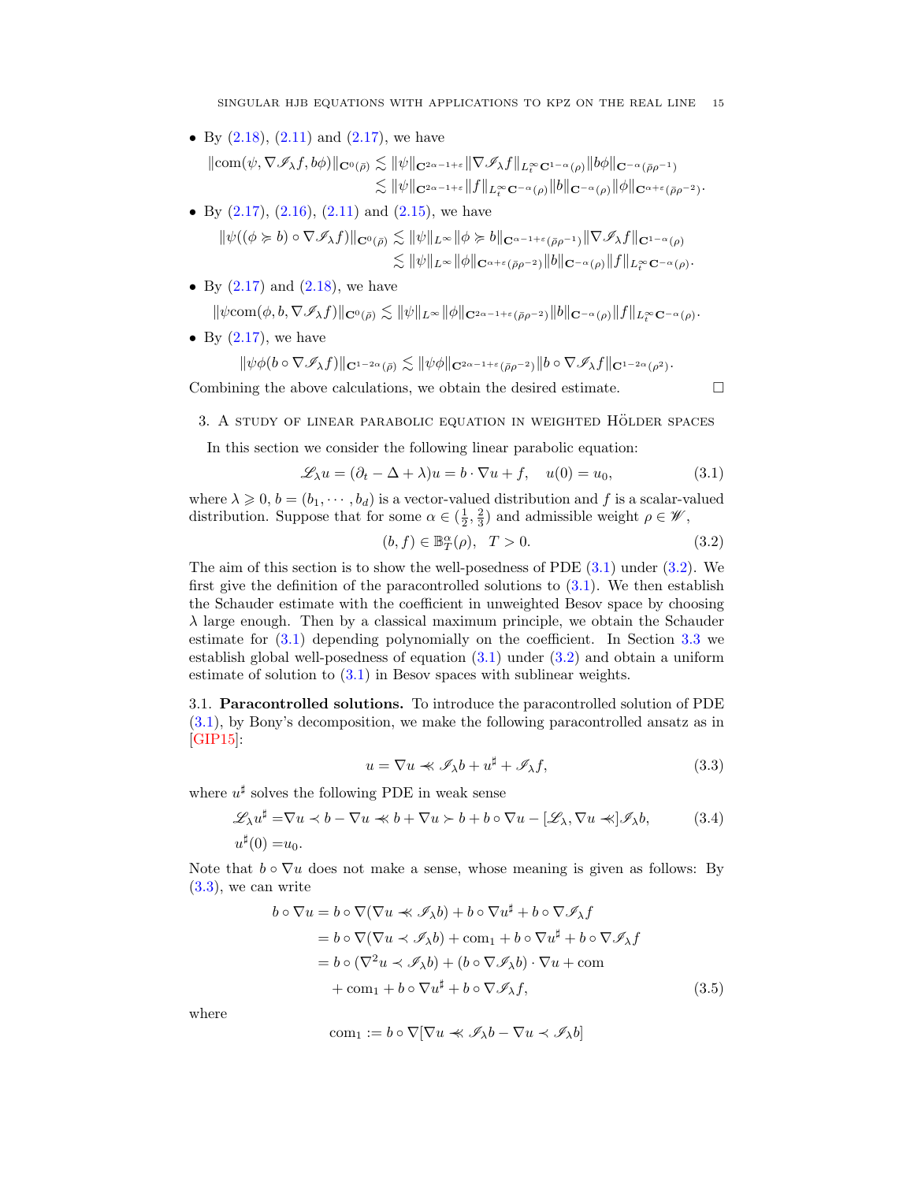- By (2.18), (2.11) and (2.17), we have

$$\|\mathrm{com}(\psi, \nabla \mathscr{I}_\lambda f, b\phi)\|_{\mathbf{C}^0(\bar\rho)} \lesssim \|\psi\|_{\mathbf{C}^{2\alpha-1+\varepsilon}} \|\nabla \mathscr{I}_\lambda f\|_{L^\infty_t \mathbf{C}^{1-\alpha}(\rho)} \|b\phi\|_{\mathbf{C}^{-\alpha}(\bar\rho\rho^{-1})}$$
$$\lesssim \|\psi\|_{\mathbf{C}^{2\alpha-1+\varepsilon}} \|f\|_{L^\infty_t \mathbf{C}^{-\alpha}(\rho)} \|b\|_{\mathbf{C}^{-\alpha}(\rho)} \|\phi\|_{\mathbf{C}^{\alpha+\varepsilon}(\bar\rho\rho^{-2})}.$$

- By (2.17), (2.16), (2.11) and (2.15), we have

$$\|\psi((\phi \succcurlyeq b) \circ \nabla \mathscr{I}_\lambda f)\|_{\mathbf{C}^0(\bar\rho)} \lesssim \|\psi\|_{L^\infty} \|\phi \succcurlyeq b\|_{\mathbf{C}^{\alpha-1+\varepsilon}(\bar\rho\rho^{-1})} \|\nabla \mathscr{I}_\lambda f\|_{\mathbf{C}^{1-\alpha}(\rho)}$$
$$\lesssim \|\psi\|_{L^\infty} \|\phi\|_{\mathbf{C}^{\alpha+\varepsilon}(\bar\rho\rho^{-2})} \|b\|_{\mathbf{C}^{-\alpha}(\rho)} \|f\|_{L^\infty_t \mathbf{C}^{-\alpha}(\rho)}.$$

- By (2.17) and (2.18), we have

$$\|\psi \mathrm{com}(\phi, b, \nabla \mathscr{I}_\lambda f)\|_{\mathbf{C}^0(\bar\rho)} \lesssim \|\psi\|_{L^\infty} \|\phi\|_{\mathbf{C}^{2\alpha-1+\varepsilon}(\bar\rho\rho^{-2})} \|b\|_{\mathbf{C}^{-\alpha}(\rho)} \|f\|_{L^\infty_t \mathbf{C}^{-\alpha}(\rho)}.$$

- By (2.17), we have

$$\|\psi\phi(b \circ \nabla \mathscr{I}_\lambda f)\|_{\mathbf{C}^{1-2\alpha}(\bar\rho)} \lesssim \|\psi\phi\|_{\mathbf{C}^{2\alpha-1+\varepsilon}(\bar\rho\rho^{-2})} \|b \circ \nabla \mathscr{I}_\lambda f\|_{\mathbf{C}^{1-2\alpha}(\rho^2)}.$$

Combining the above calculations, we obtain the desired estimate. □

## 3. A study of linear parabolic equation in weighted Hölder spaces

In this section we consider the following linear parabolic equation:

$$\mathscr{L}_\lambda u = (\partial_t - \Delta + \lambda) u = b \cdot \nabla u + f, \quad u(0) = u_0, \tag{3.1}$$

where $\lambda \geqslant 0$, $b = (b_1, \cdots, b_d)$ is a vector-valued distribution and $f$ is a scalar-valued distribution. Suppose that for some $\alpha \in (\frac{1}{2}, \frac{2}{3})$ and admissible weight $\rho \in \mathscr{W}$,

$$(b, f) \in \mathbb{B}^\alpha_T(\rho), \quad T > 0. \tag{3.2}$$

The aim of this section is to show the well-posedness of PDE (3.1) under (3.2). We first give the definition of the paracontrolled solutions to (3.1). We then establish the Schauder estimate with the coefficient in unweighted Besov space by choosing $\lambda$ large enough. Then by a classical maximum principle, we obtain the Schauder estimate for (3.1) depending polynomially on the coefficient. In Section 3.3 we establish global well-posedness of equation (3.1) under (3.2) and obtain a uniform estimate of solution to (3.1) in Besov spaces with sublinear weights.

### 3.1. Paracontrolled solutions.

To introduce the paracontrolled solution of PDE (3.1), by Bony's decomposition, we make the following paracontrolled ansatz as in [GIP15]:

$$u = \nabla u \prec\!\!\prec \mathscr{I}_\lambda b + u^\sharp + \mathscr{I}_\lambda f, \tag{3.3}$$

where $u^\sharp$ solves the following PDE in weak sense

$$\begin{aligned} \mathscr{L}_\lambda u^\sharp =& \nabla u \prec b - \nabla u \prec\!\!\prec b + \nabla u \succ b + b \circ \nabla u - [\mathscr{L}_\lambda, \nabla u \prec\!\!\prec] \mathscr{I}_\lambda b, \\ u^\sharp(0) =& u_0. \end{aligned} \tag{3.4}$$

Note that $b \circ \nabla u$ does not make a sense, whose meaning is given as follows: By (3.3), we can write

$$\begin{aligned} b \circ \nabla u &= b \circ \nabla(\nabla u \prec\!\!\prec \mathscr{I}_\lambda b) + b \circ \nabla u^\sharp + b \circ \nabla \mathscr{I}_\lambda f \\ &= b \circ \nabla(\nabla u \prec \mathscr{I}_\lambda b) + \mathrm{com}_1 + b \circ \nabla u^\sharp + b \circ \nabla \mathscr{I}_\lambda f \\ &= b \circ (\nabla^2 u \prec \mathscr{I}_\lambda b) + (b \circ \nabla \mathscr{I}_\lambda b) \cdot \nabla u + \mathrm{com} \\ &\quad + \mathrm{com}_1 + b \circ \nabla u^\sharp + b \circ \nabla \mathscr{I}_\lambda f, \end{aligned} \tag{3.5}$$

where

$$\mathrm{com}_1 := b \circ \nabla[\nabla u \prec\!\!\prec \mathscr{I}_\lambda b - \nabla u \prec \mathscr{I}_\lambda b]$$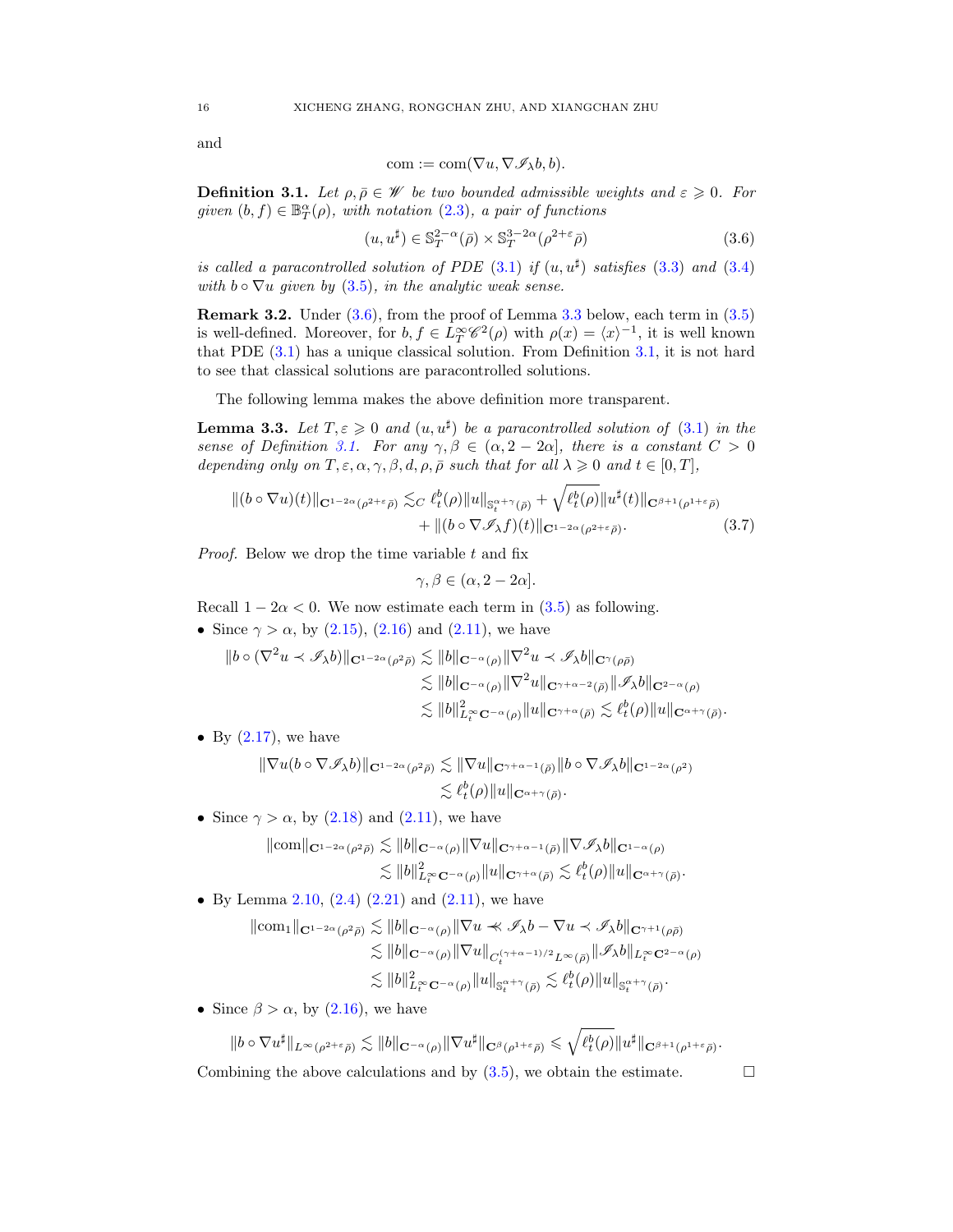and

$$
\mathrm{com} := \mathrm{com}(\nabla u, \nabla \mathscr{I}_\lambda b, b).
$$

**Definition 3.1.** *Let $\rho, \bar\rho \in \mathscr{W}$ be two bounded admissible weights and $\varepsilon \geqslant 0$. For given $(b, f) \in \mathbb{B}^\alpha_T(\rho)$, with notation (2.3), a pair of functions*

$$
(u, u^\sharp) \in \mathbb{S}^{2-\alpha}_T(\bar\rho) \times \mathbb{S}^{3-2\alpha}_T(\rho^{2+\varepsilon}\bar\rho) \tag{3.6}
$$

*is called a paracontrolled solution of PDE (3.1) if $(u, u^\sharp)$ satisfies (3.3) and (3.4) with $b \circ \nabla u$ given by (3.5), in the analytic weak sense.*

**Remark 3.2.** Under (3.6), from the proof of Lemma 3.3 below, each term in (3.5) is well-defined. Moreover, for $b, f \in L^\infty_T \mathscr{C}^2(\rho)$ with $\rho(x) = \langle x\rangle^{-1}$, it is well known that PDE (3.1) has a unique classical solution. From Definition 3.1, it is not hard to see that classical solutions are paracontrolled solutions.

The following lemma makes the above definition more transparent.

**Lemma 3.3.** *Let $T, \varepsilon \geqslant 0$ and $(u, u^\sharp)$ be a paracontrolled solution of (3.1) in the sense of Definition 3.1. For any $\gamma, \beta \in (\alpha, 2-2\alpha]$, there is a constant $C > 0$ depending only on $T, \varepsilon, \alpha, \gamma, \beta, d, \rho, \bar\rho$ such that for all $\lambda \geqslant 0$ and $t \in [0, T]$,*

$$
\begin{aligned}
\|(b \circ \nabla u)(t)\|_{\mathbf{C}^{1-2\alpha}(\rho^{2+\varepsilon}\bar\rho)} \lesssim_C \ell^b_t(\rho)\|u\|_{\mathbb{S}^{\alpha+\gamma}_t(\bar\rho)} &+ \sqrt{\ell^b_t(\rho)}\|u^\sharp(t)\|_{\mathbf{C}^{\beta+1}(\rho^{1+\varepsilon}\bar\rho)} \\
&+ \|(b \circ \nabla \mathscr{I}_\lambda f)(t)\|_{\mathbf{C}^{1-2\alpha}(\rho^{2+\varepsilon}\bar\rho)}.
\end{aligned} \tag{3.7}
$$

*Proof.* Below we drop the time variable $t$ and fix

$$
\gamma, \beta \in (\alpha, 2-2\alpha].
$$

Recall $1 - 2\alpha < 0$. We now estimate each term in (3.5) as following.

- Since $\gamma > \alpha$, by (2.15), (2.16) and (2.11), we have

$$
\begin{aligned}
\|b \circ (\nabla^2 u \prec \mathscr{I}_\lambda b)\|_{\mathbf{C}^{1-2\alpha}(\rho^2\bar\rho)} &\lesssim \|b\|_{\mathbf{C}^{-\alpha}(\rho)} \|\nabla^2 u \prec \mathscr{I}_\lambda b\|_{\mathbf{C}^\gamma(\rho\bar\rho)} \\
&\lesssim \|b\|_{\mathbf{C}^{-\alpha}(\rho)} \|\nabla^2 u\|_{\mathbf{C}^{\gamma+\alpha-2}(\bar\rho)} \|\mathscr{I}_\lambda b\|_{\mathbf{C}^{2-\alpha}(\rho)} \\
&\lesssim \|b\|^2_{L^\infty_t \mathbf{C}^{-\alpha}(\rho)} \|u\|_{\mathbf{C}^{\gamma+\alpha}(\bar\rho)} \lesssim \ell^b_t(\rho)\|u\|_{\mathbf{C}^{\alpha+\gamma}(\bar\rho)}.
\end{aligned}
$$

- By (2.17), we have

$$
\begin{aligned}
\|\nabla u (b \circ \nabla \mathscr{I}_\lambda b)\|_{\mathbf{C}^{1-2\alpha}(\rho^2\bar\rho)} &\lesssim \|\nabla u\|_{\mathbf{C}^{\gamma+\alpha-1}(\bar\rho)} \|b \circ \nabla \mathscr{I}_\lambda b\|_{\mathbf{C}^{1-2\alpha}(\rho^2)} \\
&\lesssim \ell^b_t(\rho)\|u\|_{\mathbf{C}^{\alpha+\gamma}(\bar\rho)}.
\end{aligned}
$$

- Since $\gamma > \alpha$, by (2.18) and (2.11), we have

$$
\begin{aligned}
\|\mathrm{com}\|_{\mathbf{C}^{1-2\alpha}(\rho^2\bar\rho)} &\lesssim \|b\|_{\mathbf{C}^{-\alpha}(\rho)} \|\nabla u\|_{\mathbf{C}^{\gamma+\alpha-1}(\bar\rho)} \|\nabla \mathscr{I}_\lambda b\|_{\mathbf{C}^{1-\alpha}(\rho)} \\
&\lesssim \|b\|^2_{L^\infty_t \mathbf{C}^{-\alpha}(\rho)} \|u\|_{\mathbf{C}^{\gamma+\alpha}(\bar\rho)} \lesssim \ell^b_t(\rho)\|u\|_{\mathbf{C}^{\alpha+\gamma}(\bar\rho)}.
\end{aligned}
$$

- By Lemma 2.10, (2.4) (2.21) and (2.11), we have

$$
\begin{aligned}
\|\mathrm{com}_1\|_{\mathbf{C}^{1-2\alpha}(\rho^2\bar\rho)} &\lesssim \|b\|_{\mathbf{C}^{-\alpha}(\rho)} \|\nabla u \prec\!\!\prec \mathscr{I}_\lambda b - \nabla u \prec \mathscr{I}_\lambda b\|_{\mathbf{C}^{\gamma+1}(\rho\bar\rho)} \\
&\lesssim \|b\|_{\mathbf{C}^{-\alpha}(\rho)} \|\nabla u\|_{C^{(\gamma+\alpha-1)/2}_t L^\infty(\bar\rho)} \|\mathscr{I}_\lambda b\|_{L^\infty_t \mathbf{C}^{2-\alpha}(\rho)} \\
&\lesssim \|b\|^2_{L^\infty_t \mathbf{C}^{-\alpha}(\rho)} \|u\|_{\mathbb{S}^{\alpha+\gamma}_t(\bar\rho)} \lesssim \ell^b_t(\rho)\|u\|_{\mathbb{S}^{\alpha+\gamma}_t(\bar\rho)}.
\end{aligned}
$$

- Since $\beta > \alpha$, by (2.16), we have

$$
\|b \circ \nabla u^\sharp\|_{L^\infty(\rho^{2+\varepsilon}\bar\rho)} \lesssim \|b\|_{\mathbf{C}^{-\alpha}(\rho)} \|\nabla u^\sharp\|_{\mathbf{C}^\beta(\rho^{1+\varepsilon}\bar\rho)} \leqslant \sqrt{\ell^b_t(\rho)}\|u^\sharp\|_{\mathbf{C}^{\beta+1}(\rho^{1+\varepsilon}\bar\rho)}.
$$

Combining the above calculations and by (3.5), we obtain the estimate. $\square$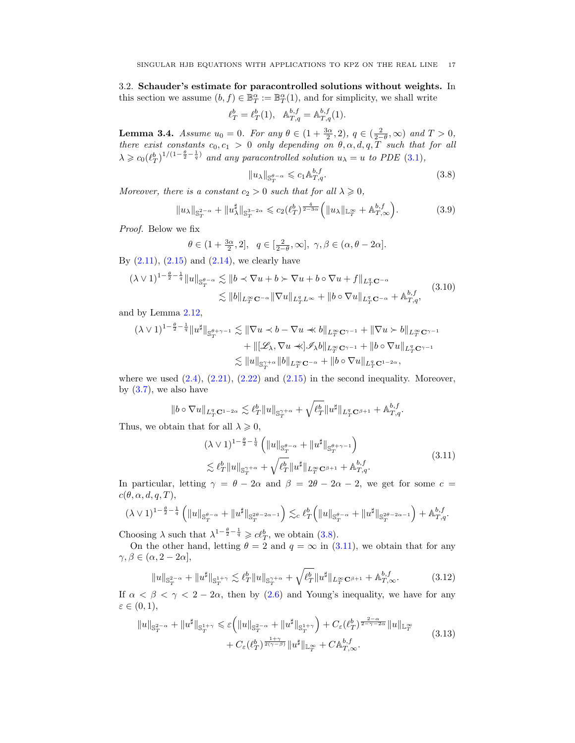3.2. **Schauder's estimate for paracontrolled solutions without weights.** In this section we assume $(b, f) \in \mathbb{B}^\alpha_T := \mathbb{B}^\alpha_T(1)$, and for simplicity, we shall write

$$\ell^b_T = \ell^b_T(1), \quad \mathbb{A}^{b,f}_{T,q} = \mathbb{A}^{b,f}_{T,q}(1).$$

**Lemma 3.4.** *Assume $u_0 = 0$. For any $\theta \in (1 + \frac{3\alpha}{2}, 2)$, $q \in (\frac{2}{2-\theta}, \infty)$ and $T > 0$, there exist constants $c_0, c_1 > 0$ only depending on $\theta, \alpha, d, q, T$ such that for all $\lambda \geqslant c_0(\ell^b_T)^{1/(1-\frac{\theta}{2}-\frac{1}{q})}$ and any paracontrolled solution $u_\lambda = u$ to PDE (3.1),*

$$\|u_\lambda\|_{\mathbb{S}^{\theta-\alpha}_T} \leqslant c_1 \mathbb{A}^{b,f}_{T,q}. \tag{3.8}$$

*Moreover, there is a constant $c_2 > 0$ such that for all $\lambda \geqslant 0$,*

$$\|u_\lambda\|_{\mathbb{S}^{2-\alpha}_T} + \|u^\sharp_\lambda\|_{\mathbb{S}^{3-2\alpha}_T} \leqslant c_2 (\ell^b_T)^{\frac{4}{2-3\alpha}} \Big( \|u_\lambda\|_{\mathbb{L}^\infty_T} + \mathbb{A}^{b,f}_{T,\infty} \Big). \tag{3.9}$$

*Proof.* Below we fix

$$\theta \in (1 + \tfrac{3\alpha}{2}, 2], \quad q \in [\tfrac{2}{2-\theta}, \infty], \quad \gamma, \beta \in (\alpha, \theta - 2\alpha].$$

By (2.11), (2.15) and (2.14), we clearly have

$$\begin{aligned}(\lambda \vee 1)^{1-\frac{\theta}{2}-\frac{1}{q}} \|u\|_{\mathbb{S}^{\theta-\alpha}_T} &\lesssim \|b \prec \nabla u + b \succ \nabla u + b \circ \nabla u + f\|_{L^q_T \mathbf{C}^{-\alpha}} \\ &\lesssim \|b\|_{L^\infty_T \mathbf{C}^{-\alpha}} \|\nabla u\|_{L^q_T L^\infty} + \|b \circ \nabla u\|_{L^q_T \mathbf{C}^{-\alpha}} + \mathbb{A}^{b,f}_{T,q},\end{aligned} \tag{3.10}$$

and by Lemma 2.12,

$$\begin{aligned}(\lambda \vee 1)^{1-\frac{\theta}{2}-\frac{1}{q}} \|u^\sharp\|_{\mathbb{S}^{\theta+\gamma-1}_T} &\lesssim \|\nabla u \prec b - \nabla u \prec\!\!\!\prec b\|_{L^\infty_T \mathbf{C}^{\gamma-1}} + \|\nabla u \succ b\|_{L^\infty_T \mathbf{C}^{\gamma-1}} \\ &\quad + \|[\mathscr{L}_\lambda, \nabla u \prec\!\!\!\prec] \mathscr{I}_\lambda b\|_{L^\infty_T \mathbf{C}^{\gamma-1}} + \|b \circ \nabla u\|_{L^q_T \mathbf{C}^{\gamma-1}} \\ &\lesssim \|u\|_{\mathbb{S}^{\gamma+\alpha}_T} \|b\|_{L^\infty_T \mathbf{C}^{-\alpha}} + \|b \circ \nabla u\|_{L^q_T \mathbf{C}^{1-2\alpha}},\end{aligned}$$

where we used (2.4), (2.21), (2.22) and (2.15) in the second inequality. Moreover, by (3.7), we also have

$$\|b \circ \nabla u\|_{L^q_T \mathbf{C}^{1-2\alpha}} \lesssim \ell^b_T \|u\|_{\mathbb{S}^{\gamma+\alpha}_T} + \sqrt{\ell^b_T} \|u^\sharp\|_{L^q_T \mathbf{C}^{\beta+1}} + \mathbb{A}^{b,f}_{T,q}.$$

Thus, we obtain that for all $\lambda \geqslant 0$,

$$\begin{aligned}&(\lambda \vee 1)^{1-\frac{\theta}{2}-\frac{1}{q}} \left( \|u\|_{\mathbb{S}^{\theta-\alpha}_T} + \|u^\sharp\|_{\mathbb{S}^{\theta+\gamma-1}_T} \right) \\ &\lesssim \ell^b_T \|u\|_{\mathbb{S}^{\gamma+\alpha}_T} + \sqrt{\ell^b_T} \|u^\sharp\|_{L^\infty_T \mathbf{C}^{\beta+1}} + \mathbb{A}^{b,f}_{T,q}.\end{aligned} \tag{3.11}$$

In particular, letting $\gamma = \theta - 2\alpha$ and $\beta = 2\theta - 2\alpha - 2$, we get for some $c = c(\theta, \alpha, d, q, T)$,

$$(\lambda \vee 1)^{1-\frac{\theta}{2}-\frac{1}{q}} \left( \|u\|_{\mathbb{S}^{\theta-\alpha}_T} + \|u^\sharp\|_{\mathbb{S}^{2\theta-2\alpha-1}_T} \right) \lesssim_c \ell^b_T \Big( \|u\|_{\mathbb{S}^{\theta-\alpha}_T} + \|u^\sharp\|_{\mathbb{S}^{2\theta-2\alpha-1}_T} \Big) + \mathbb{A}^{b,f}_{T,q}.$$

Choosing $\lambda$ such that $\lambda^{1-\frac{\theta}{2}-\frac{1}{q}} \geqslant c\ell^b_T$, we obtain (3.8).

On the other hand, letting $\theta = 2$ and $q = \infty$ in (3.11), we obtain that for any $\gamma, \beta \in (\alpha, 2 - 2\alpha]$,

$$\|u\|_{\mathbb{S}^{2-\alpha}_T} + \|u^\sharp\|_{\mathbb{S}^{1+\gamma}_T} \lesssim \ell^b_T \|u\|_{\mathbb{S}^{\gamma+\alpha}_T} + \sqrt{\ell^b_T} \|u^\sharp\|_{L^\infty_T \mathbf{C}^{\beta+1}} + \mathbb{A}^{b,f}_{T,\infty}. \tag{3.12}$$

If $\alpha < \beta < \gamma < 2 - 2\alpha$, then by (2.6) and Young's inequality, we have for any $\varepsilon \in (0, 1)$,

$$\begin{aligned}\|u\|_{\mathbb{S}^{2-\alpha}_T} + \|u^\sharp\|_{\mathbb{S}^{1+\gamma}_T} &\leqslant \varepsilon \Big( \|u\|_{\mathbb{S}^{2-\alpha}_T} + \|u^\sharp\|_{\mathbb{S}^{1+\gamma}_T} \Big) + C_\varepsilon (\ell^b_T)^{\frac{2-\alpha}{2-\gamma-2\alpha}} \|u\|_{\mathbb{L}^\infty_T} \\ &\quad + C_\varepsilon (\ell^b_T)^{\frac{1+\gamma}{2(\gamma-\beta)}} \|u^\sharp\|_{\mathbb{L}^\infty_T} + C\mathbb{A}^{b,f}_{T,\infty}.\end{aligned} \tag{3.13}$$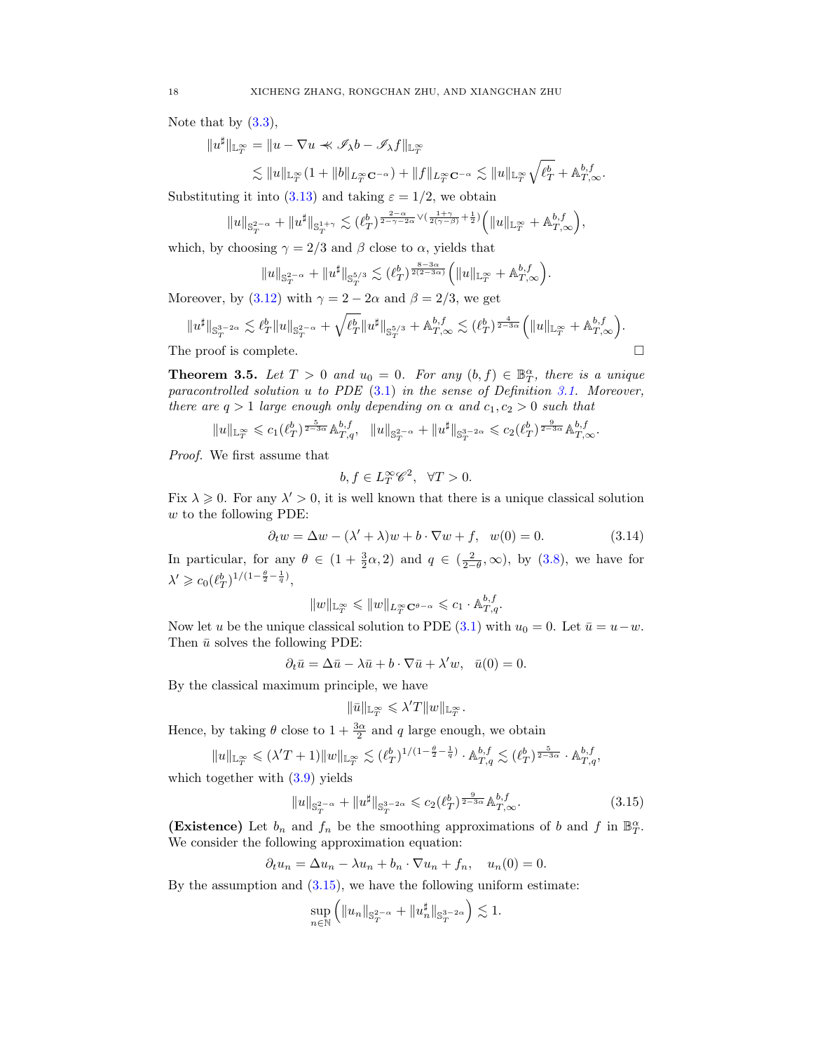Note that by (3.3),

$$\|u^\sharp\|_{\mathbb{L}^\infty_T} = \|u - \nabla u \prec\!\!\prec \mathscr{I}_\lambda b - \mathscr{I}_\lambda f\|_{\mathbb{L}^\infty_T}$$

$$\lesssim \|u\|_{\mathbb{L}^\infty_T}(1 + \|b\|_{L^\infty_T \mathbf{C}^{-\alpha}}) + \|f\|_{L^\infty_T \mathbf{C}^{-\alpha}} \lesssim \|u\|_{\mathbb{L}^\infty_T}\sqrt{\ell^b_T} + \mathbb{A}^{b,f}_{T,\infty}.$$

Substituting it into (3.13) and taking $\varepsilon = 1/2$, we obtain

$$\|u\|_{\mathbb{S}^{2-\alpha}_T} + \|u^\sharp\|_{\mathbb{S}^{1+\gamma}_T} \lesssim (\ell^b_T)^{\frac{2-\alpha}{2-\gamma-2\alpha} \vee (\frac{1+\gamma}{2(\gamma-\beta)} + \frac{1}{2})}\Big(\|u\|_{\mathbb{L}^\infty_T} + \mathbb{A}^{b,f}_{T,\infty}\Big),$$

which, by choosing $\gamma = 2/3$ and $\beta$ close to $\alpha$, yields that

$$\|u\|_{\mathbb{S}^{2-\alpha}_T} + \|u^\sharp\|_{\mathbb{S}^{5/3}_T} \lesssim (\ell^b_T)^{\frac{8-3\alpha}{2(2-3\alpha)}}\Big(\|u\|_{\mathbb{L}^\infty_T} + \mathbb{A}^{b,f}_{T,\infty}\Big).$$

Moreover, by (3.12) with $\gamma = 2 - 2\alpha$ and $\beta = 2/3$, we get

$$\|u^\sharp\|_{\mathbb{S}^{3-2\alpha}_T} \lesssim \ell^b_T\|u\|_{\mathbb{S}^{2-\alpha}_T} + \sqrt{\ell^b_T}\|u^\sharp\|_{\mathbb{S}^{5/3}_T} + \mathbb{A}^{b,f}_{T,\infty} \lesssim (\ell^b_T)^{\frac{4}{2-3\alpha}}\Big(\|u\|_{\mathbb{L}^\infty_T} + \mathbb{A}^{b,f}_{T,\infty}\Big).$$

The proof is complete. $\square$

**Theorem 3.5.** *Let $T > 0$ and $u_0 = 0$. For any $(b, f) \in \mathbb{B}^\alpha_T$, there is a unique paracontrolled solution $u$ to PDE (3.1) in the sense of Definition 3.1. Moreover, there are $q > 1$ large enough only depending on $\alpha$ and $c_1, c_2 > 0$ such that*

$$\|u\|_{\mathbb{L}^\infty_T} \leqslant c_1(\ell^b_T)^{\frac{5}{2-3\alpha}}\mathbb{A}^{b,f}_{T,q}, \quad \|u\|_{\mathbb{S}^{2-\alpha}_T} + \|u^\sharp\|_{\mathbb{S}^{3-2\alpha}_T} \leqslant c_2(\ell^b_T)^{\frac{9}{2-3\alpha}}\mathbb{A}^{b,f}_{T,\infty}.$$

*Proof.* We first assume that

$$b, f \in L^\infty_T \mathscr{C}^2, \quad \forall T > 0.$$

Fix $\lambda \geqslant 0$. For any $\lambda' > 0$, it is well known that there is a unique classical solution $w$ to the following PDE:

$$\partial_t w = \Delta w - (\lambda' + \lambda)w + b \cdot \nabla w + f, \quad w(0) = 0. \tag{3.14}$$

In particular, for any $\theta \in (1 + \frac{3}{2}\alpha, 2)$ and $q \in (\frac{2}{2-\theta}, \infty)$, by (3.8), we have for $\lambda' \geqslant c_0(\ell^b_T)^{1/(1-\frac{\theta}{2}-\frac{1}{q})}$,

$$\|w\|_{\mathbb{L}^\infty_T} \leqslant \|w\|_{L^\infty_T \mathbf{C}^{\theta-\alpha}} \leqslant c_1 \cdot \mathbb{A}^{b,f}_{T,q}.$$

Now let $u$ be the unique classical solution to PDE (3.1) with $u_0 = 0$. Let $\bar{u} = u - w$. Then $\bar{u}$ solves the following PDE:

$$\partial_t \bar{u} = \Delta \bar{u} - \lambda \bar{u} + b \cdot \nabla \bar{u} + \lambda' w, \quad \bar{u}(0) = 0.$$

By the classical maximum principle, we have

$$\|\bar{u}\|_{\mathbb{L}^\infty_T} \leqslant \lambda' T \|w\|_{\mathbb{L}^\infty_T}.$$

Hence, by taking $\theta$ close to $1 + \frac{3\alpha}{2}$ and $q$ large enough, we obtain

$$\|u\|_{\mathbb{L}^\infty_T} \leqslant (\lambda' T + 1)\|w\|_{\mathbb{L}^\infty_T} \lesssim (\ell^b_T)^{1/(1-\frac{\theta}{2}-\frac{1}{q})} \cdot \mathbb{A}^{b,f}_{T,q} \lesssim (\ell^b_T)^{\frac{5}{2-3\alpha}} \cdot \mathbb{A}^{b,f}_{T,q},$$

which together with (3.9) yields

$$\|u\|_{\mathbb{S}^{2-\alpha}_T} + \|u^\sharp\|_{\mathbb{S}^{3-2\alpha}_T} \leqslant c_2(\ell^b_T)^{\frac{9}{2-3\alpha}}\mathbb{A}^{b,f}_{T,\infty}. \tag{3.15}$$

**(Existence)** Let $b_n$ and $f_n$ be the smoothing approximations of $b$ and $f$ in $\mathbb{B}^\alpha_T$. We consider the following approximation equation:

$$\partial_t u_n = \Delta u_n - \lambda u_n + b_n \cdot \nabla u_n + f_n, \quad u_n(0) = 0.$$

By the assumption and (3.15), we have the following uniform estimate:

$$\sup_{n \in \mathbb{N}}\Big(\|u_n\|_{\mathbb{S}^{2-\alpha}_T} + \|u^\sharp_n\|_{\mathbb{S}^{3-2\alpha}_T}\Big) \lesssim 1.$$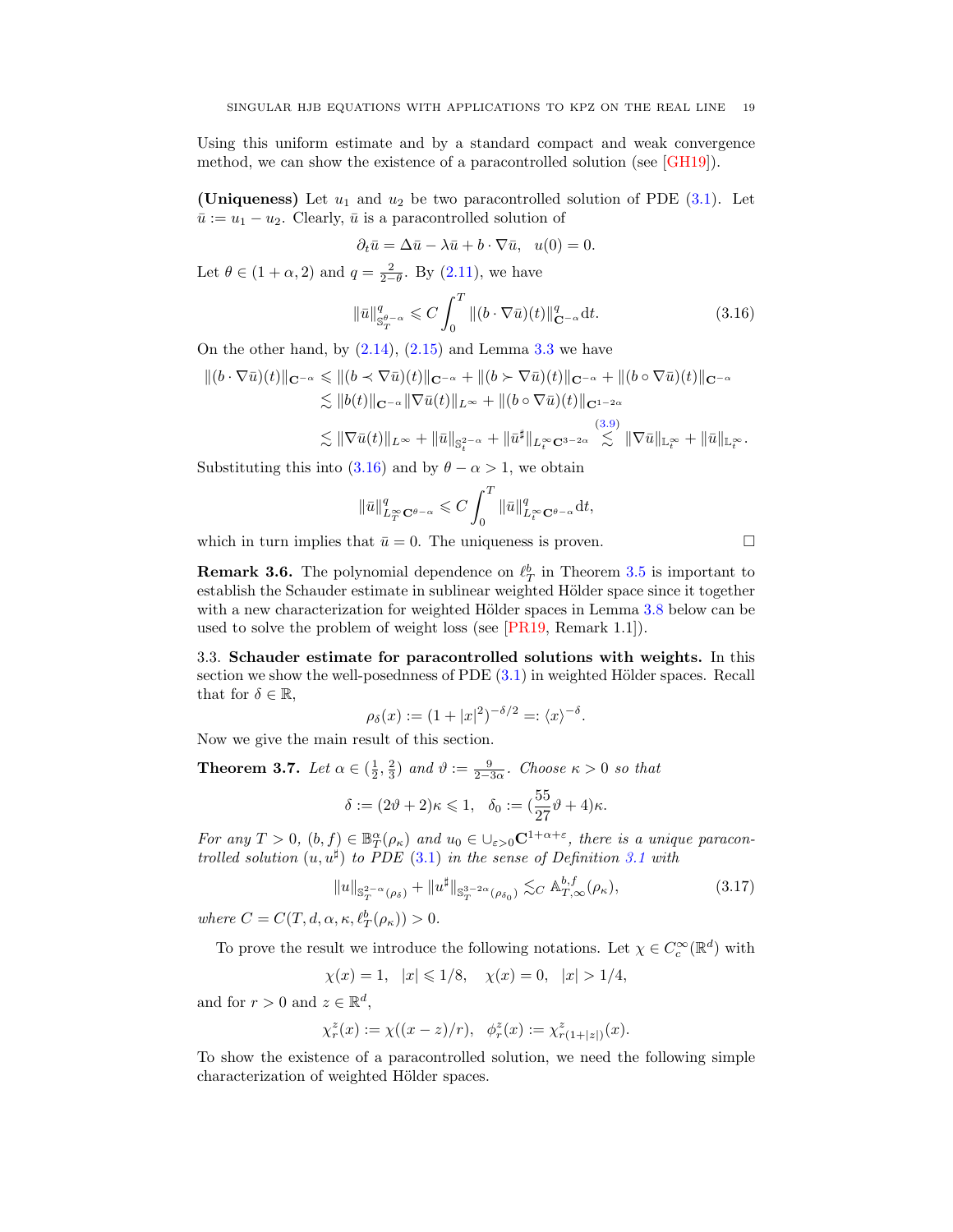Using this uniform estimate and by a standard compact and weak convergence method, we can show the existence of a paracontrolled solution (see [GH19]).

**(Uniqueness)** Let $u_1$ and $u_2$ be two paracontrolled solution of PDE (3.1). Let $\bar{u} := u_1 - u_2$. Clearly, $\bar{u}$ is a paracontrolled solution of

$$\partial_t \bar{u} = \Delta \bar{u} - \lambda \bar{u} + b \cdot \nabla \bar{u}, \quad u(0) = 0.$$

Let $\theta \in (1+\alpha, 2)$ and $q = \frac{2}{2-\theta}$. By (2.11), we have

$$\|\bar{u}\|^q_{\mathbb{S}^{\theta-\alpha}_T} \leqslant C \int_0^T \|(b \cdot \nabla \bar{u})(t)\|^q_{\mathbf{C}^{-\alpha}} \mathrm{d}t. \tag{3.16}$$

On the other hand, by (2.14), (2.15) and Lemma 3.3 we have

$$\begin{aligned}
\|(b \cdot \nabla \bar{u})(t)\|_{\mathbf{C}^{-\alpha}} &\leqslant \|(b \prec \nabla \bar{u})(t)\|_{\mathbf{C}^{-\alpha}} + \|(b \succ \nabla \bar{u})(t)\|_{\mathbf{C}^{-\alpha}} + \|(b \circ \nabla \bar{u})(t)\|_{\mathbf{C}^{-\alpha}} \\
&\lesssim \|b(t)\|_{\mathbf{C}^{-\alpha}} \|\nabla \bar{u}(t)\|_{L^\infty} + \|(b \circ \nabla \bar{u})(t)\|_{\mathbf{C}^{1-2\alpha}} \\
&\lesssim \|\nabla \bar{u}(t)\|_{L^\infty} + \|\bar{u}\|_{\mathbb{S}^{2-\alpha}_t} + \|\bar{u}^\sharp\|_{L^\infty_t \mathbf{C}^{3-2\alpha}} \overset{(3.9)}{\lesssim} \|\nabla \bar{u}\|_{\mathbb{L}^\infty_t} + \|\bar{u}\|_{\mathbb{L}^\infty_t}.
\end{aligned}$$

Substituting this into (3.16) and by $\theta - \alpha > 1$, we obtain

$$\|\bar{u}\|^q_{L^\infty_T \mathbf{C}^{\theta-\alpha}} \leqslant C \int_0^T \|\bar{u}\|^q_{L^\infty_t \mathbf{C}^{\theta-\alpha}} \mathrm{d}t,$$

which in turn implies that $\bar{u} = 0$. The uniqueness is proven. $\square$

**Remark 3.6.** The polynomial dependence on $\ell^b_T$ in Theorem 3.5 is important to establish the Schauder estimate in sublinear weighted Hölder space since it together with a new characterization for weighted Hölder spaces in Lemma 3.8 below can be used to solve the problem of weight loss (see [PR19, Remark 1.1]).

3.3. **Schauder estimate for paracontrolled solutions with weights.** In this section we show the well-posedness of PDE (3.1) in weighted Hölder spaces. Recall that for $\delta \in \mathbb{R}$,

$$\rho_\delta(x) := (1 + |x|^2)^{-\delta/2} =: \langle x \rangle^{-\delta}.$$

Now we give the main result of this section.

**Theorem 3.7.** *Let $\alpha \in (\frac{1}{2}, \frac{2}{3})$ and $\vartheta := \frac{9}{2-3\alpha}$. Choose $\kappa > 0$ so that*

$$\delta := (2\vartheta + 2)\kappa \leqslant 1, \quad \delta_0 := (\frac{55}{27}\vartheta + 4)\kappa.$$

*For any $T > 0$, $(b, f) \in \mathbb{B}^\alpha_T(\rho_\kappa)$ and $u_0 \in \cup_{\varepsilon > 0} \mathbf{C}^{1+\alpha+\varepsilon}$, there is a unique paracontrolled solution $(u, u^\sharp)$ to PDE (3.1) in the sense of Definition 3.1 with*

$$\|u\|_{\mathbb{S}^{2-\alpha}_T(\rho_\delta)} + \|u^\sharp\|_{\mathbb{S}^{3-2\alpha}_T(\rho_{\delta_0})} \lesssim_C \mathbb{A}^{b,f}_{T,\infty}(\rho_\kappa), \tag{3.17}$$

*where $C = C(T, d, \alpha, \kappa, \ell^b_T(\rho_\kappa)) > 0$.*

To prove the result we introduce the following notations. Let $\chi \in C^\infty_c(\mathbb{R}^d)$ with

$$\chi(x) = 1, \quad |x| \leqslant 1/8, \quad \chi(x) = 0, \quad |x| > 1/4,$$

and for $r > 0$ and $z \in \mathbb{R}^d$,

$$\chi^z_r(x) := \chi((x - z)/r), \quad \phi^z_r(x) := \chi^z_{r(1+|z|)}(x).$$

To show the existence of a paracontrolled solution, we need the following simple characterization of weighted Hölder spaces.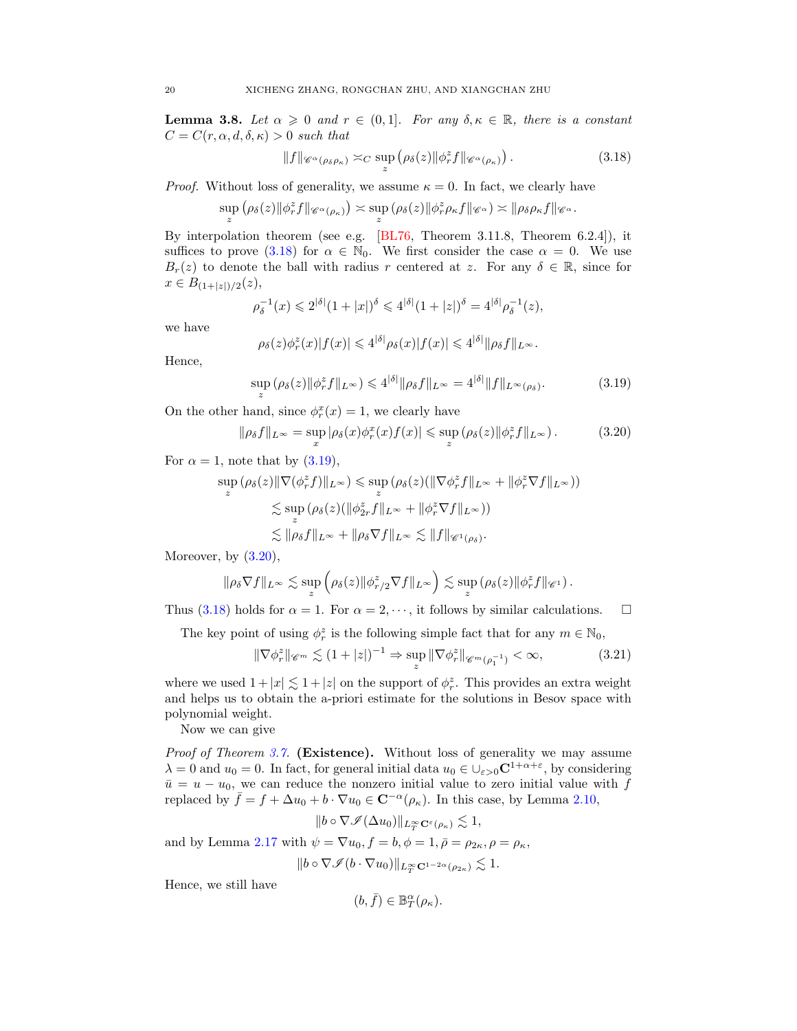**Lemma 3.8.** *Let $\alpha \geqslant 0$ and $r \in (0,1]$. For any $\delta, \kappa \in \mathbb{R}$, there is a constant $C = C(r, \alpha, d, \delta, \kappa) > 0$ such that*

$$\|f\|_{\mathscr{C}^\alpha(\rho_\delta\rho_\kappa)} \asymp_C \sup_z \left(\rho_\delta(z)\|\phi^z_r f\|_{\mathscr{C}^\alpha(\rho_\kappa)}\right). \tag{3.18}$$

*Proof.* Without loss of generality, we assume $\kappa = 0$. In fact, we clearly have

$$\sup_z \left(\rho_\delta(z)\|\phi^z_r f\|_{\mathscr{C}^\alpha(\rho_\kappa)}\right) \asymp \sup_z \left(\rho_\delta(z)\|\phi^z_r \rho_\kappa f\|_{\mathscr{C}^\alpha}\right) \asymp \|\rho_\delta\rho_\kappa f\|_{\mathscr{C}^\alpha}.$$

By interpolation theorem (see e.g. [BL76, Theorem 3.11.8, Theorem 6.2.4]), it suffices to prove (3.18) for $\alpha \in \mathbb{N}_0$. We first consider the case $\alpha = 0$. We use $B_r(z)$ to denote the ball with radius $r$ centered at $z$. For any $\delta \in \mathbb{R}$, since for $x \in B_{(1+|z|)/2}(z)$,

$$\rho_\delta^{-1}(x) \leqslant 2^{|\delta|}(1+|x|)^\delta \leqslant 4^{|\delta|}(1+|z|)^\delta = 4^{|\delta|}\rho_\delta^{-1}(z),$$

we have

$$\rho_\delta(z)\phi^z_r(x)|f(x)| \leqslant 4^{|\delta|}\rho_\delta(x)|f(x)| \leqslant 4^{|\delta|}\|\rho_\delta f\|_{L^\infty}.$$

Hence,

$$\sup_z \left(\rho_\delta(z)\|\phi^z_r f\|_{L^\infty}\right) \leqslant 4^{|\delta|}\|\rho_\delta f\|_{L^\infty} = 4^{|\delta|}\|f\|_{L^\infty(\rho_\delta)}. \tag{3.19}$$

On the other hand, since $\phi^x_r(x) = 1$, we clearly have

$$\|\rho_\delta f\|_{L^\infty} = \sup_x |\rho_\delta(x)\phi^x_r(x)f(x)| \leqslant \sup_z \left(\rho_\delta(z)\|\phi^z_r f\|_{L^\infty}\right). \tag{3.20}$$

For $\alpha = 1$, note that by (3.19),

$$\begin{aligned}
\sup_z \left(\rho_\delta(z)\|\nabla(\phi^z_r f)\|_{L^\infty}\right) &\leqslant \sup_z \left(\rho_\delta(z)(\|\nabla\phi^z_r f\|_{L^\infty} + \|\phi^z_r \nabla f\|_{L^\infty})\right)\\
&\lesssim \sup_z \left(\rho_\delta(z)(\|\phi^z_{2r} f\|_{L^\infty} + \|\phi^z_r \nabla f\|_{L^\infty})\right)\\
&\lesssim \|\rho_\delta f\|_{L^\infty} + \|\rho_\delta \nabla f\|_{L^\infty} \lesssim \|f\|_{\mathscr{C}^1(\rho_\delta)}.
\end{aligned}$$

Moreover, by (3.20),

$$\|\rho_\delta \nabla f\|_{L^\infty} \lesssim \sup_z \left(\rho_\delta(z)\|\phi^z_{r/2}\nabla f\|_{L^\infty}\right) \lesssim \sup_z \left(\rho_\delta(z)\|\phi^z_r f\|_{\mathscr{C}^1}\right).$$

Thus (3.18) holds for $\alpha = 1$. For $\alpha = 2, \cdots$, it follows by similar calculations. $\square$

The key point of using $\phi^z_r$ is the following simple fact that for any $m \in \mathbb{N}_0$,

$$\|\nabla\phi^z_r\|_{\mathscr{C}^m} \lesssim (1+|z|)^{-1} \Rightarrow \sup_z \|\nabla\phi^z_r\|_{\mathscr{C}^m(\rho_1^{-1})} < \infty, \tag{3.21}$$

where we used $1+|x| \lesssim 1+|z|$ on the support of $\phi^z_r$. This provides an extra weight and helps us to obtain the a-priori estimate for the solutions in Besov space with polynomial weight.

Now we can give

*Proof of Theorem 3.7.* **(Existence).** Without loss of generality we may assume $\lambda = 0$ and $u_0 = 0$. In fact, for general initial data $u_0 \in \cup_{\varepsilon>0}\mathbf{C}^{1+\alpha+\varepsilon}$, by considering $\bar{u} = u - u_0$, we can reduce the nonzero initial value to zero initial value with $f$ replaced by $\bar{f} = f + \Delta u_0 + b\cdot\nabla u_0 \in \mathbf{C}^{-\alpha}(\rho_\kappa)$. In this case, by Lemma 2.10,

$$\|b \circ \nabla\mathscr{I}(\Delta u_0)\|_{L^\infty_T\mathbf{C}^\varepsilon(\rho_\kappa)} \lesssim 1,$$

and by Lemma 2.17 with $\psi = \nabla u_0, f = b, \phi = 1, \bar{\rho} = \rho_{2\kappa}, \rho = \rho_\kappa$,

$$\|b \circ \nabla\mathscr{I}(b\cdot\nabla u_0)\|_{L^\infty_T\mathbf{C}^{1-2\alpha}(\rho_{2\kappa})} \lesssim 1.$$

Hence, we still have

$$(b, \bar{f}) \in \mathbb{B}^\alpha_T(\rho_\kappa).$$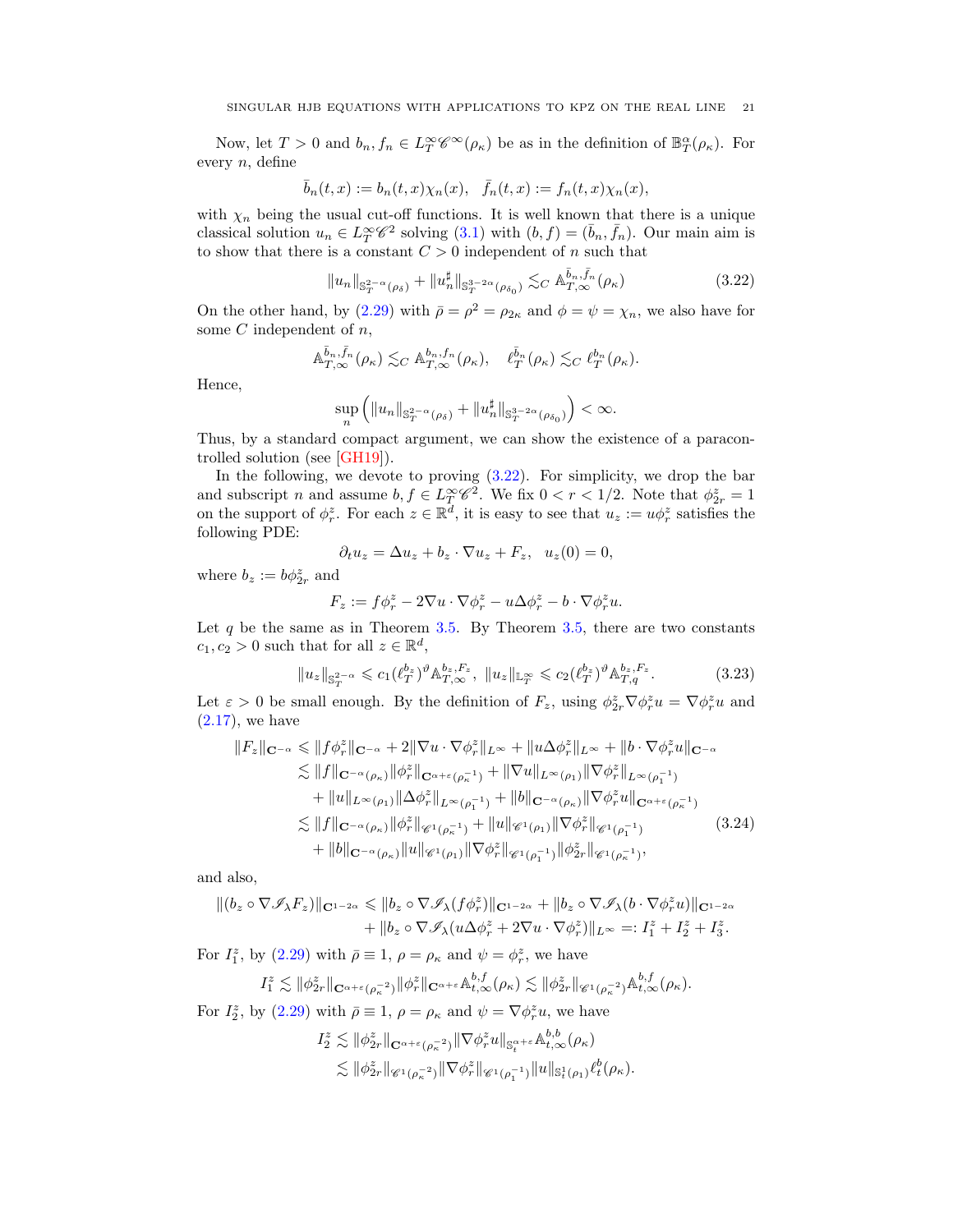Now, let $T > 0$ and $b_n, f_n \in L^\infty_T \mathscr{C}^\infty(\rho_\kappa)$ be as in the definition of $\mathbb{B}^\alpha_T(\rho_\kappa)$. For every $n$, define

$$\bar{b}_n(t,x) := b_n(t,x)\chi_n(x), \quad \bar{f}_n(t,x) := f_n(t,x)\chi_n(x),$$

with $\chi_n$ being the usual cut-off functions. It is well known that there is a unique classical solution $u_n \in L^\infty_T \mathscr{C}^2$ solving (3.1) with $(b,f) = (\bar{b}_n, \bar{f}_n)$. Our main aim is to show that there is a constant $C > 0$ independent of $n$ such that

$$\|u_n\|_{\mathbb{S}^{2-\alpha}_T(\rho_\delta)} + \|u^\sharp_n\|_{\mathbb{S}^{3-2\alpha}_T(\rho_{\delta_0})} \lesssim_C \mathbb{A}^{\bar{b}_n,\bar{f}_n}_{T,\infty}(\rho_\kappa) \tag{3.22}$$

On the other hand, by (2.29) with $\bar{\rho} = \rho^2 = \rho_{2\kappa}$ and $\phi = \psi = \chi_n$, we also have for some $C$ independent of $n$,

$$\mathbb{A}^{\bar{b}_n,\bar{f}_n}_{T,\infty}(\rho_\kappa) \lesssim_C \mathbb{A}^{b_n,f_n}_{T,\infty}(\rho_\kappa), \quad \ell^{\bar{b}_n}_T(\rho_\kappa) \lesssim_C \ell^{b_n}_T(\rho_\kappa).$$

Hence,

$$\sup_n \left( \|u_n\|_{\mathbb{S}^{2-\alpha}_T(\rho_\delta)} + \|u^\sharp_n\|_{\mathbb{S}^{3-2\alpha}_T(\rho_{\delta_0})} \right) < \infty.$$

Thus, by a standard compact argument, we can show the existence of a paracontrolled solution (see [GH19]).

In the following, we devote to proving (3.22). For simplicity, we drop the bar and subscript $n$ and assume $b, f \in L^\infty_T \mathscr{C}^2$. We fix $0 < r < 1/2$. Note that $\phi^z_{2r} = 1$ on the support of $\phi^z_r$. For each $z \in \mathbb{R}^d$, it is easy to see that $u_z := u\phi^z_r$ satisfies the following PDE:

$$\partial_t u_z = \Delta u_z + b_z \cdot \nabla u_z + F_z, \quad u_z(0) = 0,$$

where $b_z := b\phi^z_{2r}$ and

$$F_z := f\phi^z_r - 2\nabla u \cdot \nabla \phi^z_r - u\Delta\phi^z_r - b \cdot \nabla\phi^z_r u.$$

Let $q$ be the same as in Theorem 3.5. By Theorem 3.5, there are two constants $c_1, c_2 > 0$ such that for all $z \in \mathbb{R}^d$,

$$\|u_z\|_{\mathbb{S}^{2-\alpha}_T} \leqslant c_1 (\ell^{b_z}_T)^\vartheta \mathbb{A}^{b_z,F_z}_{T,\infty}, \ \|u_z\|_{\mathbb{L}^\infty_T} \leqslant c_2 (\ell^{b_z}_T)^\vartheta \mathbb{A}^{b_z,F_z}_{T,q}. \tag{3.23}$$

Let $\varepsilon > 0$ be small enough. By the definition of $F_z$, using $\phi^z_{2r}\nabla\phi^z_r u = \nabla\phi^z_r u$ and (2.17), we have

$$\begin{aligned}
\|F_z\|_{\mathbf{C}^{-\alpha}} &\leqslant \|f\phi^z_r\|_{\mathbf{C}^{-\alpha}} + 2\|\nabla u \cdot \nabla\phi^z_r\|_{L^\infty} + \|u\Delta\phi^z_r\|_{L^\infty} + \|b \cdot \nabla\phi^z_r u\|_{\mathbf{C}^{-\alpha}} \\
&\lesssim \|f\|_{\mathbf{C}^{-\alpha}(\rho_\kappa)} \|\phi^z_r\|_{\mathbf{C}^{\alpha+\varepsilon}(\rho_\kappa^{-1})} + \|\nabla u\|_{L^\infty(\rho_1)} \|\nabla\phi^z_r\|_{L^\infty(\rho_1^{-1})} \\
&\quad + \|u\|_{L^\infty(\rho_1)} \|\Delta\phi^z_r\|_{L^\infty(\rho_1^{-1})} + \|b\|_{\mathbf{C}^{-\alpha}(\rho_\kappa)} \|\nabla\phi^z_r u\|_{\mathbf{C}^{\alpha+\varepsilon}(\rho_\kappa^{-1})} \\
&\lesssim \|f\|_{\mathbf{C}^{-\alpha}(\rho_\kappa)} \|\phi^z_r\|_{\mathscr{C}^1(\rho_\kappa^{-1})} + \|u\|_{\mathscr{C}^1(\rho_1)} \|\nabla\phi^z_r\|_{\mathscr{C}^1(\rho_1^{-1})} \\
&\quad + \|b\|_{\mathbf{C}^{-\alpha}(\rho_\kappa)} \|u\|_{\mathscr{C}^1(\rho_1)} \|\nabla\phi^z_r\|_{\mathscr{C}^1(\rho_1^{-1})} \|\phi^z_{2r}\|_{\mathscr{C}^1(\rho_\kappa^{-1})},
\end{aligned} \tag{3.24}$$

and also,

$$\begin{aligned}
\|(b_z \circ \nabla\mathscr{I}_\lambda F_z)\|_{\mathbf{C}^{1-2\alpha}} \leqslant\ & \|b_z \circ \nabla\mathscr{I}_\lambda(f\phi^z_r)\|_{\mathbf{C}^{1-2\alpha}} + \|b_z \circ \nabla\mathscr{I}_\lambda(b \cdot \nabla\phi^z_r u)\|_{\mathbf{C}^{1-2\alpha}} \\
& + \|b_z \circ \nabla\mathscr{I}_\lambda(u\Delta\phi^z_r + 2\nabla u \cdot \nabla\phi^z_r)\|_{L^\infty} =: I^z_1 + I^z_2 + I^z_3.
\end{aligned}$$

For $I^z_1$, by (2.29) with $\bar{\rho} \equiv 1$, $\rho = \rho_\kappa$ and $\psi = \phi^z_r$, we have

$$I^z_1 \lesssim \|\phi^z_{2r}\|_{\mathbf{C}^{\alpha+\varepsilon}(\rho_\kappa^{-2})} \|\phi^z_r\|_{\mathbf{C}^{\alpha+\varepsilon}} \mathbb{A}^{b,f}_{t,\infty}(\rho_\kappa) \lesssim \|\phi^z_{2r}\|_{\mathscr{C}^1(\rho_\kappa^{-2})} \mathbb{A}^{b,f}_{t,\infty}(\rho_\kappa).$$

For $I^z_2$, by (2.29) with $\bar{\rho} \equiv 1$, $\rho = \rho_\kappa$ and $\psi = \nabla\phi^z_r u$, we have

$$\begin{aligned}
I^z_2 &\lesssim \|\phi^z_{2r}\|_{\mathbf{C}^{\alpha+\varepsilon}(\rho_\kappa^{-2})} \|\nabla\phi^z_r u\|_{\mathbb{S}^{\alpha+\varepsilon}_t} \mathbb{A}^{b,b}_{t,\infty}(\rho_\kappa) \\
&\lesssim \|\phi^z_{2r}\|_{\mathscr{C}^1(\rho_\kappa^{-2})} \|\nabla\phi^z_r\|_{\mathscr{C}^1(\rho_1^{-1})} \|u\|_{\mathbb{S}^1_t(\rho_1)} \ell^b_t(\rho_\kappa).
\end{aligned}$$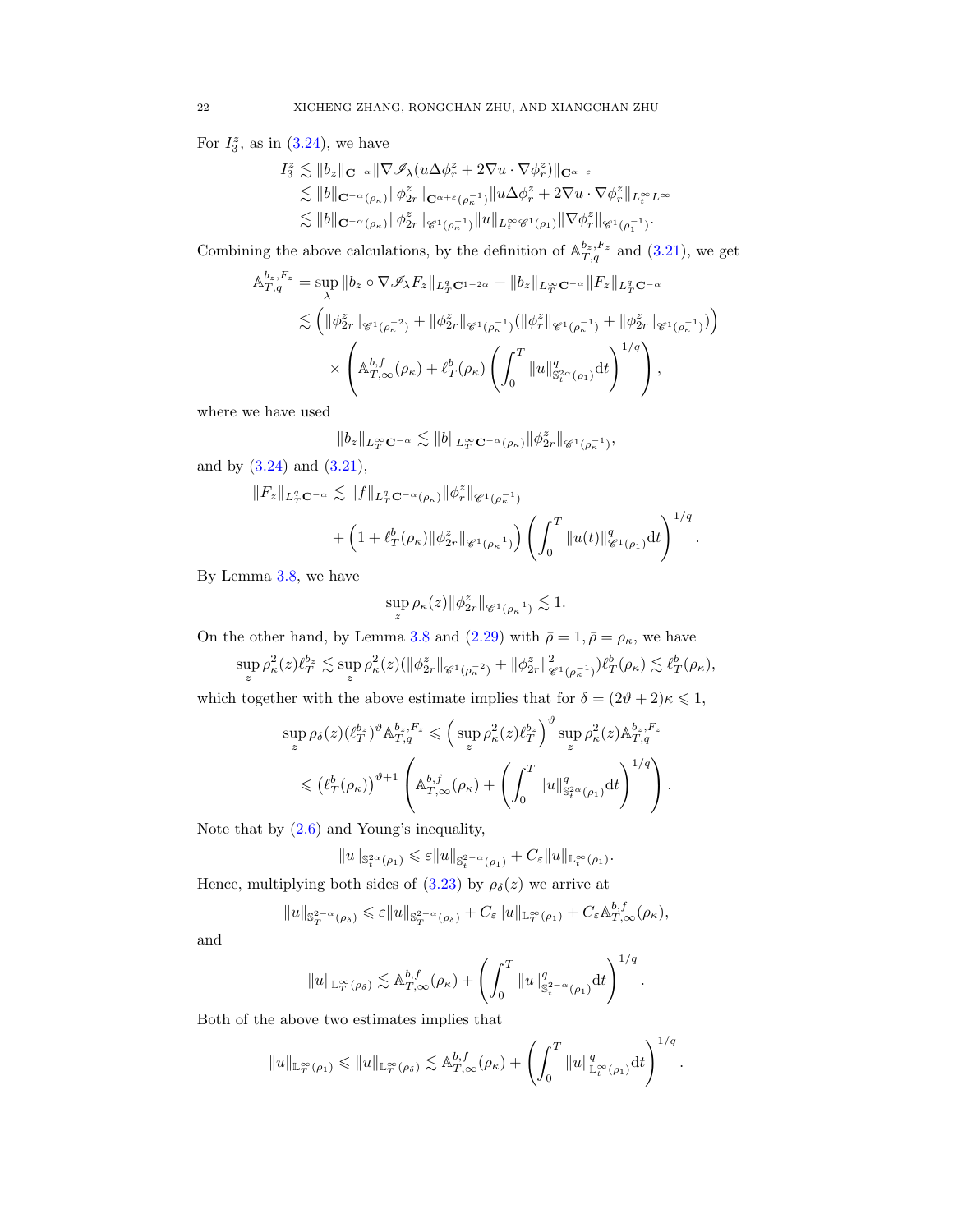For $I_3^z$, as in (3.24), we have

$$
\begin{aligned}
I_3^z &\lesssim \|b_z\|_{\mathbf{C}^{-\alpha}} \|\nabla \mathscr{I}_\lambda(u\Delta\phi_r^z + 2\nabla u \cdot \nabla\phi_r^z)\|_{\mathbf{C}^{\alpha+\varepsilon}} \\
&\lesssim \|b\|_{\mathbf{C}^{-\alpha}(\rho_\kappa)} \|\phi_{2r}^z\|_{\mathbf{C}^{\alpha+\varepsilon}(\rho_\kappa^{-1})} \|u\Delta\phi_r^z + 2\nabla u \cdot \nabla\phi_r^z\|_{L_t^\infty L^\infty} \\
&\lesssim \|b\|_{\mathbf{C}^{-\alpha}(\rho_\kappa)} \|\phi_{2r}^z\|_{\mathscr{C}^1(\rho_\kappa^{-1})} \|u\|_{L_t^\infty \mathscr{C}^1(\rho_1)} \|\nabla\phi_r^z\|_{\mathscr{C}^1(\rho_1^{-1})}.
\end{aligned}
$$

Combining the above calculations, by the definition of $\mathbb{A}_{T,q}^{b_z,F_z}$ and (3.21), we get

$$
\begin{aligned}
\mathbb{A}_{T,q}^{b_z,F_z} &= \sup_\lambda \|b_z \circ \nabla\mathscr{I}_\lambda F_z\|_{L_T^q \mathbf{C}^{1-2\alpha}} + \|b_z\|_{L_T^\infty \mathbf{C}^{-\alpha}} \|F_z\|_{L_T^q \mathbf{C}^{-\alpha}} \\
&\lesssim \Big( \|\phi_{2r}^z\|_{\mathscr{C}^1(\rho_\kappa^{-2})} + \|\phi_{2r}^z\|_{\mathscr{C}^1(\rho_\kappa^{-1})} (\|\phi_r^z\|_{\mathscr{C}^1(\rho_\kappa^{-1})} + \|\phi_{2r}^z\|_{\mathscr{C}^1(\rho_\kappa^{-1})}) \Big) \\
&\quad \times \left( \mathbb{A}_{T,\infty}^{b,f}(\rho_\kappa) + \ell_T^b(\rho_\kappa) \left( \int_0^T \|u\|_{\mathbb{S}_t^{2\alpha}(\rho_1)}^q \mathrm{d}t \right)^{1/q} \right),
\end{aligned}
$$

where we have used

$$
\|b_z\|_{L_T^\infty \mathbf{C}^{-\alpha}} \lesssim \|b\|_{L_T^\infty \mathbf{C}^{-\alpha}(\rho_\kappa)} \|\phi_{2r}^z\|_{\mathscr{C}^1(\rho_\kappa^{-1})},
$$

and by (3.24) and (3.21),

$$
\begin{aligned}
\|F_z\|_{L_T^q \mathbf{C}^{-\alpha}} &\lesssim \|f\|_{L_T^q \mathbf{C}^{-\alpha}(\rho_\kappa)} \|\phi_r^z\|_{\mathscr{C}^1(\rho_\kappa^{-1})} \\
&\quad + \left(1 + \ell_T^b(\rho_\kappa) \|\phi_{2r}^z\|_{\mathscr{C}^1(\rho_\kappa^{-1})}\right) \left( \int_0^T \|u(t)\|_{\mathscr{C}^1(\rho_1)}^q \mathrm{d}t \right)^{1/q}.
\end{aligned}
$$

By Lemma 3.8, we have

$$
\sup_z \rho_\kappa(z) \|\phi_{2r}^z\|_{\mathscr{C}^1(\rho_\kappa^{-1})} \lesssim 1.
$$

On the other hand, by Lemma 3.8 and (2.29) with $\bar\rho = 1, \bar\rho = \rho_\kappa$, we have

$$
\sup_z \rho_\kappa^2(z) \ell_T^{b_z} \lesssim \sup_z \rho_\kappa^2(z) (\|\phi_{2r}^z\|_{\mathscr{C}^1(\rho_\kappa^{-2})} + \|\phi_{2r}^z\|_{\mathscr{C}^1(\rho_\kappa^{-1})}^2) \ell_T^b(\rho_\kappa) \lesssim \ell_T^b(\rho_\kappa),
$$

which together with the above estimate implies that for $\delta = (2\vartheta + 2)\kappa \leqslant 1$,

$$
\begin{aligned}
\sup_z \rho_\delta(z) (\ell_T^{b_z})^\vartheta \mathbb{A}_{T,q}^{b_z,F_z} &\leqslant \Big( \sup_z \rho_\kappa^2(z) \ell_T^{b_z} \Big)^\vartheta \sup_z \rho_\kappa^2(z) \mathbb{A}_{T,q}^{b_z,F_z} \\
&\leqslant \left(\ell_T^b(\rho_\kappa)\right)^{\vartheta+1} \left( \mathbb{A}_{T,\infty}^{b,f}(\rho_\kappa) + \left( \int_0^T \|u\|_{\mathbb{S}_t^{2\alpha}(\rho_1)}^q \mathrm{d}t \right)^{1/q} \right).
\end{aligned}
$$

Note that by (2.6) and Young's inequality,

$$
\|u\|_{\mathbb{S}_t^{2\alpha}(\rho_1)} \leqslant \varepsilon \|u\|_{\mathbb{S}_t^{2-\alpha}(\rho_1)} + C_\varepsilon \|u\|_{\mathbb{L}_t^\infty(\rho_1)}.
$$

Hence, multiplying both sides of (3.23) by $\rho_\delta(z)$ we arrive at

$$
\|u\|_{\mathbb{S}_T^{2-\alpha}(\rho_\delta)} \leqslant \varepsilon \|u\|_{\mathbb{S}_T^{2-\alpha}(\rho_\delta)} + C_\varepsilon \|u\|_{\mathbb{L}_T^\infty(\rho_1)} + C_\varepsilon \mathbb{A}_{T,\infty}^{b,f}(\rho_\kappa),
$$

and

$$
\|u\|_{\mathbb{L}_T^\infty(\rho_\delta)} \lesssim \mathbb{A}_{T,\infty}^{b,f}(\rho_\kappa) + \left( \int_0^T \|u\|_{\mathbb{S}_t^{2-\alpha}(\rho_1)}^q \mathrm{d}t \right)^{1/q}.
$$

Both of the above two estimates implies that

$$
\|u\|_{\mathbb{L}_T^\infty(\rho_1)} \leqslant \|u\|_{\mathbb{L}_T^\infty(\rho_\delta)} \lesssim \mathbb{A}_{T,\infty}^{b,f}(\rho_\kappa) + \left( \int_0^T \|u\|_{\mathbb{L}_t^\infty(\rho_1)}^q \mathrm{d}t \right)^{1/q}.
$$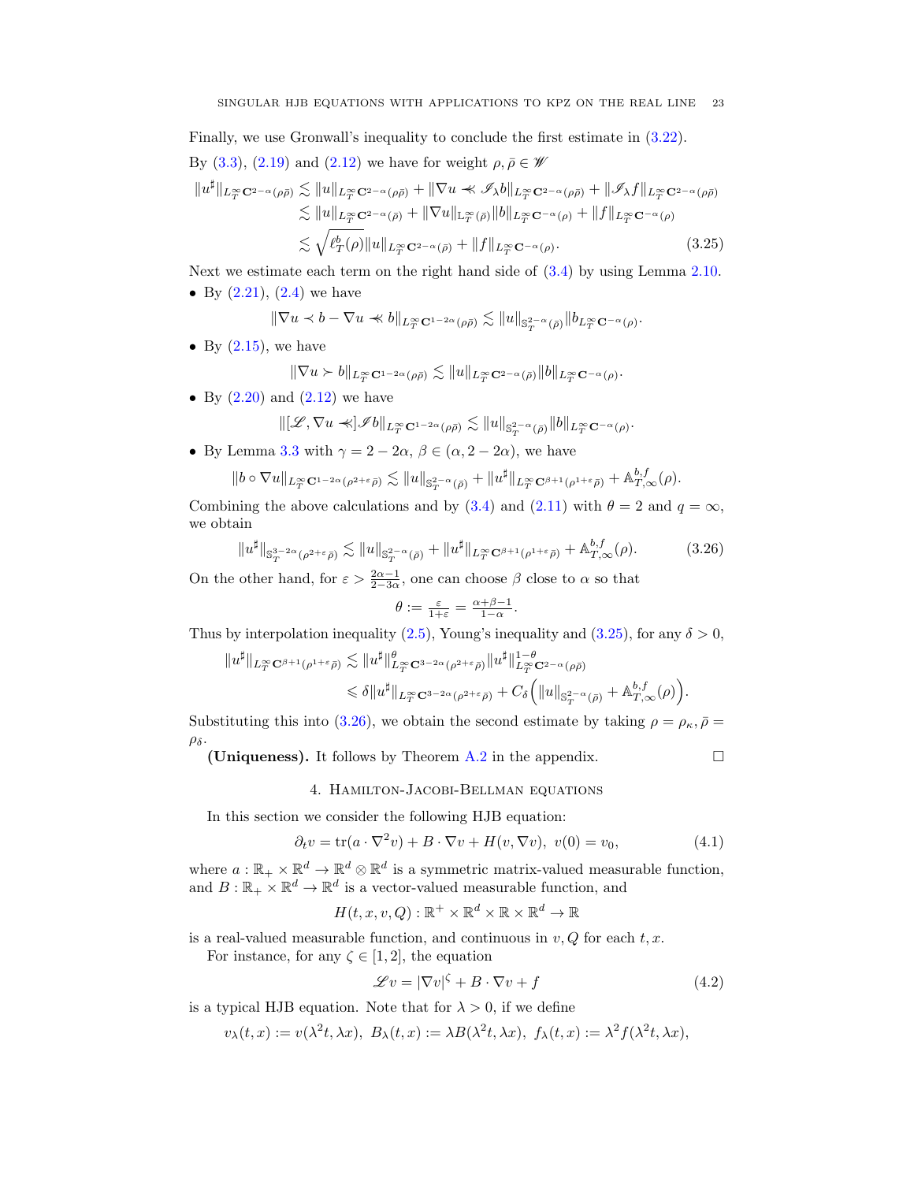Finally, we use Gronwall's inequality to conclude the first estimate in (3.22).

By (3.3), (2.19) and (2.12) we have for weight $\rho, \bar\rho \in \mathscr{W}$

$$
\begin{aligned}
\|u^\sharp\|_{L^\infty_T \mathbf{C}^{2-\alpha}(\rho\bar\rho)} &\lesssim \|u\|_{L^\infty_T \mathbf{C}^{2-\alpha}(\rho\bar\rho)} + \|\nabla u \prec\!\!\prec \mathscr{I}_\lambda b\|_{L^\infty_T \mathbf{C}^{2-\alpha}(\rho\bar\rho)} + \|\mathscr{I}_\lambda f\|_{L^\infty_T \mathbf{C}^{2-\alpha}(\rho\bar\rho)} \\
&\lesssim \|u\|_{L^\infty_T \mathbf{C}^{2-\alpha}(\bar\rho)} + \|\nabla u\|_{\mathbb{L}^\infty_T(\bar\rho)} \|b\|_{L^\infty_T \mathbf{C}^{-\alpha}(\rho)} + \|f\|_{L^\infty_T \mathbf{C}^{-\alpha}(\rho)} \\
&\lesssim \sqrt{\ell^b_T(\rho)} \|u\|_{L^\infty_T \mathbf{C}^{2-\alpha}(\bar\rho)} + \|f\|_{L^\infty_T \mathbf{C}^{-\alpha}(\rho)}.
\end{aligned} \tag{3.25}
$$

Next we estimate each term on the right hand side of (3.4) by using Lemma 2.10.

- By (2.21), (2.4) we have
$$\|\nabla u \prec b - \nabla u \prec\!\!\prec b\|_{L^\infty_T \mathbf{C}^{1-2\alpha}(\rho\bar\rho)} \lesssim \|u\|_{\mathbb{S}^{2-\alpha}_T(\bar\rho)} \|b_{L^\infty_T \mathbf{C}^{-\alpha}(\rho)}.$$
- By (2.15), we have
$$\|\nabla u \succ b\|_{L^\infty_T \mathbf{C}^{1-2\alpha}(\rho\bar\rho)} \lesssim \|u\|_{L^\infty_T \mathbf{C}^{2-\alpha}(\bar\rho)} \|b\|_{L^\infty_T \mathbf{C}^{-\alpha}(\rho)}.$$
- By (2.20) and (2.12) we have
$$\|[\mathscr{L}, \nabla u \prec\!\!\prec] \mathscr{I} b\|_{L^\infty_T \mathbf{C}^{1-2\alpha}(\rho\bar\rho)} \lesssim \|u\|_{\mathbb{S}^{2-\alpha}_T(\bar\rho)} \|b\|_{L^\infty_T \mathbf{C}^{-\alpha}(\rho)}.$$
- By Lemma 3.3 with $\gamma = 2 - 2\alpha$, $\beta \in (\alpha, 2 - 2\alpha)$, we have
$$\|b \circ \nabla u\|_{L^\infty_T \mathbf{C}^{1-2\alpha}(\rho^{2+\varepsilon}\bar\rho)} \lesssim \|u\|_{\mathbb{S}^{2-\alpha}_T(\bar\rho)} + \|u^\sharp\|_{L^\infty_T \mathbf{C}^{\beta+1}(\rho^{1+\varepsilon}\bar\rho)} + \mathbb{A}^{b,f}_{T,\infty}(\rho).$$

Combining the above calculations and by (3.4) and (2.11) with $\theta = 2$ and $q = \infty$, we obtain

$$\|u^\sharp\|_{\mathbb{S}^{3-2\alpha}_T(\rho^{2+\varepsilon}\bar\rho)} \lesssim \|u\|_{\mathbb{S}^{2-\alpha}_T(\bar\rho)} + \|u^\sharp\|_{L^\infty_T \mathbf{C}^{\beta+1}(\rho^{1+\varepsilon}\bar\rho)} + \mathbb{A}^{b,f}_{T,\infty}(\rho). \tag{3.26}$$

On the other hand, for $\varepsilon > \frac{2\alpha-1}{2-3\alpha}$, one can choose $\beta$ close to $\alpha$ so that

$$\theta := \tfrac{\varepsilon}{1+\varepsilon} = \tfrac{\alpha+\beta-1}{1-\alpha}.$$

Thus by interpolation inequality (2.5), Young's inequality and (3.25), for any $\delta > 0$,

$$
\begin{aligned}
\|u^\sharp\|_{L^\infty_T \mathbf{C}^{\beta+1}(\rho^{1+\varepsilon}\bar\rho)} &\lesssim \|u^\sharp\|^\theta_{L^\infty_T \mathbf{C}^{3-2\alpha}(\rho^{2+\varepsilon}\bar\rho)} \|u^\sharp\|^{1-\theta}_{L^\infty_T \mathbf{C}^{2-\alpha}(\rho\bar\rho)} \\
&\leqslant \delta \|u^\sharp\|_{L^\infty_T \mathbf{C}^{3-2\alpha}(\rho^{2+\varepsilon}\bar\rho)} + C_\delta \Big( \|u\|_{\mathbb{S}^{2-\alpha}_T(\bar\rho)} + \mathbb{A}^{b,f}_{T,\infty}(\rho) \Big).
\end{aligned}
$$

Substituting this into (3.26), we obtain the second estimate by taking $\rho = \rho_\kappa, \bar\rho = \rho_\delta$.

**(Uniqueness).** It follows by Theorem A.2 in the appendix. $\square$

## 4. Hamilton-Jacobi-Bellman equations

In this section we consider the following HJB equation:

$$\partial_t v = \mathrm{tr}(a \cdot \nabla^2 v) + B \cdot \nabla v + H(v, \nabla v), \ v(0) = v_0, \tag{4.1}$$

where $a : \mathbb{R}_+ \times \mathbb{R}^d \to \mathbb{R}^d \otimes \mathbb{R}^d$ is a symmetric matrix-valued measurable function, and $B : \mathbb{R}_+ \times \mathbb{R}^d \to \mathbb{R}^d$ is a vector-valued measurable function, and

$$H(t, x, v, Q) : \mathbb{R}^+ \times \mathbb{R}^d \times \mathbb{R} \times \mathbb{R}^d \to \mathbb{R}$$

is a real-valued measurable function, and continuous in $v, Q$ for each $t, x$.

For instance, for any $\zeta \in [1, 2]$, the equation

$$\mathscr{L} v = |\nabla v|^\zeta + B \cdot \nabla v + f \tag{4.2}$$

is a typical HJB equation. Note that for $\lambda > 0$, if we define

$$v_\lambda(t, x) := v(\lambda^2 t, \lambda x), \ B_\lambda(t, x) := \lambda B(\lambda^2 t, \lambda x), \ f_\lambda(t, x) := \lambda^2 f(\lambda^2 t, \lambda x),$$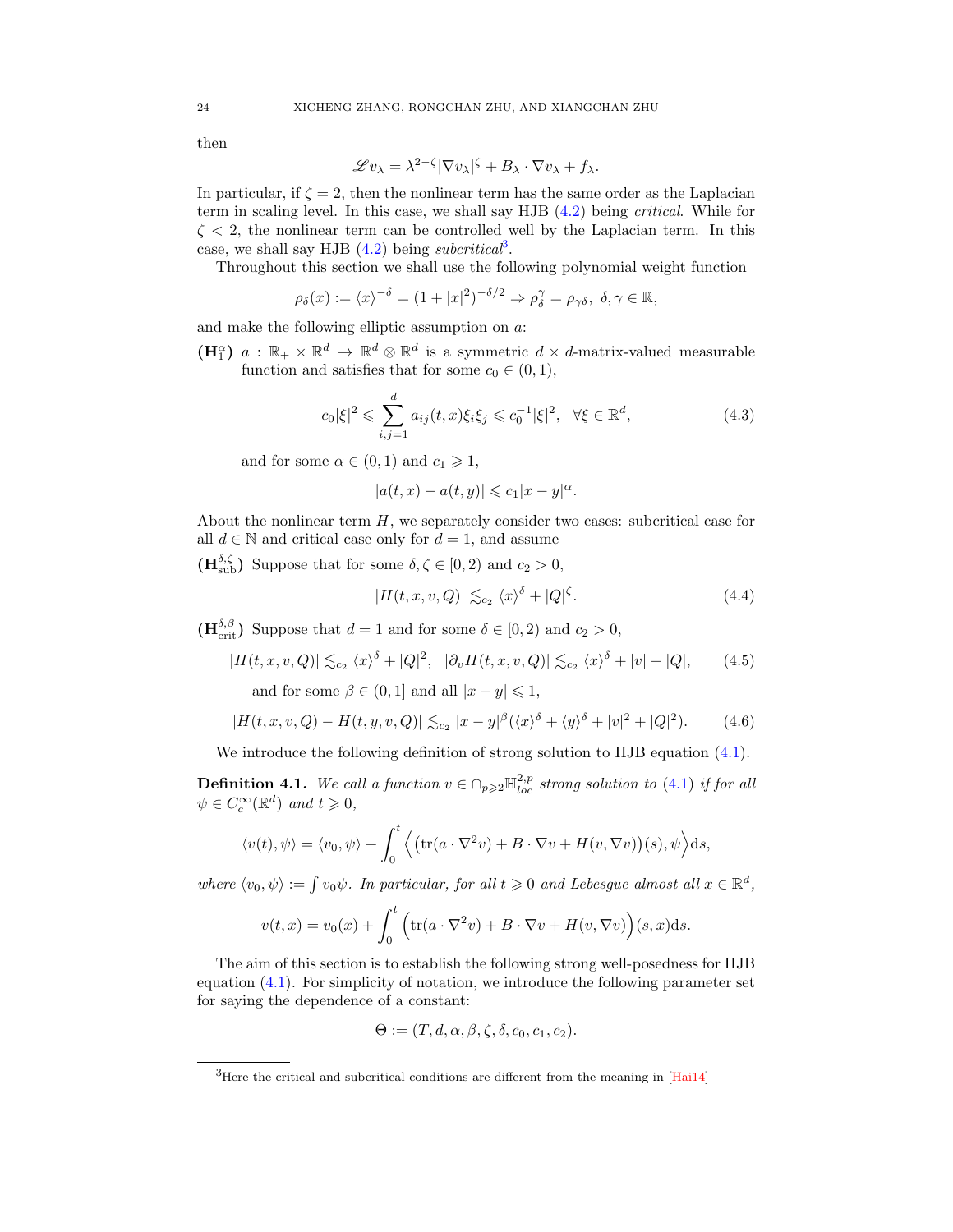then

$$\mathscr{L} v_\lambda = \lambda^{2-\zeta} |\nabla v_\lambda|^\zeta + B_\lambda \cdot \nabla v_\lambda + f_\lambda.$$

In particular, if $\zeta = 2$, then the nonlinear term has the same order as the Laplacian term in scaling level. In this case, we shall say HJB (4.2) being *critical*. While for $\zeta < 2$, the nonlinear term can be controlled well by the Laplacian term. In this case, we shall say HJB (4.2) being *subcritical*[3].

Throughout this section we shall use the following polynomial weight function

$$\rho_\delta(x) := \langle x \rangle^{-\delta} = (1 + |x|^2)^{-\delta/2} \Rightarrow \rho_\delta^\gamma = \rho_{\gamma\delta}, \ \delta, \gamma \in \mathbb{R},$$

and make the following elliptic assumption on $a$:

**($\mathbf{H}_1^\alpha$)** $a : \mathbb{R}_+ \times \mathbb{R}^d \to \mathbb{R}^d \otimes \mathbb{R}^d$ is a symmetric $d \times d$-matrix-valued measurable function and satisfies that for some $c_0 \in (0, 1)$,

$$c_0 |\xi|^2 \leqslant \sum_{i,j=1}^d a_{ij}(t, x) \xi_i \xi_j \leqslant c_0^{-1} |\xi|^2, \quad \forall \xi \in \mathbb{R}^d, \tag{4.3}$$

and for some $\alpha \in (0, 1)$ and $c_1 \geqslant 1$,

$$|a(t, x) - a(t, y)| \leqslant c_1 |x - y|^\alpha.$$

About the nonlinear term $H$, we separately consider two cases: subcritical case for all $d \in \mathbb{N}$ and critical case only for $d = 1$, and assume

**($\mathbf{H}_{\rm sub}^{\delta,\zeta}$)** Suppose that for some $\delta, \zeta \in [0, 2)$ and $c_2 > 0$,

$$|H(t, x, v, Q)| \lesssim_{c_2} \langle x \rangle^\delta + |Q|^\zeta. \tag{4.4}$$

**($\mathbf{H}_{\rm crit}^{\delta,\beta}$)** Suppose that $d = 1$ and for some $\delta \in [0, 2)$ and $c_2 > 0$,

$$|H(t, x, v, Q)| \lesssim_{c_2} \langle x \rangle^\delta + |Q|^2, \quad |\partial_v H(t, x, v, Q)| \lesssim_{c_2} \langle x \rangle^\delta + |v| + |Q|, \tag{4.5}$$

and for some $\beta \in (0, 1]$ and all $|x - y| \leqslant 1$,

$$|H(t, x, v, Q) - H(t, y, v, Q)| \lesssim_{c_2} |x - y|^\beta (\langle x \rangle^\delta + \langle y \rangle^\delta + |v|^2 + |Q|^2). \tag{4.6}$$

We introduce the following definition of strong solution to HJB equation (4.1).

**Definition 4.1.** *We call a function $v \in \cap_{p \geqslant 2} \mathbb{H}^{2,p}_{loc}$ strong solution to (4.1) if for all $\psi \in C_c^\infty(\mathbb{R}^d)$ and $t \geqslant 0$,*

$$\langle v(t), \psi \rangle = \langle v_0, \psi \rangle + \int_0^t \Big\langle \big( \mathrm{tr}(a \cdot \nabla^2 v) + B \cdot \nabla v + H(v, \nabla v) \big)(s), \psi \Big\rangle \mathrm{d}s,$$

*where $\langle v_0, \psi \rangle := \int v_0 \psi$. In particular, for all $t \geqslant 0$ and Lebesgue almost all $x \in \mathbb{R}^d$,*

$$v(t, x) = v_0(x) + \int_0^t \Big( \mathrm{tr}(a \cdot \nabla^2 v) + B \cdot \nabla v + H(v, \nabla v) \Big)(s, x) \mathrm{d}s.$$

The aim of this section is to establish the following strong well-posedness for HJB equation (4.1). For simplicity of notation, we introduce the following parameter set for saying the dependence of a constant:

$$\Theta := (T, d, \alpha, \beta, \zeta, \delta, c_0, c_1, c_2).$$

[3] Here the critical and subcritical conditions are different from the meaning in [Hai14]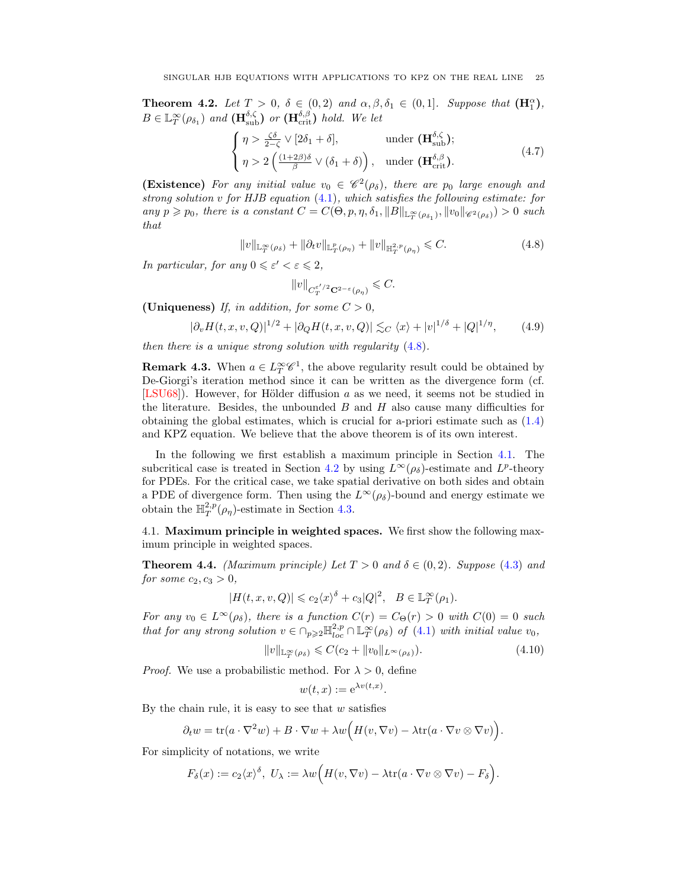**Theorem 4.2.** *Let $T > 0$, $\delta \in (0,2)$ and $\alpha, \beta, \delta_1 \in (0,1]$. Suppose that $(\mathbf{H}_1^\alpha)$, $B \in \mathbb{L}_T^\infty(\rho_{\delta_1})$ and $(\mathbf{H}_{\rm sub}^{\delta,\zeta})$ or $(\mathbf{H}_{\rm crit}^{\delta,\beta})$ hold. We let*

$$\begin{cases} \eta > \frac{\zeta\delta}{2-\zeta} \vee [2\delta_1 + \delta], & \text{under } (\mathbf{H}_{\rm sub}^{\delta,\zeta}); \\ \eta > 2\left(\frac{(1+2\beta)\delta}{\beta} \vee (\delta_1 + \delta)\right), & \text{under } (\mathbf{H}_{\rm crit}^{\delta,\beta}). \end{cases} \tag{4.7}$$

**(Existence)** *For any initial value $v_0 \in \mathscr{C}^2(\rho_\delta)$, there are $p_0$ large enough and strong solution $v$ for HJB equation (4.1), which satisfies the following estimate: for any $p \geqslant p_0$, there is a constant $C = C(\Theta, p, \eta, \delta_1, \|B\|_{\mathbb{L}_T^\infty(\rho_{\delta_1})}, \|v_0\|_{\mathscr{C}^2(\rho_\delta)}) > 0$ such that*

$$\|v\|_{\mathbb{L}_T^\infty(\rho_\delta)} + \|\partial_t v\|_{\mathbb{L}_T^p(\rho_\eta)} + \|v\|_{\mathbb{H}_T^{2,p}(\rho_\eta)} \leqslant C. \tag{4.8}$$

*In particular, for any $0 \leqslant \varepsilon' < \varepsilon \leqslant 2$,*

$$\|v\|_{C_T^{\varepsilon'/2}\mathbf{C}^{2-\varepsilon}(\rho_\eta)} \leqslant C.$$

**(Uniqueness)** *If, in addition, for some $C > 0$,*

$$|\partial_v H(t,x,v,Q)|^{1/2} + |\partial_Q H(t,x,v,Q)| \lesssim_C \langle x\rangle + |v|^{1/\delta} + |Q|^{1/\eta}, \tag{4.9}$$

*then there is a unique strong solution with regularity (4.8).*

**Remark 4.3.** When $a \in L_T^\infty \mathscr{C}^1$, the above regularity result could be obtained by De-Giorgi's iteration method since it can be written as the divergence form (cf. [LSU68]). However, for Hölder diffusion $a$ as we need, it seems not be studied in the literature. Besides, the unbounded $B$ and $H$ also cause many difficulties for obtaining the global estimates, which is crucial for a-priori estimate such as (1.4) and KPZ equation. We believe that the above theorem is of its own interest.

In the following we first establish a maximum principle in Section 4.1. The subcritical case is treated in Section 4.2 by using $L^\infty(\rho_\delta)$-estimate and $L^p$-theory for PDEs. For the critical case, we take spatial derivative on both sides and obtain a PDE of divergence form. Then using the $L^\infty(\rho_\delta)$-bound and energy estimate we obtain the $\mathbb{H}_T^{2,p}(\rho_\eta)$-estimate in Section 4.3.

## 4.1. Maximum principle in weighted spaces.

We first show the following maximum principle in weighted spaces.

**Theorem 4.4.** *(Maximum principle) Let $T > 0$ and $\delta \in (0,2)$. Suppose (4.3) and for some $c_2, c_3 > 0$,*

$$|H(t,x,v,Q)| \leqslant c_2\langle x\rangle^\delta + c_3|Q|^2, \quad B \in \mathbb{L}_T^\infty(\rho_1).$$

*For any $v_0 \in L^\infty(\rho_\delta)$, there is a function $C(r) = C_\Theta(r) > 0$ with $C(0) = 0$ such that for any strong solution $v \in \cap_{p\geqslant 2}\mathbb{H}_{loc}^{2,p} \cap \mathbb{L}_T^\infty(\rho_\delta)$ of (4.1) with initial value $v_0$,*

$$\|v\|_{\mathbb{L}_T^\infty(\rho_\delta)} \leqslant C(c_2 + \|v_0\|_{L^\infty(\rho_\delta)}). \tag{4.10}$$

*Proof.* We use a probabilistic method. For $\lambda > 0$, define

$$w(t,x) := \mathrm{e}^{\lambda v(t,x)}.$$

By the chain rule, it is easy to see that $w$ satisfies

$$\partial_t w = \mathrm{tr}(a \cdot \nabla^2 w) + B \cdot \nabla w + \lambda w\Big(H(v, \nabla v) - \lambda \mathrm{tr}(a \cdot \nabla v \otimes \nabla v)\Big).$$

For simplicity of notations, we write

$$F_\delta(x) := c_2\langle x\rangle^\delta, \; U_\lambda := \lambda w\Big(H(v, \nabla v) - \lambda \mathrm{tr}(a \cdot \nabla v \otimes \nabla v) - F_\delta\Big).$$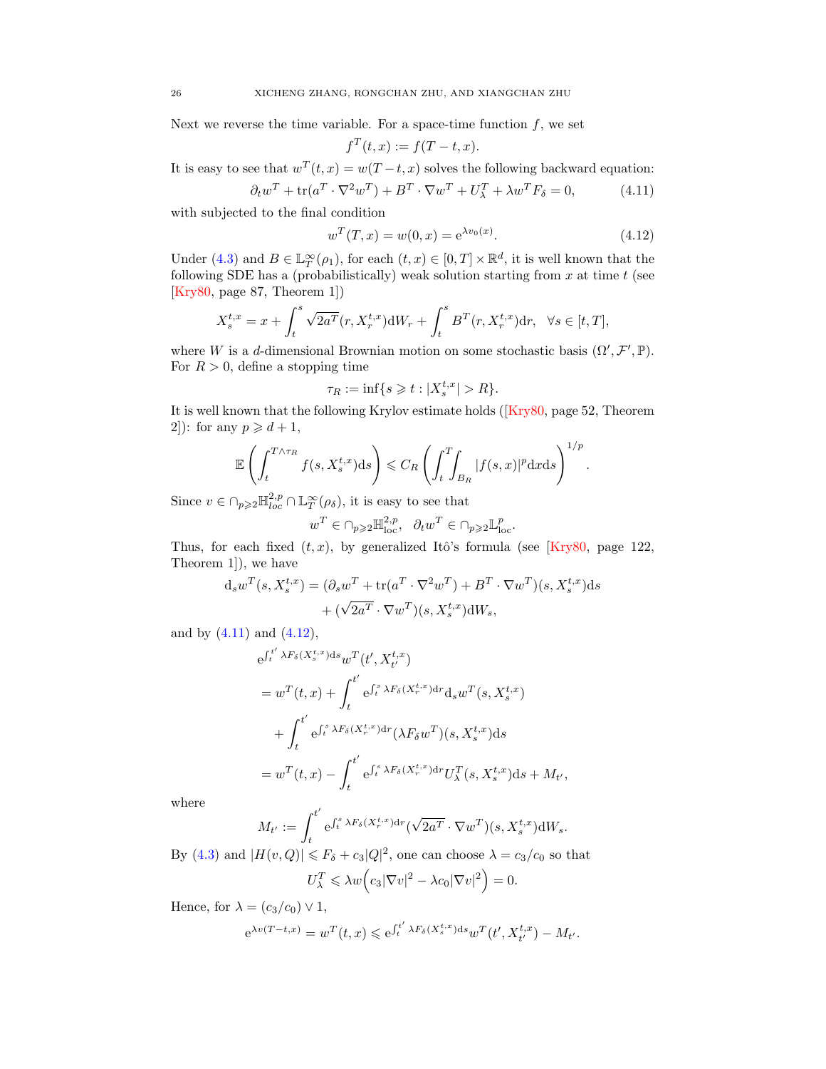Next we reverse the time variable. For a space-time function $f$, we set

$$f^T(t,x) := f(T-t,x).$$

It is easy to see that $w^T(t,x) = w(T-t,x)$ solves the following backward equation:

$$\partial_t w^T + \mathrm{tr}(a^T \cdot \nabla^2 w^T) + B^T \cdot \nabla w^T + U_\lambda^T + \lambda w^T F_\delta = 0, \tag{4.11}$$

with subjected to the final condition

$$w^T(T,x) = w(0,x) = \mathrm{e}^{\lambda v_0(x)}. \tag{4.12}$$

Under (4.3) and $B \in \mathbb{L}_T^\infty(\rho_1)$, for each $(t,x) \in [0,T] \times \mathbb{R}^d$, it is well known that the following SDE has a (probabilistically) weak solution starting from $x$ at time $t$ (see [Kry80, page 87, Theorem 1])

$$X_s^{t,x} = x + \int_t^s \sqrt{2a^T}(r, X_r^{t,x}) \mathrm{d}W_r + \int_t^s B^T(r, X_r^{t,x}) \mathrm{d}r, \quad \forall s \in [t,T],$$

where $W$ is a $d$-dimensional Brownian motion on some stochastic basis $(\Omega', \mathcal{F}', \mathbb{P})$. For $R > 0$, define a stopping time

$$\tau_R := \inf\{s \geqslant t : |X_s^{t,x}| > R\}.$$

It is well known that the following Krylov estimate holds ([Kry80, page 52, Theorem 2]): for any $p \geqslant d+1$,

$$\mathbb{E}\left(\int_t^{T \wedge \tau_R} f(s, X_s^{t,x}) \mathrm{d}s\right) \leqslant C_R \left(\int_t^T \int_{B_R} |f(s,x)|^p \mathrm{d}x \mathrm{d}s\right)^{1/p}.$$

Since $v \in \cap_{p \geqslant 2} \mathbb{H}_{loc}^{2,p} \cap \mathbb{L}_T^\infty(\rho_\delta)$, it is easy to see that

$$w^T \in \cap_{p \geqslant 2} \mathbb{H}_{\mathrm{loc}}^{2,p}, \quad \partial_t w^T \in \cap_{p \geqslant 2} \mathbb{L}_{\mathrm{loc}}^p.$$

Thus, for each fixed $(t,x)$, by generalized Itô's formula (see [Kry80, page 122, Theorem 1]), we have

$$\begin{aligned} \mathrm{d}_s w^T(s, X_s^{t,x}) &= (\partial_s w^T + \mathrm{tr}(a^T \cdot \nabla^2 w^T) + B^T \cdot \nabla w^T)(s, X_s^{t,x}) \mathrm{d}s \\ &\quad + (\sqrt{2a^T} \cdot \nabla w^T)(s, X_s^{t,x}) \mathrm{d}W_s, \end{aligned}$$

and by (4.11) and (4.12),

$$\begin{aligned} &\mathrm{e}^{\int_t^{t'} \lambda F_\delta(X_s^{t,x}) \mathrm{d}s} w^T(t', X_{t'}^{t,x}) \\ &= w^T(t,x) + \int_t^{t'} \mathrm{e}^{\int_t^s \lambda F_\delta(X_r^{t,x}) \mathrm{d}r} \mathrm{d}_s w^T(s, X_s^{t,x}) \\ &\quad + \int_t^{t'} \mathrm{e}^{\int_t^s \lambda F_\delta(X_r^{t,x}) \mathrm{d}r} (\lambda F_\delta w^T)(s, X_s^{t,x}) \mathrm{d}s \\ &= w^T(t,x) - \int_t^{t'} \mathrm{e}^{\int_t^s \lambda F_\delta(X_r^{t,x}) \mathrm{d}r} U_\lambda^T(s, X_s^{t,x}) \mathrm{d}s + M_{t'}, \end{aligned}$$

where

$$M_{t'} := \int_t^{t'} \mathrm{e}^{\int_t^s \lambda F_\delta(X_r^{t,x}) \mathrm{d}r} (\sqrt{2a^T} \cdot \nabla w^T)(s, X_s^{t,x}) \mathrm{d}W_s.$$

By (4.3) and $|H(v,Q)| \leqslant F_\delta + c_3|Q|^2$, one can choose $\lambda = c_3/c_0$ so that

$$U_\lambda^T \leqslant \lambda w \Big(c_3 |\nabla v|^2 - \lambda c_0 |\nabla v|^2\Big) = 0.$$

Hence, for $\lambda = (c_3/c_0) \vee 1$,

$$\mathrm{e}^{\lambda v(T-t,x)} = w^T(t,x) \leqslant \mathrm{e}^{\int_t^{t'} \lambda F_\delta(X_s^{t,x}) \mathrm{d}s} w^T(t', X_{t'}^{t,x}) - M_{t'}.$$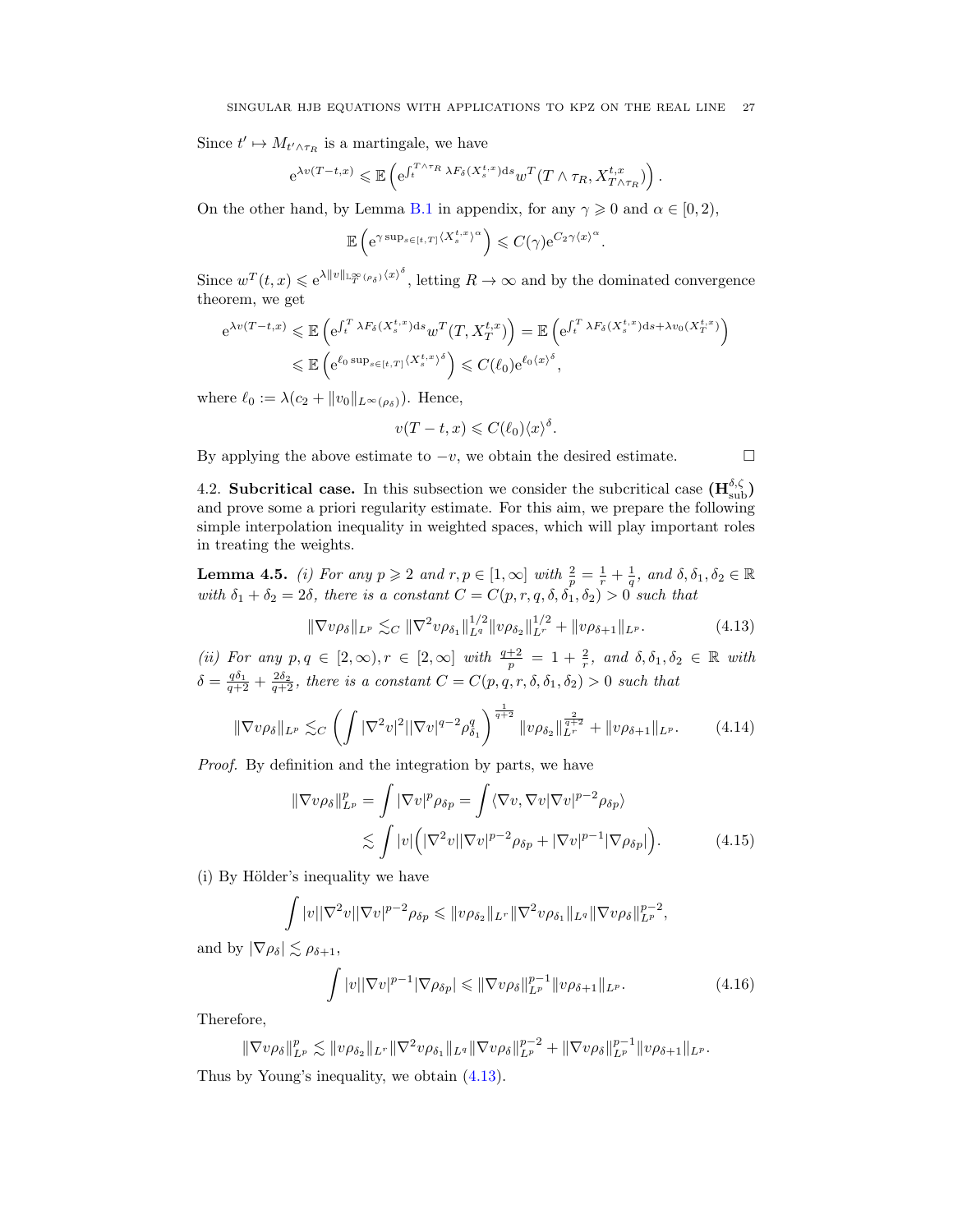Since $t' \mapsto M_{t' \wedge \tau_R}$ is a martingale, we have

$$\mathrm{e}^{\lambda v(T-t,x)} \leqslant \mathbb{E}\left(\mathrm{e}^{\int_t^{T\wedge\tau_R} \lambda F_\delta(X_s^{t,x})\mathrm{d}s} w^T(T\wedge\tau_R, X_{T\wedge\tau_R}^{t,x})\right).$$

On the other hand, by Lemma B.1 in appendix, for any $\gamma \geqslant 0$ and $\alpha \in [0,2)$,

$$\mathbb{E}\left(\mathrm{e}^{\gamma \sup_{s\in[t,T]}\langle X_s^{t,x}\rangle^\alpha}\right) \leqslant C(\gamma)\mathrm{e}^{C_2\gamma\langle x\rangle^\alpha}.$$

Since $w^T(t,x) \leqslant \mathrm{e}^{\lambda\|v\|_{\mathbb{L}_T^\infty(\rho_\delta)}\langle x\rangle^\delta}$, letting $R\to\infty$ and by the dominated convergence theorem, we get

$$\begin{aligned}
\mathrm{e}^{\lambda v(T-t,x)} &\leqslant \mathbb{E}\left(\mathrm{e}^{\int_t^T \lambda F_\delta(X_s^{t,x})\mathrm{d}s} w^T(T, X_T^{t,x})\right) = \mathbb{E}\left(\mathrm{e}^{\int_t^T \lambda F_\delta(X_s^{t,x})\mathrm{d}s + \lambda v_0(X_T^{t,x})}\right) \\
&\leqslant \mathbb{E}\left(\mathrm{e}^{\ell_0 \sup_{s\in[t,T]}\langle X_s^{t,x}\rangle^\delta}\right) \leqslant C(\ell_0)\mathrm{e}^{\ell_0\langle x\rangle^\delta},
\end{aligned}$$

where $\ell_0 := \lambda(c_2 + \|v_0\|_{L^\infty(\rho_\delta)})$. Hence,

$$v(T-t,x) \leqslant C(\ell_0)\langle x\rangle^\delta.$$

By applying the above estimate to $-v$, we obtain the desired estimate. $\square$

4.2. **Subcritical case.** In this subsection we consider the subcritical case $(\mathbf{H}_{\mathrm{sub}}^{\delta,\zeta})$ and prove some a priori regularity estimate. For this aim, we prepare the following simple interpolation inequality in weighted spaces, which will play important roles in treating the weights.

**Lemma 4.5.** *(i) For any $p \geqslant 2$ and $r,p \in [1,\infty]$ with $\frac{2}{p} = \frac{1}{r} + \frac{1}{q}$, and $\delta, \delta_1, \delta_2 \in \mathbb{R}$ with $\delta_1 + \delta_2 = 2\delta$, there is a constant $C = C(p,r,q,\delta,\delta_1,\delta_2) > 0$ such that*

$$\|\nabla v\rho_\delta\|_{L^p} \lesssim_C \|\nabla^2 v\rho_{\delta_1}\|_{L^q}^{1/2}\|v\rho_{\delta_2}\|_{L^r}^{1/2} + \|v\rho_{\delta+1}\|_{L^p}. \tag{4.13}$$

*(ii) For any $p,q \in [2,\infty), r \in [2,\infty]$ with $\frac{q+2}{p} = 1 + \frac{2}{r}$, and $\delta, \delta_1, \delta_2 \in \mathbb{R}$ with $\delta = \frac{q\delta_1}{q+2} + \frac{2\delta_2}{q+2}$, there is a constant $C = C(p,q,r,\delta,\delta_1,\delta_2) > 0$ such that*

$$\|\nabla v\rho_\delta\|_{L^p} \lesssim_C \left(\int |\nabla^2 v|^2|\nabla v|^{q-2}\rho_{\delta_1}^q\right)^{\frac{1}{q+2}} \|v\rho_{\delta_2}\|_{L^r}^{\frac{2}{q+2}} + \|v\rho_{\delta+1}\|_{L^p}. \tag{4.14}$$

*Proof.* By definition and the integration by parts, we have

$$\begin{aligned}
\|\nabla v\rho_\delta\|_{L^p}^p = \int |\nabla v|^p\rho_{\delta p} &= \int \langle\nabla v, \nabla v|\nabla v|^{p-2}\rho_{\delta p}\rangle \\
&\lesssim \int |v|\Big(|\nabla^2 v||\nabla v|^{p-2}\rho_{\delta p} + |\nabla v|^{p-1}|\nabla\rho_{\delta p}|\Big).
\end{aligned} \tag{4.15}$$

(i) By Hölder's inequality we have

$$\int |v||\nabla^2 v||\nabla v|^{p-2}\rho_{\delta p} \leqslant \|v\rho_{\delta_2}\|_{L^r}\|\nabla^2 v\rho_{\delta_1}\|_{L^q}\|\nabla v\rho_\delta\|_{L^p}^{p-2},$$

and by $|\nabla\rho_\delta| \lesssim \rho_{\delta+1}$,

$$\int |v||\nabla v|^{p-1}|\nabla\rho_{\delta p}| \leqslant \|\nabla v\rho_\delta\|_{L^p}^{p-1}\|v\rho_{\delta+1}\|_{L^p}. \tag{4.16}$$

Therefore,

$$\|\nabla v\rho_\delta\|_{L^p}^p \lesssim \|v\rho_{\delta_2}\|_{L^r}\|\nabla^2 v\rho_{\delta_1}\|_{L^q}\|\nabla v\rho_\delta\|_{L^p}^{p-2} + \|\nabla v\rho_\delta\|_{L^p}^{p-1}\|v\rho_{\delta+1}\|_{L^p}.$$

Thus by Young's inequality, we obtain (4.13).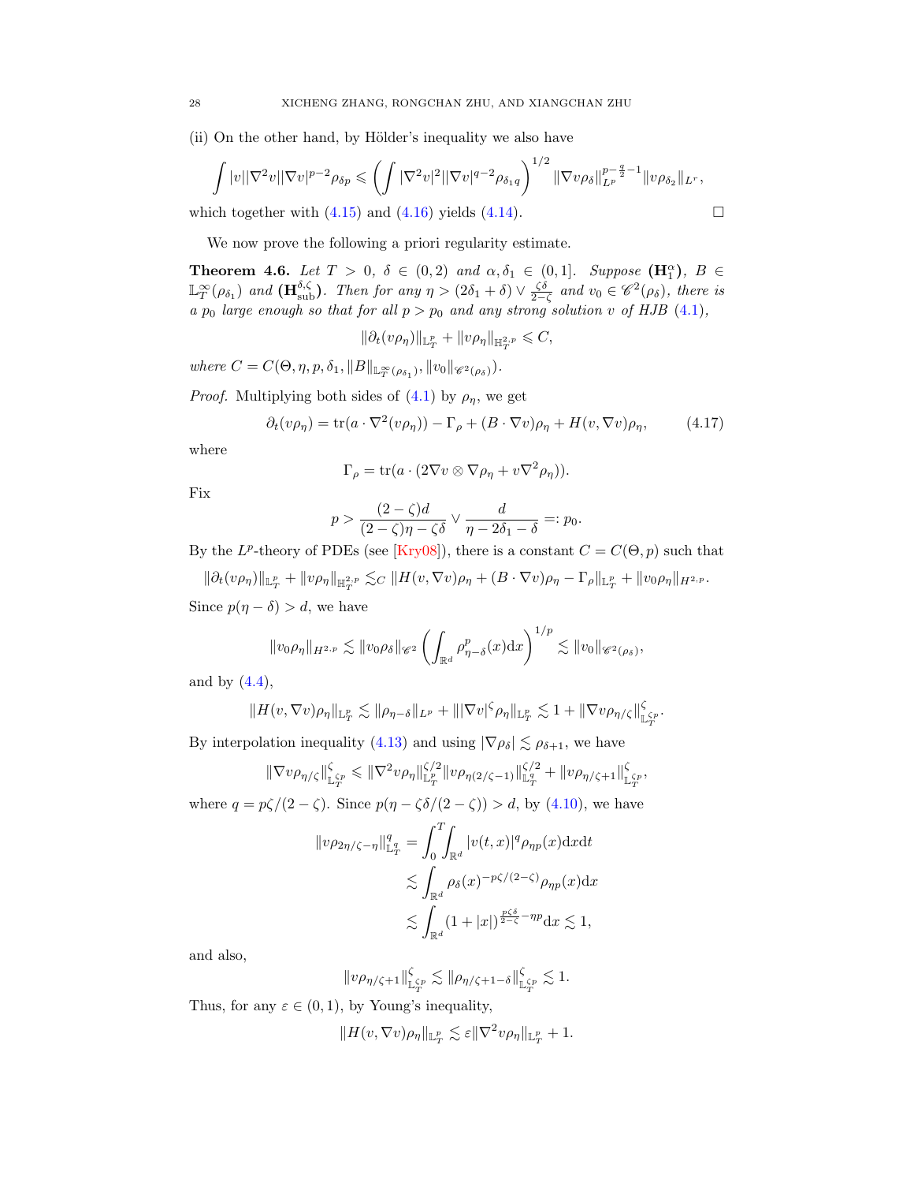(ii) On the other hand, by Hölder's inequality we also have

$$\int |v||\nabla^2 v||\nabla v|^{p-2}\rho_{\delta p} \leqslant \left(\int |\nabla^2 v|^2|\nabla v|^{q-2}\rho_{\delta_1 q}\right)^{1/2} \|\nabla v\rho_\delta\|_{L^p}^{p-\frac{q}{2}-1}\|v\rho_{\delta_2}\|_{L^r},$$

which together with (4.15) and (4.16) yields (4.14). $\square$

We now prove the following a priori regularity estimate.

**Theorem 4.6.** *Let $T>0$, $\delta\in(0,2)$ and $\alpha,\delta_1\in(0,1]$. Suppose* $(\mathbf{H}_1^\alpha)$*,* $B\in\mathbb{L}^\infty_T(\rho_{\delta_1})$ *and* $(\mathbf{H}^{\delta,\zeta}_{\rm sub})$*. Then for any $\eta>(2\delta_1+\delta)\vee\frac{\zeta\delta}{2-\zeta}$ and $v_0\in\mathscr{C}^2(\rho_\delta)$, there is a $p_0$ large enough so that for all $p>p_0$ and any strong solution $v$ of HJB (4.1),*

$$\|\partial_t(v\rho_\eta)\|_{\mathbb{L}^p_T}+\|v\rho_\eta\|_{\mathbb{H}^{2,p}_T}\leqslant C,$$

*where $C=C(\Theta,\eta,p,\delta_1,\|B\|_{\mathbb{L}^\infty_T(\rho_{\delta_1})},\|v_0\|_{\mathscr{C}^2(\rho_\delta)})$.*

*Proof.* Multiplying both sides of (4.1) by $\rho_\eta$, we get

$$\partial_t(v\rho_\eta)=\mathrm{tr}(a\cdot\nabla^2(v\rho_\eta))-\Gamma_\rho+(B\cdot\nabla v)\rho_\eta+H(v,\nabla v)\rho_\eta, \tag{4.17}$$

where

$$\Gamma_\rho=\mathrm{tr}(a\cdot(2\nabla v\otimes\nabla\rho_\eta+v\nabla^2\rho_\eta)).$$

Fix

$$p>\frac{(2-\zeta)d}{(2-\zeta)\eta-\zeta\delta}\vee\frac{d}{\eta-2\delta_1-\delta}=:p_0.$$

By the $L^p$-theory of PDEs (see [Kry08]), there is a constant $C=C(\Theta,p)$ such that

$$\|\partial_t(v\rho_\eta)\|_{\mathbb{L}^p_T}+\|v\rho_\eta\|_{\mathbb{H}^{2,p}_T}\lesssim_C\|H(v,\nabla v)\rho_\eta+(B\cdot\nabla v)\rho_\eta-\Gamma_\rho\|_{\mathbb{L}^p_T}+\|v_0\rho_\eta\|_{H^{2,p}}.$$

Since $p(\eta-\delta)>d$, we have

$$\|v_0\rho_\eta\|_{H^{2,p}}\lesssim\|v_0\rho_\delta\|_{\mathscr{C}^2}\left(\int_{\mathbb{R}^d}\rho^p_{\eta-\delta}(x)\mathrm{d}x\right)^{1/p}\lesssim\|v_0\|_{\mathscr{C}^2(\rho_\delta)},$$

and by (4.4),

$$\|H(v,\nabla v)\rho_\eta\|_{\mathbb{L}^p_T}\lesssim\|\rho_{\eta-\delta}\|_{L^p}+\||\nabla v|^\zeta\rho_\eta\|_{\mathbb{L}^p_T}\lesssim 1+\|\nabla v\rho_{\eta/\zeta}\|^\zeta_{\mathbb{L}^{\zeta p}_T}.$$

By interpolation inequality (4.13) and using $|\nabla\rho_\delta|\lesssim\rho_{\delta+1}$, we have

$$\|\nabla v\rho_{\eta/\zeta}\|^\zeta_{\mathbb{L}^{\zeta p}_T}\leqslant\|\nabla^2 v\rho_\eta\|^{\zeta/2}_{\mathbb{L}^p_T}\|v\rho_{\eta(2/\zeta-1)}\|^{\zeta/2}_{\mathbb{L}^q_T}+\|v\rho_{\eta/\zeta+1}\|^\zeta_{\mathbb{L}^{\zeta p}_T},$$

where $q=p\zeta/(2-\zeta)$. Since $p(\eta-\zeta\delta/(2-\zeta))>d$, by (4.10), we have

$$\begin{aligned}\|v\rho_{2\eta/\zeta-\eta}\|^q_{\mathbb{L}^q_T}&=\int_0^T\int_{\mathbb{R}^d}|v(t,x)|^q\rho_{\eta p}(x)\mathrm{d}x\mathrm{d}t\\&\lesssim\int_{\mathbb{R}^d}\rho_\delta(x)^{-p\zeta/(2-\zeta)}\rho_{\eta p}(x)\mathrm{d}x\\&\lesssim\int_{\mathbb{R}^d}(1+|x|)^{\frac{p\zeta\delta}{2-\zeta}-\eta p}\mathrm{d}x\lesssim 1,\end{aligned}$$

and also,

$$\|v\rho_{\eta/\zeta+1}\|^\zeta_{\mathbb{L}^{\zeta p}_T}\lesssim\|\rho_{\eta/\zeta+1-\delta}\|^\zeta_{\mathbb{L}^{\zeta p}_T}\lesssim 1.$$

Thus, for any $\varepsilon\in(0,1)$, by Young's inequality,

$$\|H(v,\nabla v)\rho_\eta\|_{\mathbb{L}^p_T}\lesssim\varepsilon\|\nabla^2 v\rho_\eta\|_{\mathbb{L}^p_T}+1.$$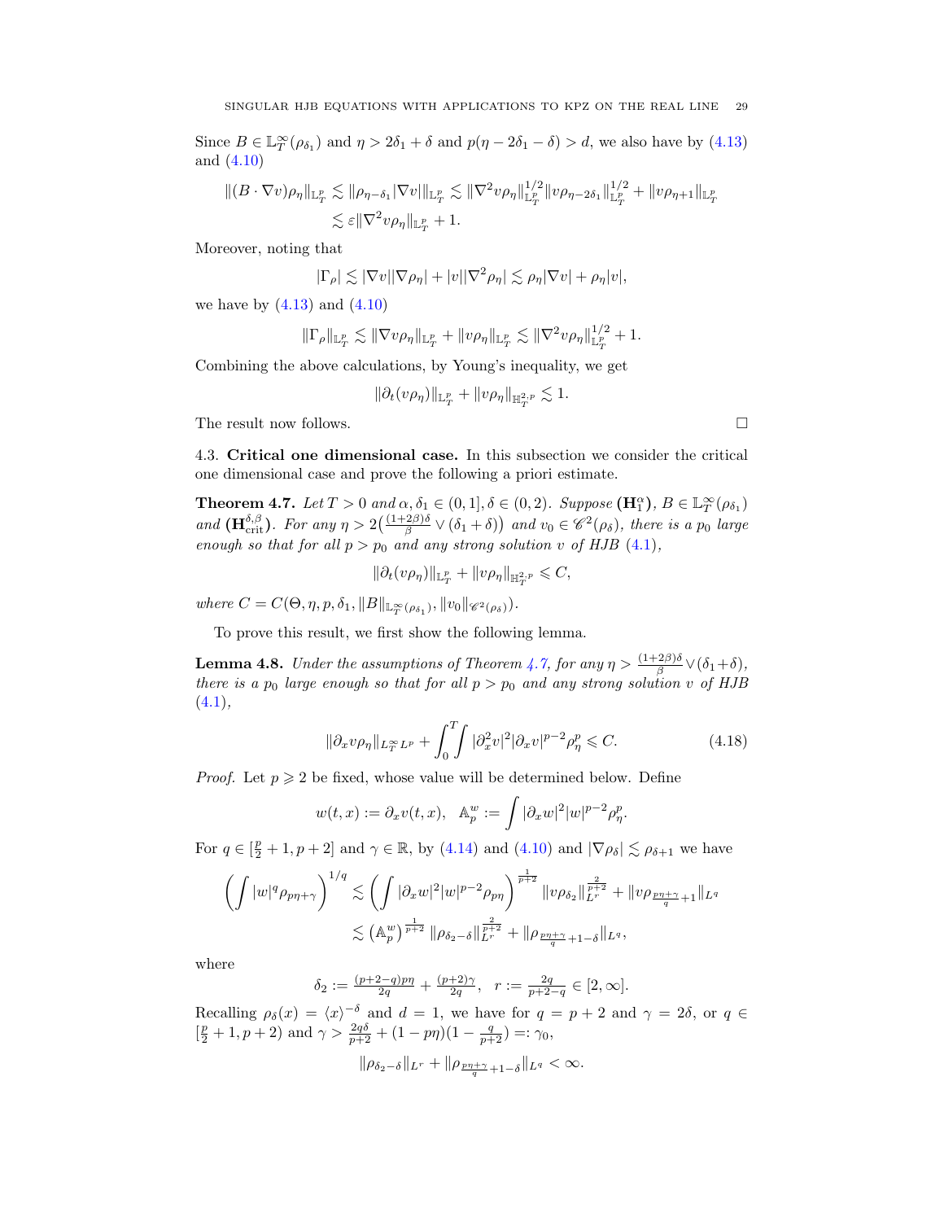Since $B \in \mathbb{L}^\infty_T(\rho_{\delta_1})$ and $\eta > 2\delta_1 + \delta$ and $p(\eta - 2\delta_1 - \delta) > d$, we also have by (4.13) and (4.10)

$$
\begin{aligned}
\|(B\cdot \nabla v)\rho_\eta\|_{\mathbb{L}^p_T} &\lesssim \|\rho_{\eta-\delta_1}|\nabla v|\|_{\mathbb{L}^p_T} \lesssim \|\nabla^2 v\rho_\eta\|^{1/2}_{\mathbb{L}^p_T}\|v\rho_{\eta-2\delta_1}\|^{1/2}_{\mathbb{L}^p_T} + \|v\rho_{\eta+1}\|_{\mathbb{L}^p_T} \\
&\lesssim \varepsilon\|\nabla^2 v\rho_\eta\|_{\mathbb{L}^p_T} + 1.
\end{aligned}
$$

Moreover, noting that

$$
|\Gamma_\rho| \lesssim |\nabla v||\nabla\rho_\eta| + |v||\nabla^2\rho_\eta| \lesssim \rho_\eta|\nabla v| + \rho_\eta|v|,
$$

we have by (4.13) and (4.10)

$$
\|\Gamma_\rho\|_{\mathbb{L}^p_T} \lesssim \|\nabla v\rho_\eta\|_{\mathbb{L}^p_T} + \|v\rho_\eta\|_{\mathbb{L}^p_T} \lesssim \|\nabla^2 v\rho_\eta\|^{1/2}_{\mathbb{L}^p_T} + 1.
$$

Combining the above calculations, by Young's inequality, we get

$$
\|\partial_t(v\rho_\eta)\|_{\mathbb{L}^p_T} + \|v\rho_\eta\|_{\mathbb{H}^{2,p}_T} \lesssim 1.
$$

The result now follows. $\square$

4.3. **Critical one dimensional case.** In this subsection we consider the critical one dimensional case and prove the following a priori estimate.

**Theorem 4.7.** *Let $T > 0$ and $\alpha, \delta_1 \in (0,1], \delta \in (0,2)$. Suppose $(\mathbf{H}^\alpha_1)$, $B \in \mathbb{L}^\infty_T(\rho_{\delta_1})$ and $(\mathbf{H}^{\delta,\beta}_{\rm crit})$. For any $\eta > 2\big(\frac{(1+2\beta)\delta}{\beta} \vee (\delta_1+\delta)\big)$ and $v_0 \in \mathscr{C}^2(\rho_\delta)$, there is a $p_0$ large enough so that for all $p > p_0$ and any strong solution $v$ of HJB (4.1),*

$$
\|\partial_t(v\rho_\eta)\|_{\mathbb{L}^p_T} + \|v\rho_\eta\|_{\mathbb{H}^{2,p}_T} \leqslant C,
$$

*where $C = C(\Theta, \eta, p, \delta_1, \|B\|_{\mathbb{L}^\infty_T(\rho_{\delta_1})}, \|v_0\|_{\mathscr{C}^2(\rho_\delta)})$.*

To prove this result, we first show the following lemma.

**Lemma 4.8.** *Under the assumptions of Theorem 4.7, for any $\eta > \frac{(1+2\beta)\delta}{\beta} \vee (\delta_1+\delta)$, there is a $p_0$ large enough so that for all $p > p_0$ and any strong solution $v$ of HJB (4.1),*

$$
\|\partial_x v\rho_\eta\|_{L^\infty_T L^p} + \int_0^T\!\!\int |\partial_x^2 v|^2|\partial_x v|^{p-2}\rho_\eta^p \leqslant C. \tag{4.18}
$$

*Proof.* Let $p \geqslant 2$ be fixed, whose value will be determined below. Define

$$
w(t,x) := \partial_x v(t,x), \quad \mathbb{A}^w_p := \int |\partial_x w|^2|w|^{p-2}\rho_\eta^p.
$$

For $q \in [\frac{p}{2}+1, p+2]$ and $\gamma \in \mathbb{R}$, by (4.14) and (4.10) and $|\nabla\rho_\delta| \lesssim \rho_{\delta+1}$ we have

$$
\begin{aligned}
\left(\int |w|^q\rho_{p\eta+\gamma}\right)^{1/q} &\lesssim \left(\int |\partial_x w|^2|w|^{p-2}\rho_{p\eta}\right)^{\frac{1}{p+2}}\|v\rho_{\delta_2}\|^{\frac{2}{p+2}}_{L^r} + \|v\rho_{\frac{p\eta+\gamma}{q}+1}\|_{L^q} \\
&\lesssim \left(\mathbb{A}^w_p\right)^{\frac{1}{p+2}}\|\rho_{\delta_2-\delta}\|^{\frac{2}{p+2}}_{L^r} + \|\rho_{\frac{p\eta+\gamma}{q}+1-\delta}\|_{L^q},
\end{aligned}
$$

where

$$
\delta_2 := \tfrac{(p+2-q)p\eta}{2q} + \tfrac{(p+2)\gamma}{2q}, \quad r := \tfrac{2q}{p+2-q} \in [2,\infty].
$$

Recalling $\rho_\delta(x) = \langle x\rangle^{-\delta}$ and $d = 1$, we have for $q = p+2$ and $\gamma = 2\delta$, or $q \in [\frac{p}{2}+1, p+2)$ and $\gamma > \frac{2q\delta}{p+2} + (1-p\eta)(1-\frac{q}{p+2}) =: \gamma_0$,

$$
\|\rho_{\delta_2-\delta}\|_{L^r} + \|\rho_{\frac{p\eta+\gamma}{q}+1-\delta}\|_{L^q} < \infty.
$$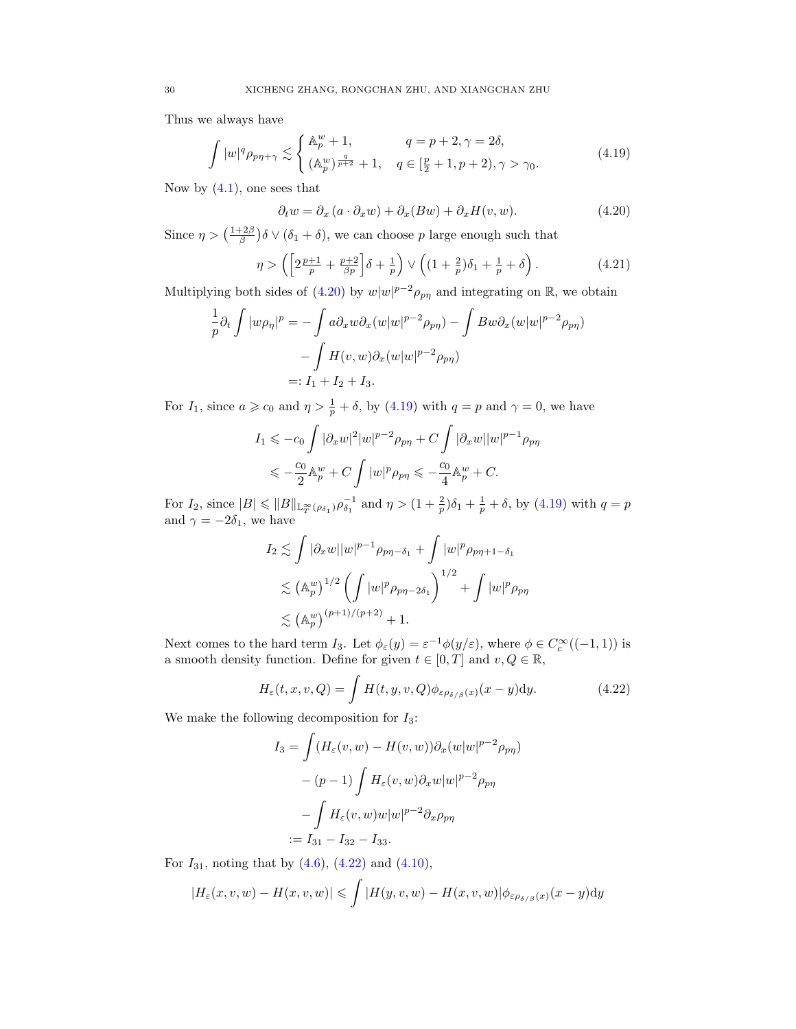Thus we always have

$$
\int |w|^q \rho_{p\eta+\gamma} \lesssim \begin{cases} \mathbb{A}_p^w + 1, & q = p+2, \gamma = 2\delta, \\ (\mathbb{A}_p^w)^{\frac{q}{p+2}} + 1, & q \in [\frac{p}{2}+1, p+2), \gamma > \gamma_0. \end{cases} \tag{4.19}
$$

Now by (4.1), one sees that

$$
\partial_t w = \partial_x (a \cdot \partial_x w) + \partial_x (Bw) + \partial_x H(v, w). \tag{4.20}
$$

Since $\eta > \left(\frac{1+2\beta}{\beta}\right)\delta \vee (\delta_1 + \delta)$, we can choose $p$ large enough such that

$$
\eta > \left( \left[ 2\tfrac{p+1}{p} + \tfrac{p+2}{\beta p} \right] \delta + \tfrac{1}{p} \right) \vee \left( (1 + \tfrac{2}{p})\delta_1 + \tfrac{1}{p} + \delta \right). \tag{4.21}
$$

Multiplying both sides of (4.20) by $w|w|^{p-2}\rho_{p\eta}$ and integrating on $\mathbb{R}$, we obtain

$$
\begin{aligned}
\frac{1}{p}\partial_t \int |w\rho_\eta|^p &= - \int a\partial_x w \partial_x (w|w|^{p-2}\rho_{p\eta}) - \int Bw\partial_x (w|w|^{p-2}\rho_{p\eta}) \\
&\quad - \int H(v, w)\partial_x (w|w|^{p-2}\rho_{p\eta}) \\
&=: I_1 + I_2 + I_3.
\end{aligned}
$$

For $I_1$, since $a \geqslant c_0$ and $\eta > \frac{1}{p} + \delta$, by (4.19) with $q = p$ and $\gamma = 0$, we have

$$
\begin{aligned}
I_1 &\leqslant -c_0 \int |\partial_x w|^2 |w|^{p-2}\rho_{p\eta} + C\int |\partial_x w||w|^{p-1}\rho_{p\eta} \\
&\leqslant -\frac{c_0}{2}\mathbb{A}_p^w + C\int |w|^p \rho_{p\eta} \leqslant -\frac{c_0}{4}\mathbb{A}_p^w + C.
\end{aligned}
$$

For $I_2$, since $|B| \leqslant \|B\|_{\mathbb{L}_T^\infty(\rho_{\delta_1})}\rho_{\delta_1}^{-1}$ and $\eta > (1 + \frac{2}{p})\delta_1 + \frac{1}{p} + \delta$, by (4.19) with $q = p$ and $\gamma = -2\delta_1$, we have

$$
\begin{aligned}
I_2 &\lesssim \int |\partial_x w||w|^{p-1}\rho_{p\eta-\delta_1} + \int |w|^p \rho_{p\eta+1-\delta_1} \\
&\lesssim \left(\mathbb{A}_p^w\right)^{1/2} \left( \int |w|^p \rho_{p\eta-2\delta_1} \right)^{1/2} + \int |w|^p \rho_{p\eta} \\
&\lesssim \left(\mathbb{A}_p^w\right)^{(p+1)/(p+2)} + 1.
\end{aligned}
$$

Next comes to the hard term $I_3$. Let $\phi_\varepsilon(y) = \varepsilon^{-1}\phi(y/\varepsilon)$, where $\phi \in C_c^\infty((-1, 1))$ is a smooth density function. Define for given $t \in [0, T]$ and $v, Q \in \mathbb{R}$,

$$
H_\varepsilon(t, x, v, Q) = \int H(t, y, v, Q)\phi_{\varepsilon\rho_{\delta/\beta}(x)}(x - y)\mathrm{d}y. \tag{4.22}
$$

We make the following decomposition for $I_3$:

$$
\begin{aligned}
I_3 &= \int (H_\varepsilon(v, w) - H(v, w))\partial_x (w|w|^{p-2}\rho_{p\eta}) \\
&\quad - (p-1)\int H_\varepsilon(v, w)\partial_x w|w|^{p-2}\rho_{p\eta} \\
&\quad - \int H_\varepsilon(v, w)w|w|^{p-2}\partial_x \rho_{p\eta} \\
&:= I_{31} - I_{32} - I_{33}.
\end{aligned}
$$

For $I_{31}$, noting that by (4.6), (4.22) and (4.10),

$$
|H_\varepsilon(x, v, w) - H(x, v, w)| \leqslant \int |H(y, v, w) - H(x, v, w)|\phi_{\varepsilon\rho_{\delta/\beta}(x)}(x - y)\mathrm{d}y
$$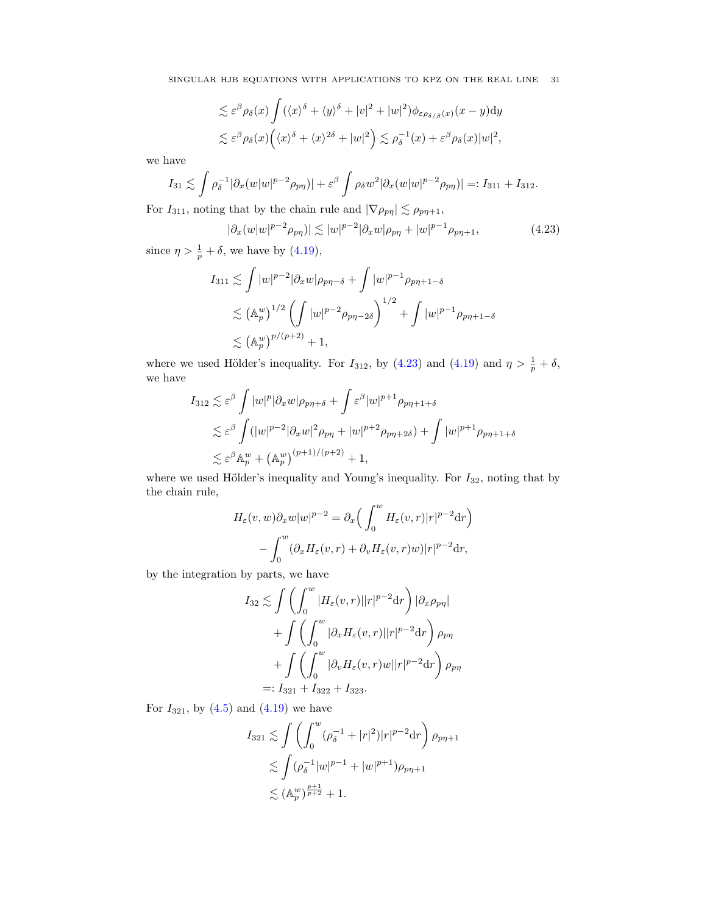$$
\begin{aligned}
&\lesssim \varepsilon^\beta \rho_\delta(x) \int (\langle x\rangle^\delta + \langle y\rangle^\delta + |v|^2 + |w|^2)\phi_{\varepsilon\rho_{\delta/\beta}(x)}(x-y)\mathrm{d}y \\
&\lesssim \varepsilon^\beta \rho_\delta(x)\Big(\langle x\rangle^\delta + \langle x\rangle^{2\delta} + |w|^2\Big) \lesssim \rho_\delta^{-1}(x) + \varepsilon^\beta \rho_\delta(x)|w|^2,
\end{aligned}
$$

we have

$$
I_{31} \lesssim \int \rho_\delta^{-1}|\partial_x(w|w|^{p-2}\rho_{p\eta})| + \varepsilon^\beta \int \rho_\delta w^2 |\partial_x(w|w|^{p-2}\rho_{p\eta})| =: I_{311} + I_{312}.
$$

For $I_{311}$, noting that by the chain rule and $|\nabla \rho_{p\eta}| \lesssim \rho_{p\eta+1}$,

$$
|\partial_x(w|w|^{p-2}\rho_{p\eta})| \lesssim |w|^{p-2}|\partial_x w|\rho_{p\eta} + |w|^{p-1}\rho_{p\eta+1}, \tag{4.23}
$$

since $\eta > \frac{1}{p} + \delta$, we have by (4.19),

$$
\begin{aligned}
I_{311} &\lesssim \int |w|^{p-2}|\partial_x w|\rho_{p\eta-\delta} + \int |w|^{p-1}\rho_{p\eta+1-\delta} \\
&\lesssim \left(\mathbb{A}_p^w\right)^{1/2}\left(\int |w|^{p-2}\rho_{p\eta-2\delta}\right)^{1/2} + \int |w|^{p-1}\rho_{p\eta+1-\delta} \\
&\lesssim \left(\mathbb{A}_p^w\right)^{p/(p+2)} + 1,
\end{aligned}
$$

where we used Hölder's inequality. For $I_{312}$, by (4.23) and (4.19) and $\eta > \frac{1}{p} + \delta$, we have

$$
\begin{aligned}
I_{312} &\lesssim \varepsilon^\beta \int |w|^p|\partial_x w|\rho_{p\eta+\delta} + \int \varepsilon^\beta |w|^{p+1}\rho_{p\eta+1+\delta} \\
&\lesssim \varepsilon^\beta \int (|w|^{p-2}|\partial_x w|^2\rho_{p\eta} + |w|^{p+2}\rho_{p\eta+2\delta}) + \int |w|^{p+1}\rho_{p\eta+1+\delta} \\
&\lesssim \varepsilon^\beta \mathbb{A}_p^w + \left(\mathbb{A}_p^w\right)^{(p+1)/(p+2)} + 1,
\end{aligned}
$$

where we used Hölder's inequality and Young's inequality. For $I_{32}$, noting that by the chain rule,

$$
\begin{aligned}
H_\varepsilon(v,w)\partial_x w|w|^{p-2} &= \partial_x\Big(\int_0^w H_\varepsilon(v,r)|r|^{p-2}\mathrm{d}r\Big) \\
&\quad - \int_0^w (\partial_x H_\varepsilon(v,r) + \partial_v H_\varepsilon(v,r)w)|r|^{p-2}\mathrm{d}r,
\end{aligned}
$$

by the integration by parts, we have

$$
\begin{aligned}
I_{32} &\lesssim \int \left(\int_0^w |H_\varepsilon(v,r)||r|^{p-2}\mathrm{d}r\right)|\partial_x \rho_{p\eta}| \\
&\quad + \int \left(\int_0^w |\partial_x H_\varepsilon(v,r)||r|^{p-2}\mathrm{d}r\right)\rho_{p\eta} \\
&\quad + \int \left(\int_0^w |\partial_v H_\varepsilon(v,r)w||r|^{p-2}\mathrm{d}r\right)\rho_{p\eta} \\
&=: I_{321} + I_{322} + I_{323}.
\end{aligned}
$$

For $I_{321}$, by (4.5) and (4.19) we have

$$
\begin{aligned}
I_{321} &\lesssim \int \left(\int_0^w (\rho_\delta^{-1} + |r|^2)|r|^{p-2}\mathrm{d}r\right)\rho_{p\eta+1} \\
&\lesssim \int (\rho_\delta^{-1}|w|^{p-1} + |w|^{p+1})\rho_{p\eta+1} \\
&\lesssim (\mathbb{A}_p^w)^{\frac{p+1}{p+2}} + 1.
\end{aligned}
$$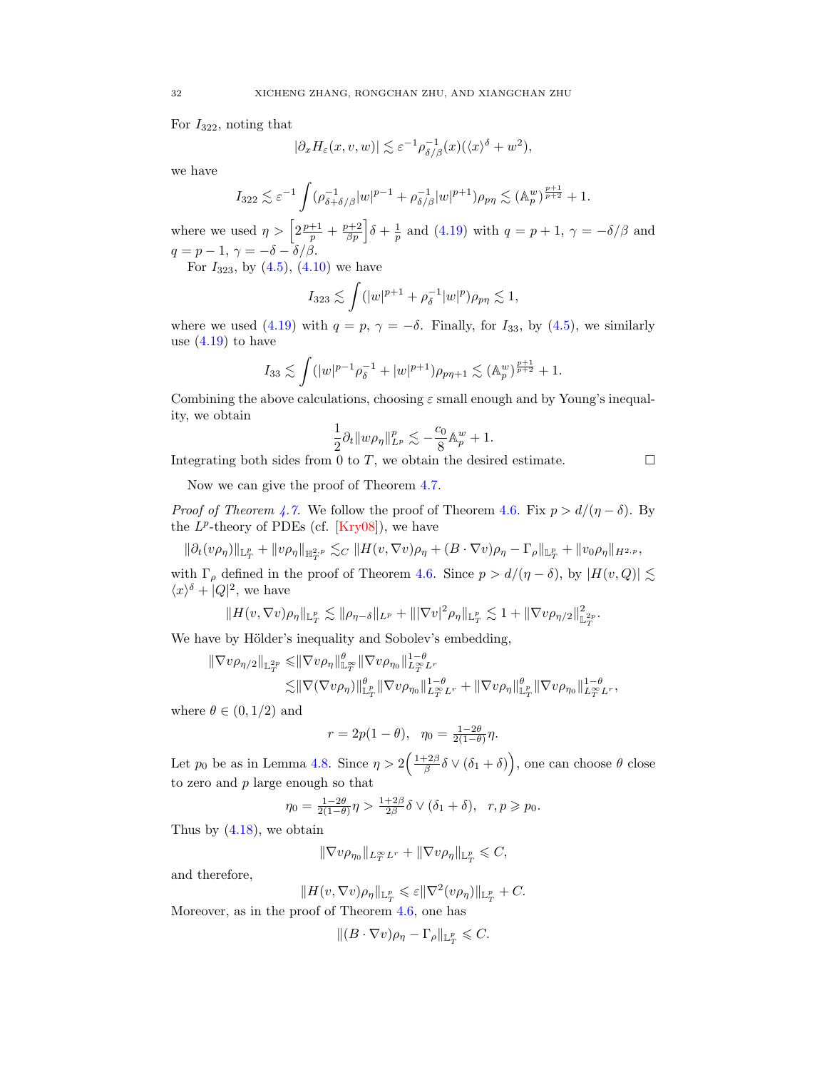For $I_{322}$, noting that

$$|\partial_x H_\varepsilon(x,v,w)| \lesssim \varepsilon^{-1}\rho^{-1}_{\delta/\beta}(x)(\langle x\rangle^\delta + w^2),$$

we have

$$I_{322} \lesssim \varepsilon^{-1}\int (\rho^{-1}_{\delta+\delta/\beta}|w|^{p-1} + \rho^{-1}_{\delta/\beta}|w|^{p+1})\rho_{p\eta} \lesssim (\mathbb{A}^w_p)^{\frac{p+1}{p+2}} + 1.$$

where we used $\eta > \left[2\frac{p+1}{p} + \frac{p+2}{\beta p}\right]\delta + \frac{1}{p}$ and (4.19) with $q = p+1$, $\gamma = -\delta/\beta$ and $q = p-1$, $\gamma = -\delta - \delta/\beta$.

For $I_{323}$, by (4.5), (4.10) we have

$$I_{323} \lesssim \int (|w|^{p+1} + \rho^{-1}_\delta |w|^p)\rho_{p\eta} \lesssim 1,$$

where we used (4.19) with $q = p$, $\gamma = -\delta$. Finally, for $I_{33}$, by (4.5), we similarly use (4.19) to have

$$I_{33} \lesssim \int (|w|^{p-1}\rho^{-1}_\delta + |w|^{p+1})\rho_{p\eta+1} \lesssim (\mathbb{A}^w_p)^{\frac{p+1}{p+2}} + 1.$$

Combining the above calculations, choosing $\varepsilon$ small enough and by Young's inequality, we obtain

$$\frac{1}{2}\partial_t \|w\rho_\eta\|^p_{L^p} \lesssim -\frac{c_0}{8}\mathbb{A}^w_p + 1.$$

Integrating both sides from 0 to $T$, we obtain the desired estimate. $\square$

Now we can give the proof of Theorem 4.7.

*Proof of Theorem 4.7.* We follow the proof of Theorem 4.6. Fix $p > d/(\eta - \delta)$. By the $L^p$-theory of PDEs (cf. [Kry08]), we have

$$\|\partial_t(v\rho_\eta)\|_{\mathbb{L}^p_T} + \|v\rho_\eta\|_{\mathbb{H}^{2,p}_T} \lesssim_C \|H(v,\nabla v)\rho_\eta + (B\cdot\nabla v)\rho_\eta - \Gamma_\rho\|_{\mathbb{L}^p_T} + \|v_0\rho_\eta\|_{H^{2,p}},$$

with $\Gamma_\rho$ defined in the proof of Theorem 4.6. Since $p > d/(\eta-\delta)$, by $|H(v,Q)| \lesssim \langle x\rangle^\delta + |Q|^2$, we have

$$\|H(v,\nabla v)\rho_\eta\|_{\mathbb{L}^p_T} \lesssim \|\rho_{\eta-\delta}\|_{L^p} + \||\nabla v|^2\rho_\eta\|_{\mathbb{L}^p_T} \lesssim 1 + \|\nabla v\rho_{\eta/2}\|^2_{\mathbb{L}^{2p}_T}.$$

We have by Hölder's inequality and Sobolev's embedding,

$$\begin{aligned}
\|\nabla v\rho_{\eta/2}\|_{\mathbb{L}^{2p}_T} \leqslant& \|\nabla v\rho_\eta\|^\theta_{\mathbb{L}^\infty_T}\|\nabla v\rho_{\eta_0}\|^{1-\theta}_{L^\infty_T L^r} \\
\lesssim& \|\nabla(\nabla v\rho_\eta)\|^\theta_{\mathbb{L}^p_T}\|\nabla v\rho_{\eta_0}\|^{1-\theta}_{L^\infty_T L^r} + \|\nabla v\rho_\eta\|^\theta_{\mathbb{L}^p_T}\|\nabla v\rho_{\eta_0}\|^{1-\theta}_{L^\infty_T L^r},
\end{aligned}$$

where $\theta \in (0,1/2)$ and

$$r = 2p(1-\theta), \quad \eta_0 = \tfrac{1-2\theta}{2(1-\theta)}\eta.$$

Let $p_0$ be as in Lemma 4.8. Since $\eta > 2\Big(\frac{1+2\beta}{\beta}\delta \vee (\delta_1+\delta)\Big)$, one can choose $\theta$ close to zero and $p$ large enough so that

$$\eta_0 = \tfrac{1-2\theta}{2(1-\theta)}\eta > \tfrac{1+2\beta}{2\beta}\delta \vee (\delta_1+\delta), \quad r, p \geqslant p_0.$$

Thus by (4.18), we obtain

$$\|\nabla v\rho_{\eta_0}\|_{L^\infty_T L^r} + \|\nabla v\rho_\eta\|_{\mathbb{L}^p_T} \leqslant C,$$

and therefore,

$$\|H(v,\nabla v)\rho_\eta\|_{\mathbb{L}^p_T} \leqslant \varepsilon\|\nabla^2(v\rho_\eta)\|_{\mathbb{L}^p_T} + C.$$

Moreover, as in the proof of Theorem 4.6, one has

$$\|(B\cdot\nabla v)\rho_\eta - \Gamma_\rho\|_{\mathbb{L}^p_T} \leqslant C.$$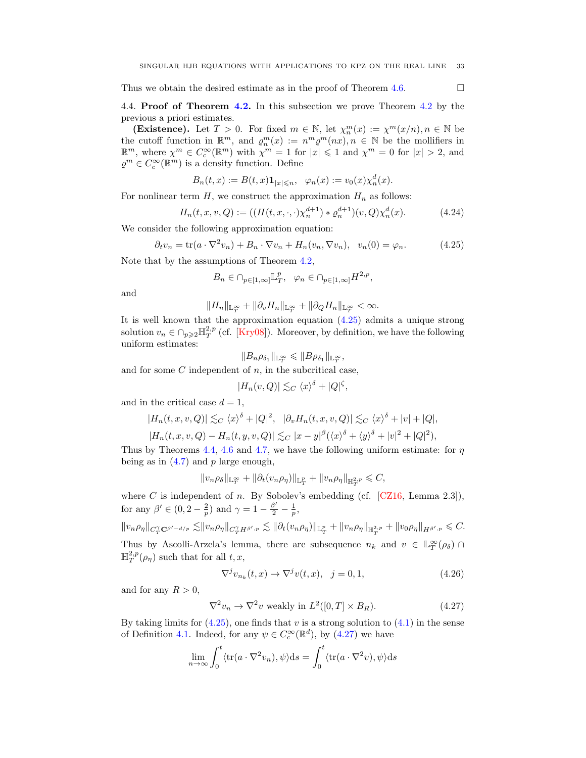Thus we obtain the desired estimate as in the proof of Theorem 4.6. $\square$

4.4. **Proof of Theorem 4.2.** In this subsection we prove Theorem 4.2 by the previous a priori estimates.

**(Existence).** Let $T > 0$. For fixed $m \in \mathbb{N}$, let $\chi^m_n(x) := \chi^m(x/n), n \in \mathbb{N}$ be the cutoff function in $\mathbb{R}^m$, and $\varrho^m_n(x) := n^m \varrho^m(nx), n \in \mathbb{N}$ be the mollifiers in $\mathbb{R}^m$, where $\chi^m \in C^\infty_c(\mathbb{R}^m)$ with $\chi^m = 1$ for $|x| \leqslant 1$ and $\chi^m = 0$ for $|x| > 2$, and $\varrho^m \in C^\infty_c(\mathbb{R}^m)$ is a density function. Define

$$B_n(t,x) := B(t,x)\mathbf{1}_{|x|\leqslant n}, \quad \varphi_n(x) := v_0(x)\chi^d_n(x).$$

For nonlinear term $H$, we construct the approximation $H_n$ as follows:

$$H_n(t,x,v,Q) := ((H(t,x,\cdot,\cdot)\chi^{d+1}_n) * \varrho^{d+1}_n)(v,Q)\chi^d_n(x). \tag{4.24}$$

We consider the following approximation equation:

$$\partial_t v_n = \mathrm{tr}(a \cdot \nabla^2 v_n) + B_n \cdot \nabla v_n + H_n(v_n, \nabla v_n), \quad v_n(0) = \varphi_n. \tag{4.25}$$

Note that by the assumptions of Theorem 4.2,

$$B_n \in \cap_{p\in[1,\infty]}\mathbb{L}^p_T, \quad \varphi_n \in \cap_{p\in[1,\infty]} H^{2,p},$$

and

$$\|H_n\|_{\mathbb{L}^\infty_T} + \|\partial_v H_n\|_{\mathbb{L}^\infty_T} + \|\partial_Q H_n\|_{\mathbb{L}^\infty_T} < \infty.$$

It is well known that the approximation equation (4.25) admits a unique strong solution $v_n \in \cap_{p\geqslant 2}\mathbb{H}^{2,p}_T$ (cf. [Kry08]). Moreover, by definition, we have the following uniform estimates:

$$\|B_n\rho_{\delta_1}\|_{\mathbb{L}^\infty_T} \leqslant \|B\rho_{\delta_1}\|_{\mathbb{L}^\infty_T},$$

and for some $C$ independent of $n$, in the subcritical case,

$$|H_n(v,Q)| \lesssim_C \langle x\rangle^\delta + |Q|^\zeta,$$

and in the critical case $d = 1$,

$$|H_n(t,x,v,Q)| \lesssim_C \langle x\rangle^\delta + |Q|^2, \quad |\partial_v H_n(t,x,v,Q)| \lesssim_C \langle x\rangle^\delta + |v| + |Q|,$$

$$|H_n(t,x,v,Q) - H_n(t,y,v,Q)| \lesssim_C |x-y|^\beta(\langle x\rangle^\delta + \langle y\rangle^\delta + |v|^2 + |Q|^2),$$

Thus by Theorems 4.4, 4.6 and 4.7, we have the following uniform estimate: for $\eta$ being as in (4.7) and $p$ large enough,

$$\|v_n\rho_\delta\|_{\mathbb{L}^\infty_T} + \|\partial_t(v_n\rho_\eta)\|_{\mathbb{L}^p_T} + \|v_n\rho_\eta\|_{\mathbb{H}^{2,p}_T} \leqslant C,$$

where $C$ is independent of $n$. By Sobolev's embedding (cf. [CZ16, Lemma 2.3]), for any $\beta' \in (0, 2-\frac{2}{p})$ and $\gamma = 1 - \frac{\beta'}{2} - \frac{1}{p}$,

$$\|v_n\rho_\eta\|_{C^\gamma_T\mathbf{C}^{\beta'-d/p}} \lesssim \|v_n\rho_\eta\|_{C^\gamma_T H^{\beta',p}} \lesssim \|\partial_t(v_n\rho_\eta)\|_{\mathbb{L}^p_T} + \|v_n\rho_\eta\|_{\mathbb{H}^{2,p}_T} + \|v_0\rho_\eta\|_{H^{\beta',p}} \leqslant C.$$

Thus by Ascolli-Arzela's lemma, there are subsequence $n_k$ and $v \in \mathbb{L}^\infty_T(\rho_\delta) \cap \mathbb{H}^{2,p}_T(\rho_\eta)$ such that for all $t, x$,

$$\nabla^j v_{n_k}(t,x) \to \nabla^j v(t,x), \quad j = 0, 1, \tag{4.26}$$

and for any $R > 0$,

$$\nabla^2 v_n \to \nabla^2 v \text{ weakly in } L^2([0,T]\times B_R). \tag{4.27}$$

By taking limits for (4.25), one finds that $v$ is a strong solution to (4.1) in the sense of Definition 4.1. Indeed, for any $\psi \in C^\infty_c(\mathbb{R}^d)$, by (4.27) we have

$$\lim_{n\to\infty}\int_0^t \langle \mathrm{tr}(a\cdot\nabla^2 v_n), \psi\rangle \mathrm{d}s = \int_0^t \langle \mathrm{tr}(a\cdot\nabla^2 v), \psi\rangle \mathrm{d}s$$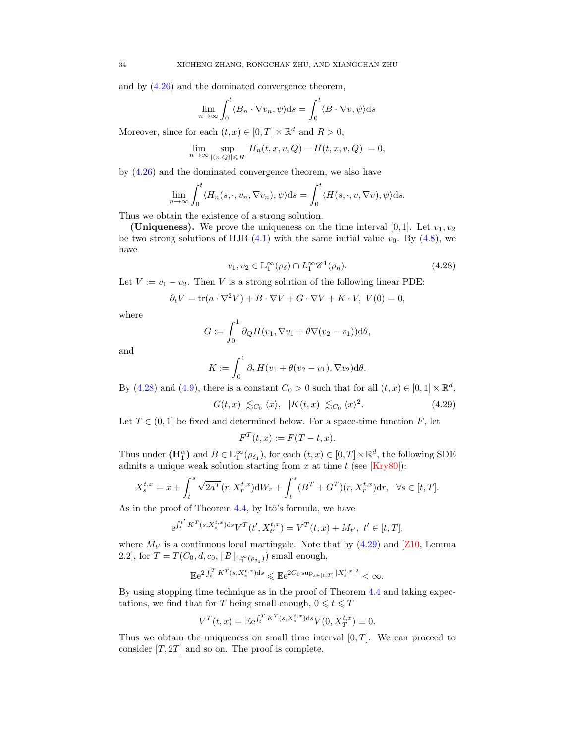and by (4.26) and the dominated convergence theorem,

$$\lim_{n\to\infty}\int_0^t \langle B_n\cdot\nabla v_n,\psi\rangle \mathrm{d}s=\int_0^t\langle B\cdot\nabla v,\psi\rangle\mathrm{d}s$$

Moreover, since for each $(t,x)\in[0,T]\times\mathbb{R}^d$ and $R>0$,

$$\lim_{n\to\infty}\sup_{|(v,Q)|\leqslant R}|H_n(t,x,v,Q)-H(t,x,v,Q)|=0,$$

by (4.26) and the dominated convergence theorem, we also have

$$\lim_{n\to\infty}\int_0^t\langle H_n(s,\cdot,v_n,\nabla v_n),\psi\rangle\mathrm{d}s=\int_0^t\langle H(s,\cdot,v,\nabla v),\psi\rangle\mathrm{d}s.$$

Thus we obtain the existence of a strong solution.

**(Uniqueness).** We prove the uniqueness on the time interval $[0,1]$. Let $v_1,v_2$ be two strong solutions of HJB (4.1) with the same initial value $v_0$. By (4.8), we have

$$v_1,v_2\in\mathbb{L}^\infty_1(\rho_\delta)\cap L^\infty_1\mathscr{C}^1(\rho_\eta). \tag{4.28}$$

Let $V:=v_1-v_2$. Then $V$ is a strong solution of the following linear PDE:

$$\partial_t V=\mathrm{tr}(a\cdot\nabla^2 V)+B\cdot\nabla V+G\cdot\nabla V+K\cdot V,\ V(0)=0,$$

where

$$G:=\int_0^1\partial_Q H(v_1,\nabla v_1+\theta\nabla(v_2-v_1))\mathrm{d}\theta,$$

and

$$K:=\int_0^1\partial_v H(v_1+\theta(v_2-v_1),\nabla v_2)\mathrm{d}\theta.$$

By (4.28) and (4.9), there is a constant $C_0>0$ such that for all $(t,x)\in[0,1]\times\mathbb{R}^d$,

$$|G(t,x)|\lesssim_{C_0}\langle x\rangle,\quad |K(t,x)|\lesssim_{C_0}\langle x\rangle^2. \tag{4.29}$$

Let $T\in(0,1]$ be fixed and determined below. For a space-time function $F$, let

$$F^T(t,x):=F(T-t,x).$$

Thus under $(\mathbf{H}^\alpha_1)$ and $B\in\mathbb{L}^\infty_1(\rho_{\delta_1})$, for each $(t,x)\in[0,T]\times\mathbb{R}^d$, the following SDE admits a unique weak solution starting from $x$ at time $t$ (see [Kry80]):

$$X^{t,x}_s=x+\int_t^s\sqrt{2a^T}(r,X^{t,x}_r)\mathrm{d}W_r+\int_t^s(B^T+G^T)(r,X^{t,x}_r)\mathrm{d}r,\quad\forall s\in[t,T].$$

As in the proof of Theorem 4.4, by Itô's formula, we have

$$\mathrm{e}^{\int_t^{t'}K^T(s,X^{t,x}_s)\mathrm{d}s}V^T(t',X^{t,x}_{t'})=V^T(t,x)+M_{t'},\ t'\in[t,T],$$

where $M_{t'}$ is a continuous local martingale. Note that by (4.29) and [Z10, Lemma 2.2], for $T=T(C_0,d,c_0,\|B\|_{\mathbb{L}^\infty_1(\rho_{\delta_1})})$ small enough,

$$\mathbb{E}\mathrm{e}^{2\int_t^T K^T(s,X^{t,x}_s)\mathrm{d}s}\leqslant\mathbb{E}\mathrm{e}^{2C_0\sup_{s\in[t,T]}|X^{t,x}_s|^2}<\infty.$$

By using stopping time technique as in the proof of Theorem 4.4 and taking expectations, we find that for $T$ being small enough, $0\leqslant t\leqslant T$

$$V^T(t,x)=\mathbb{E}\mathrm{e}^{\int_t^T K^T(s,X^{t,x}_s)\mathrm{d}s}V(0,X^{t,x}_T)\equiv 0.$$

Thus we obtain the uniqueness on small time interval $[0,T]$. We can proceed to consider $[T,2T]$ and so on. The proof is complete.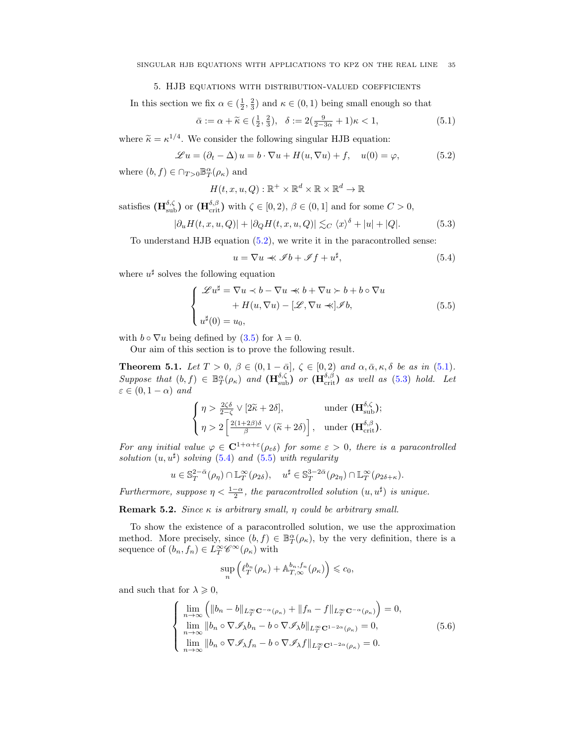## 5. HJB equations with distribution-valued coefficients

In this section we fix $\alpha \in (\frac{1}{2}, \frac{2}{3})$ and $\kappa \in (0,1)$ being small enough so that

$$\bar{\alpha} := \alpha + \widetilde{\kappa} \in (\tfrac{1}{2}, \tfrac{2}{3}), \quad \delta := 2(\tfrac{9}{2-3\alpha} + 1)\kappa < 1, \tag{5.1}$$

where $\widetilde{\kappa} = \kappa^{1/4}$. We consider the following singular HJB equation:

$$\mathscr{L} u = (\partial_t - \Delta) u = b \cdot \nabla u + H(u, \nabla u) + f, \quad u(0) = \varphi, \tag{5.2}$$

where $(b, f) \in \cap_{T>0} \mathbb{B}^{\alpha}_T(\rho_\kappa)$ and

$$H(t, x, u, Q) : \mathbb{R}^+ \times \mathbb{R}^d \times \mathbb{R} \times \mathbb{R}^d \to \mathbb{R}$$

satisfies $(\mathbf{H}^{\delta,\zeta}_{\rm sub})$ or $(\mathbf{H}^{\delta,\beta}_{\rm crit})$ with $\zeta \in [0,2)$, $\beta \in (0,1]$ and for some $C > 0$,

$$|\partial_u H(t,x,u,Q)| + |\partial_Q H(t,x,u,Q)| \lesssim_C \langle x \rangle^\delta + |u| + |Q|. \tag{5.3}$$

To understand HJB equation (5.2), we write it in the paracontrolled sense:

$$u = \nabla u \prec\!\!\prec \mathscr{I} b + \mathscr{I} f + u^\sharp, \tag{5.4}$$

where $u^\sharp$ solves the following equation

$$\begin{cases} \mathscr{L} u^\sharp = \nabla u \prec b - \nabla u \prec\!\!\prec b + \nabla u \succ b + b \circ \nabla u \\ \qquad\qquad + H(u, \nabla u) - [\mathscr{L}, \nabla u \prec\!\!\prec] \mathscr{I} b, \\ u^\sharp(0) = u_0, \end{cases} \tag{5.5}$$

with $b \circ \nabla u$ being defined by (3.5) for $\lambda = 0$.

Our aim of this section is to prove the following result.

**Theorem 5.1.** *Let $T > 0$, $\beta \in (0, 1-\bar{\alpha}]$, $\zeta \in [0,2)$ and $\alpha, \bar{\alpha}, \kappa, \delta$ be as in (5.1). Suppose that $(b,f) \in \mathbb{B}^{\alpha}_T(\rho_\kappa)$ and $(\mathbf{H}^{\delta,\zeta}_{\rm sub})$ or $(\mathbf{H}^{\delta,\beta}_{\rm crit})$ as well as (5.3) hold. Let $\varepsilon \in (0, 1-\alpha)$ and*

$$\begin{cases} \eta > \frac{2\zeta\delta}{2-\zeta} \vee [2\widetilde{\kappa} + 2\delta], & \text{under } (\mathbf{H}^{\delta,\zeta}_{\rm sub}); \\ \eta > 2\left[\frac{2(1+2\beta)\delta}{\beta} \vee (\widetilde{\kappa} + 2\delta)\right], & \text{under } (\mathbf{H}^{\delta,\beta}_{\rm crit}). \end{cases}$$

*For any initial value $\varphi \in \mathbf{C}^{1+\alpha+\varepsilon}(\rho_{\varepsilon\delta})$ for some $\varepsilon > 0$, there is a paracontrolled solution $(u, u^\sharp)$ solving (5.4) and (5.5) with regularity*

$$u \in \mathbb{S}^{2-\bar{\alpha}}_T(\rho_\eta) \cap \mathbb{L}^\infty_T(\rho_{2\delta}), \quad u^\sharp \in \mathbb{S}^{3-2\bar{\alpha}}_T(\rho_{2\eta}) \cap \mathbb{L}^\infty_T(\rho_{2\delta+\kappa}).$$

*Furthermore, suppose $\eta < \frac{1-\alpha}{2}$, the paracontrolled solution $(u, u^\sharp)$ is unique.*

**Remark 5.2.** *Since $\kappa$ is arbitrary small, $\eta$ could be arbitrary small.*

To show the existence of a paracontrolled solution, we use the approximation method. More precisely, since $(b,f) \in \mathbb{B}^{\alpha}_T(\rho_\kappa)$, by the very definition, there is a sequence of $(b_n, f_n) \in L^\infty_T \mathscr{C}^\infty(\rho_\kappa)$ with

$$\sup_n \left( \ell^{b_n}_T(\rho_\kappa) + \mathbb{A}^{b_n, f_n}_{T,\infty}(\rho_\kappa) \right) \leqslant c_0,$$

and such that for $\lambda \geqslant 0$,

$$\begin{cases} \lim\limits_{n\to\infty} \left( \|b_n - b\|_{L^\infty_T \mathbf{C}^{-\alpha}(\rho_\kappa)} + \|f_n - f\|_{L^\infty_T \mathbf{C}^{-\alpha}(\rho_\kappa)} \right) = 0, \\ \lim\limits_{n\to\infty} \|b_n \circ \nabla \mathscr{I}_\lambda b_n - b \circ \nabla \mathscr{I}_\lambda b\|_{L^\infty_T \mathbf{C}^{1-2\alpha}(\rho_\kappa)} = 0, \\ \lim\limits_{n\to\infty} \|b_n \circ \nabla \mathscr{I}_\lambda f_n - b \circ \nabla \mathscr{I}_\lambda f\|_{L^\infty_T \mathbf{C}^{1-2\alpha}(\rho_\kappa)} = 0. \end{cases} \tag{5.6}$$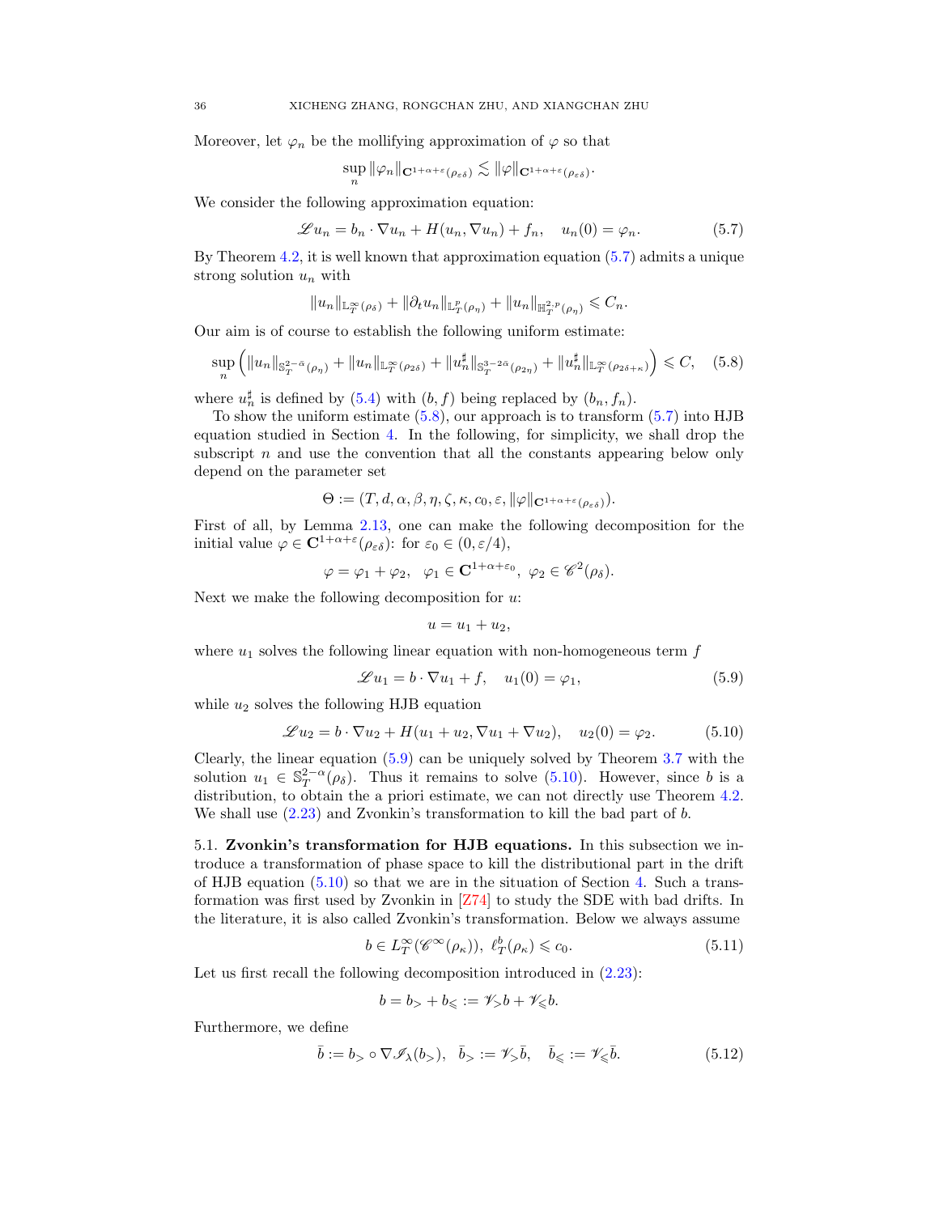Moreover, let $\varphi_n$ be the mollifying approximation of $\varphi$ so that

$$\sup_n \|\varphi_n\|_{\mathbf{C}^{1+\alpha+\varepsilon}(\rho_{\varepsilon\delta})} \lesssim \|\varphi\|_{\mathbf{C}^{1+\alpha+\varepsilon}(\rho_{\varepsilon\delta})}.$$

We consider the following approximation equation:

$$\mathscr{L} u_n = b_n \cdot \nabla u_n + H(u_n, \nabla u_n) + f_n, \quad u_n(0) = \varphi_n. \tag{5.7}$$

By Theorem 4.2, it is well known that approximation equation (5.7) admits a unique strong solution $u_n$ with

$$\|u_n\|_{\mathbb{L}^\infty_T(\rho_\delta)} + \|\partial_t u_n\|_{\mathbb{L}^p_T(\rho_\eta)} + \|u_n\|_{\mathbb{H}^{2,p}_T(\rho_\eta)} \leqslant C_n.$$

Our aim is of course to establish the following uniform estimate:

$$\sup_n \Big( \|u_n\|_{\mathbb{S}^{2-\bar\alpha}_T(\rho_\eta)} + \|u_n\|_{\mathbb{L}^\infty_T(\rho_{2\delta})} + \|u^\sharp_n\|_{\mathbb{S}^{3-2\bar\alpha}_T(\rho_{2\eta})} + \|u^\sharp_n\|_{\mathbb{L}^\infty_T(\rho_{2\delta+\kappa})} \Big) \leqslant C, \tag{5.8}$$

where $u^\sharp_n$ is defined by (5.4) with $(b, f)$ being replaced by $(b_n, f_n)$.

To show the uniform estimate (5.8), our approach is to transform (5.7) into HJB equation studied in Section 4. In the following, for simplicity, we shall drop the subscript $n$ and use the convention that all the constants appearing below only depend on the parameter set

$$\Theta := (T, d, \alpha, \beta, \eta, \zeta, \kappa, c_0, \varepsilon, \|\varphi\|_{\mathbf{C}^{1+\alpha+\varepsilon}(\rho_{\varepsilon\delta})}).$$

First of all, by Lemma 2.13, one can make the following decomposition for the initial value $\varphi \in \mathbf{C}^{1+\alpha+\varepsilon}(\rho_{\varepsilon\delta})$: for $\varepsilon_0 \in (0, \varepsilon/4)$,

$$\varphi = \varphi_1 + \varphi_2, \quad \varphi_1 \in \mathbf{C}^{1+\alpha+\varepsilon_0}, \ \varphi_2 \in \mathscr{C}^2(\rho_\delta).$$

Next we make the following decomposition for $u$:

$$u = u_1 + u_2,$$

where $u_1$ solves the following linear equation with non-homogeneous term $f$

$$\mathscr{L} u_1 = b \cdot \nabla u_1 + f, \quad u_1(0) = \varphi_1, \tag{5.9}$$

while $u_2$ solves the following HJB equation

$$\mathscr{L} u_2 = b \cdot \nabla u_2 + H(u_1 + u_2, \nabla u_1 + \nabla u_2), \quad u_2(0) = \varphi_2. \tag{5.10}$$

Clearly, the linear equation (5.9) can be uniquely solved by Theorem 3.7 with the solution $u_1 \in \mathbb{S}^{2-\alpha}_T(\rho_\delta)$. Thus it remains to solve (5.10). However, since $b$ is a distribution, to obtain the a priori estimate, we can not directly use Theorem 4.2. We shall use (2.23) and Zvonkin's transformation to kill the bad part of $b$.

## 5.1. Zvonkin's transformation for HJB equations.

In this subsection we introduce a transformation of phase space to kill the distributional part in the drift of HJB equation (5.10) so that we are in the situation of Section 4. Such a transformation was first used by Zvonkin in [Z74] to study the SDE with bad drifts. In the literature, it is also called Zvonkin's transformation. Below we always assume

$$b \in L^\infty_T(\mathscr{C}^\infty(\rho_\kappa)), \ \ell^b_T(\rho_\kappa) \leqslant c_0. \tag{5.11}$$

Let us first recall the following decomposition introduced in (2.23):

$$b = b_> + b_\leqslant := \mathscr{V}_> b + \mathscr{V}_\leqslant b.$$

Furthermore, we define

$$\bar b := b_> \circ \nabla \mathscr{I}_\lambda(b_>), \quad \bar b_> := \mathscr{V}_> \bar b, \quad \bar b_\leqslant := \mathscr{V}_\leqslant \bar b. \tag{5.12}$$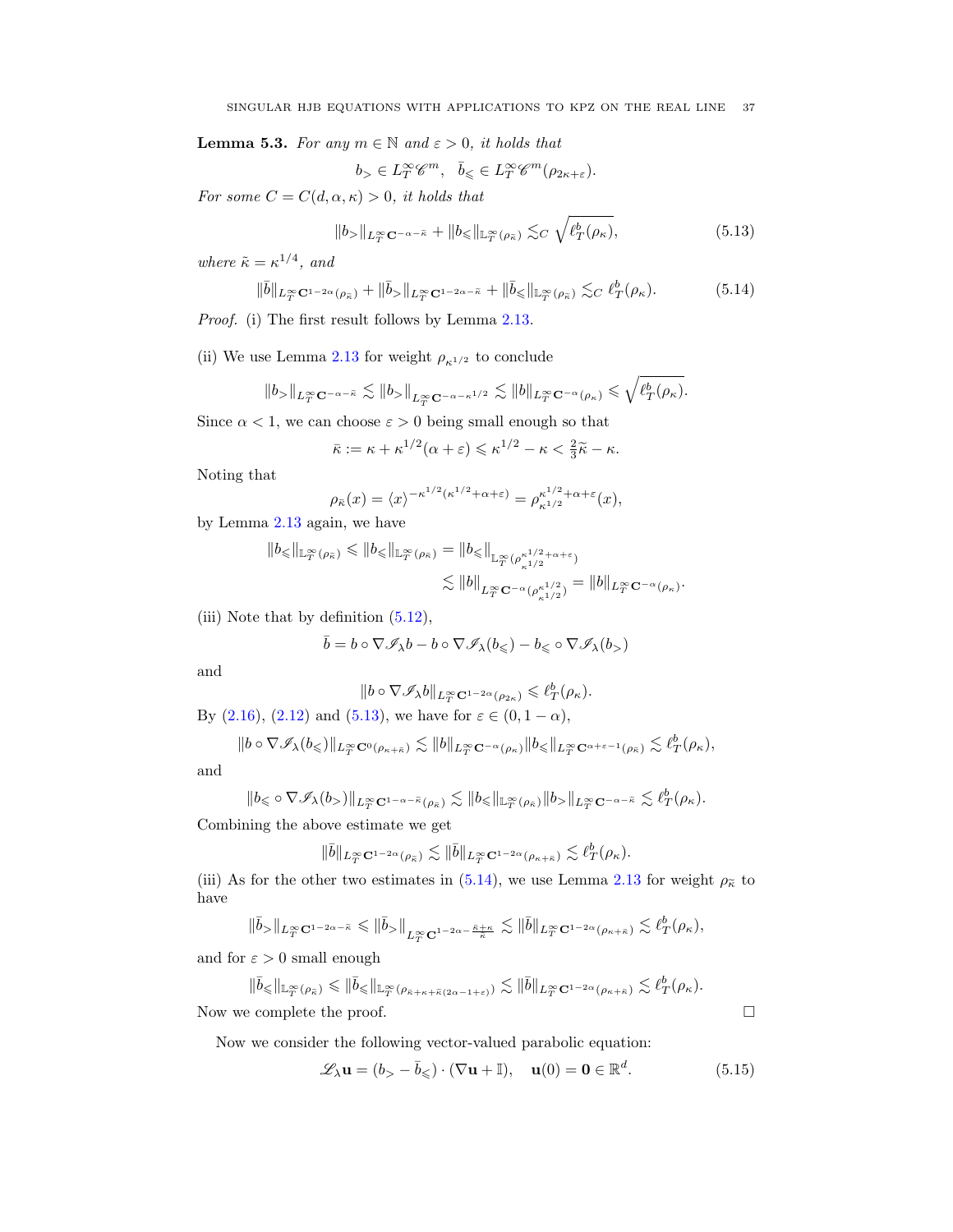**Lemma 5.3.** *For any $m \in \mathbb{N}$ and $\varepsilon > 0$, it holds that*

$$b_> \in L^\infty_T \mathscr{C}^m, \quad \bar{b}_\leqslant \in L^\infty_T \mathscr{C}^m(\rho_{2\kappa+\varepsilon}).$$

*For some $C = C(d, \alpha, \kappa) > 0$, it holds that*

$$\|b_>\|_{L^\infty_T \mathbf{C}^{-\alpha-\tilde{\kappa}}} + \|b_\leqslant\|_{\mathbb{L}^\infty_T(\rho_{\tilde{\kappa}})} \lesssim_C \sqrt{\ell^b_T(\rho_\kappa)}, \tag{5.13}$$

*where $\tilde{\kappa} = \kappa^{1/4}$, and*

$$\|\bar{b}\|_{L^\infty_T \mathbf{C}^{1-2\alpha}(\rho_{\tilde{\kappa}})} + \|\bar{b}_>\|_{L^\infty_T \mathbf{C}^{1-2\alpha-\tilde{\kappa}}} + \|\bar{b}_\leqslant\|_{\mathbb{L}^\infty_T(\rho_{\tilde{\kappa}})} \lesssim_C \ell^b_T(\rho_\kappa). \tag{5.14}$$

*Proof.* (i) The first result follows by Lemma 2.13.

(ii) We use Lemma 2.13 for weight $\rho_{\kappa^{1/2}}$ to conclude

$$\|b_>\|_{L^\infty_T \mathbf{C}^{-\alpha-\tilde{\kappa}}} \lesssim \|b_>\|_{L^\infty_T \mathbf{C}^{-\alpha-\kappa^{1/2}}} \lesssim \|b\|_{L^\infty_T \mathbf{C}^{-\alpha}(\rho_\kappa)} \leqslant \sqrt{\ell^b_T(\rho_\kappa)}.$$

Since $\alpha < 1$, we can choose $\varepsilon > 0$ being small enough so that

$$\bar{\kappa} := \kappa + \kappa^{1/2}(\alpha + \varepsilon) \leqslant \kappa^{1/2} - \kappa < \tfrac{2}{3}\tilde{\kappa} - \kappa.$$

Noting that

$$\rho_{\bar{\kappa}}(x) = \langle x \rangle^{-\kappa^{1/2}(\kappa^{1/2}+\alpha+\varepsilon)} = \rho^{\kappa^{1/2}+\alpha+\varepsilon}_{\kappa^{1/2}}(x),$$

by Lemma 2.13 again, we have

$$\begin{aligned}
\|b_\leqslant\|_{\mathbb{L}^\infty_T(\rho_{\tilde{\kappa}})} \leqslant \|b_\leqslant\|_{\mathbb{L}^\infty_T(\rho_{\bar{\kappa}})} &= \|b_\leqslant\|_{\mathbb{L}^\infty_T(\rho^{\kappa^{1/2}+\alpha+\varepsilon}_{\kappa^{1/2}})} \\
&\lesssim \|b\|_{L^\infty_T \mathbf{C}^{-\alpha}(\rho^{\kappa^{1/2}}_{\kappa^{1/2}})} = \|b\|_{L^\infty_T \mathbf{C}^{-\alpha}(\rho_\kappa)}.
\end{aligned}$$

(iii) Note that by definition (5.12),

$$\bar{b} = b \circ \nabla \mathscr{I}_\lambda b - b \circ \nabla \mathscr{I}_\lambda(b_\leqslant) - b_\leqslant \circ \nabla \mathscr{I}_\lambda(b_>)$$

and

$$\|b \circ \nabla \mathscr{I}_\lambda b\|_{L^\infty_T \mathbf{C}^{1-2\alpha}(\rho_{2\kappa})} \leqslant \ell^b_T(\rho_\kappa).$$

By (2.16), (2.12) and (5.13), we have for $\varepsilon \in (0, 1-\alpha)$,

$$\|b \circ \nabla \mathscr{I}_\lambda(b_\leqslant)\|_{L^\infty_T \mathbf{C}^0(\rho_{\kappa+\bar{\kappa}})} \lesssim \|b\|_{L^\infty_T \mathbf{C}^{-\alpha}(\rho_\kappa)} \|b_\leqslant\|_{L^\infty_T \mathbf{C}^{\alpha+\varepsilon-1}(\rho_{\bar{\kappa}})} \lesssim \ell^b_T(\rho_\kappa),$$

and

$$\|b_\leqslant \circ \nabla \mathscr{I}_\lambda(b_>)\|_{L^\infty_T \mathbf{C}^{1-\alpha-\tilde{\kappa}}(\rho_{\bar{\kappa}})} \lesssim \|b_\leqslant\|_{\mathbb{L}^\infty_T(\rho_{\bar{\kappa}})} \|b_>\|_{L^\infty_T \mathbf{C}^{-\alpha-\tilde{\kappa}}} \lesssim \ell^b_T(\rho_\kappa).$$

Combining the above estimate we get

$$\|\bar{b}\|_{L^\infty_T \mathbf{C}^{1-2\alpha}(\rho_{\tilde{\kappa}})} \lesssim \|\bar{b}\|_{L^\infty_T \mathbf{C}^{1-2\alpha}(\rho_{\kappa+\bar{\kappa}})} \lesssim \ell^b_T(\rho_\kappa).$$

(iii) As for the other two estimates in (5.14), we use Lemma 2.13 for weight $\rho_{\tilde{\kappa}}$ to have

$$\|\bar{b}_>\|_{L^\infty_T \mathbf{C}^{1-2\alpha-\tilde{\kappa}}} \leqslant \|\bar{b}_>\|_{L^\infty_T \mathbf{C}^{1-2\alpha-\frac{\bar{\kappa}+\kappa}{\tilde{\kappa}}}} \lesssim \|\bar{b}\|_{L^\infty_T \mathbf{C}^{1-2\alpha}(\rho_{\kappa+\bar{\kappa}})} \lesssim \ell^b_T(\rho_\kappa),$$

and for $\varepsilon > 0$ small enough

$$\|\bar{b}_\leqslant\|_{\mathbb{L}^\infty_T(\rho_{\tilde{\kappa}})} \leqslant \|\bar{b}_\leqslant\|_{\mathbb{L}^\infty_T(\rho_{\bar{\kappa}+\kappa+\tilde{\kappa}(2\alpha-1+\varepsilon)})} \lesssim \|\bar{b}\|_{L^\infty_T \mathbf{C}^{1-2\alpha}(\rho_{\kappa+\bar{\kappa}})} \lesssim \ell^b_T(\rho_\kappa).$$

Now we complete the proof. $\square$

Now we consider the following vector-valued parabolic equation:

$$\mathscr{L}_\lambda \mathbf{u} = (b_> - \bar{b}_\leqslant) \cdot (\nabla \mathbf{u} + \mathbb{I}), \quad \mathbf{u}(0) = \mathbf{0} \in \mathbb{R}^d. \tag{5.15}$$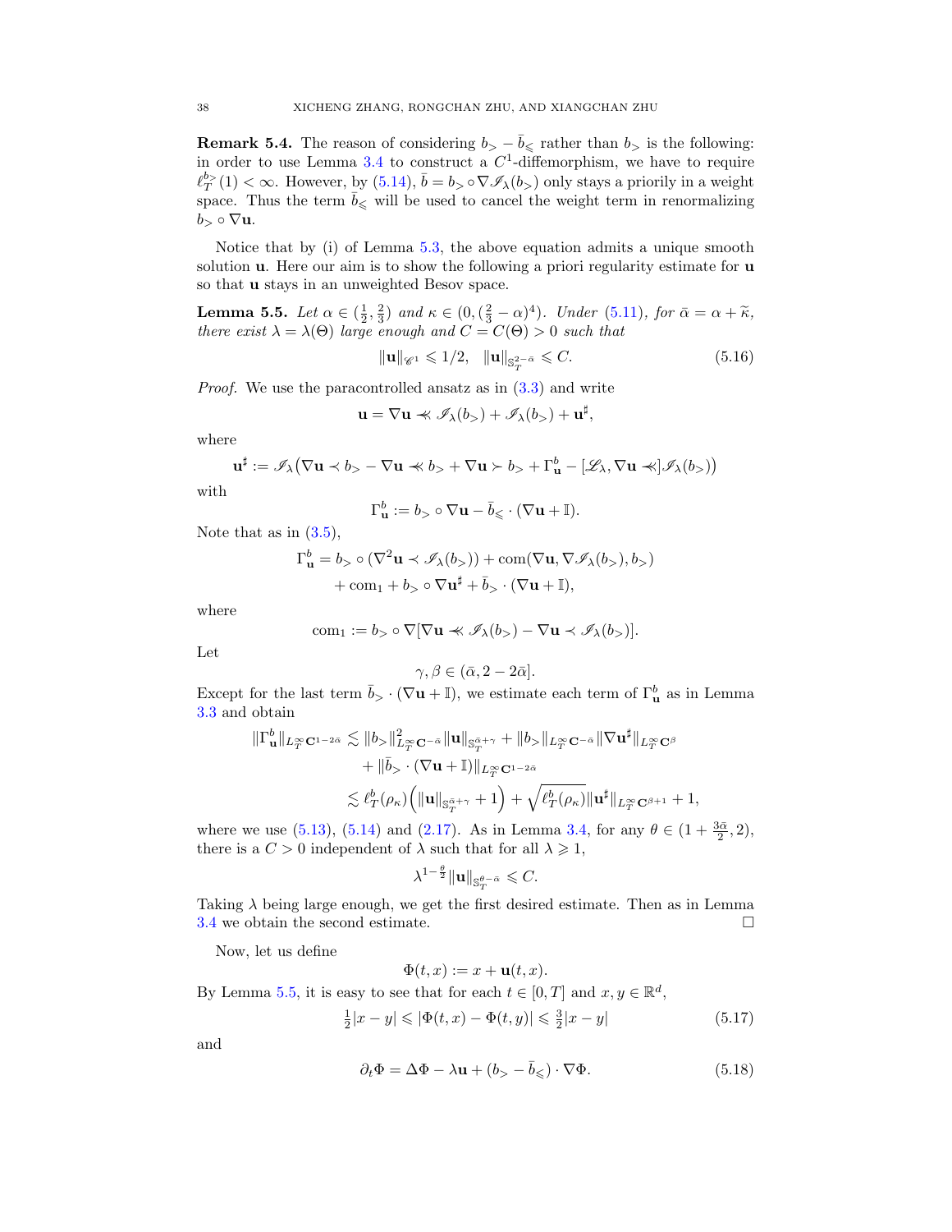**Remark 5.4.** The reason of considering $b_> - \bar{b}_\leqslant$ rather than $b_>$ is the following: in order to use Lemma 3.4 to construct a $C^1$-diffemorphism, we have to require $\ell_T^{b_>}(1) < \infty$. However, by (5.14), $\bar{b} = b_> \circ \nabla \mathscr{I}_\lambda(b_>)$ only stays a priorily in a weight space. Thus the term $\bar{b}_\leqslant$ will be used to cancel the weight term in renormalizing $b_> \circ \nabla \mathbf{u}$.

Notice that by (i) of Lemma 5.3, the above equation admits a unique smooth solution $\mathbf{u}$. Here our aim is to show the following a priori regularity estimate for $\mathbf{u}$ so that $\mathbf{u}$ stays in an unweighted Besov space.

**Lemma 5.5.** *Let $\alpha \in (\frac{1}{2}, \frac{2}{3})$ and $\kappa \in (0, (\frac{2}{3} - \alpha)^4)$. Under (5.11), for $\bar{\alpha} = \alpha + \widetilde{\kappa}$, there exist $\lambda = \lambda(\Theta)$ large enough and $C = C(\Theta) > 0$ such that*

$$\|\mathbf{u}\|_{\mathscr{C}^1} \leqslant 1/2, \quad \|\mathbf{u}\|_{\mathbb{S}_T^{2-\bar{\alpha}}} \leqslant C. \tag{5.16}$$

*Proof.* We use the paracontrolled ansatz as in (3.3) and write

$$\mathbf{u} = \nabla \mathbf{u} \prec\!\!\prec \mathscr{I}_\lambda(b_>) + \mathscr{I}_\lambda(b_>) + \mathbf{u}^\sharp,$$

where

$$\mathbf{u}^\sharp := \mathscr{I}_\lambda\big(\nabla \mathbf{u} \prec b_> - \nabla \mathbf{u} \prec\!\!\prec b_> + \nabla \mathbf{u} \succ b_> + \Gamma_{\mathbf{u}}^b - [\mathscr{L}_\lambda, \nabla \mathbf{u} \prec\!\!\prec] \mathscr{I}_\lambda(b_>)\big)$$

with

$$\Gamma_{\mathbf{u}}^b := b_> \circ \nabla \mathbf{u} - \bar{b}_\leqslant \cdot (\nabla \mathbf{u} + \mathbb{I}).$$

Note that as in (3.5),

$$\begin{aligned}
\Gamma_{\mathbf{u}}^b = \; & b_> \circ (\nabla^2 \mathbf{u} \prec \mathscr{I}_\lambda(b_>)) + \mathrm{com}(\nabla \mathbf{u}, \nabla \mathscr{I}_\lambda(b_>), b_>) \\
& + \mathrm{com}_1 + b_> \circ \nabla \mathbf{u}^\sharp + \bar{b}_> \cdot (\nabla \mathbf{u} + \mathbb{I}),
\end{aligned}$$

where

$$\mathrm{com}_1 := b_> \circ \nabla[\nabla \mathbf{u} \prec\!\!\prec \mathscr{I}_\lambda(b_>) - \nabla \mathbf{u} \prec \mathscr{I}_\lambda(b_>)].$$

Let

$$\gamma, \beta \in (\bar{\alpha}, 2 - 2\bar{\alpha}].$$

Except for the last term $\bar{b}_> \cdot (\nabla \mathbf{u} + \mathbb{I})$, we estimate each term of $\Gamma_{\mathbf{u}}^b$ as in Lemma 3.3 and obtain

$$\begin{aligned}
\|\Gamma_{\mathbf{u}}^b\|_{L_T^\infty \mathbf{C}^{1-2\bar{\alpha}}} \lesssim \; & \|b_>\|_{L_T^\infty \mathbf{C}^{-\bar{\alpha}}}^2 \|\mathbf{u}\|_{\mathbb{S}_T^{\bar{\alpha}+\gamma}} + \|b_>\|_{L_T^\infty \mathbf{C}^{-\bar{\alpha}}} \|\nabla \mathbf{u}^\sharp\|_{L_T^\infty \mathbf{C}^\beta} \\
& + \|\bar{b}_> \cdot (\nabla \mathbf{u} + \mathbb{I})\|_{L_T^\infty \mathbf{C}^{1-2\bar{\alpha}}} \\
\lesssim \; & \ell_T^b(\rho_\kappa) \Big( \|\mathbf{u}\|_{\mathbb{S}_T^{\bar{\alpha}+\gamma}} + 1 \Big) + \sqrt{\ell_T^b(\rho_\kappa)} \|\mathbf{u}^\sharp\|_{L_T^\infty \mathbf{C}^{\beta+1}} + 1,
\end{aligned}$$

where we use (5.13), (5.14) and (2.17). As in Lemma 3.4, for any $\theta \in (1 + \frac{3\bar{\alpha}}{2}, 2)$, there is a $C > 0$ independent of $\lambda$ such that for all $\lambda \geqslant 1$,

$$\lambda^{1-\frac{\theta}{2}} \|\mathbf{u}\|_{\mathbb{S}_T^{\theta-\bar{\alpha}}} \leqslant C.$$

Taking $\lambda$ being large enough, we get the first desired estimate. Then as in Lemma 3.4 we obtain the second estimate. $\square$

Now, let us define

$$\Phi(t, x) := x + \mathbf{u}(t, x).$$

By Lemma 5.5, it is easy to see that for each $t \in [0, T]$ and $x, y \in \mathbb{R}^d$,

$$\tfrac{1}{2}|x - y| \leqslant |\Phi(t, x) - \Phi(t, y)| \leqslant \tfrac{3}{2}|x - y| \tag{5.17}$$

and

$$\partial_t \Phi = \Delta \Phi - \lambda \mathbf{u} + (b_> - \bar{b}_\leqslant) \cdot \nabla \Phi. \tag{5.18}$$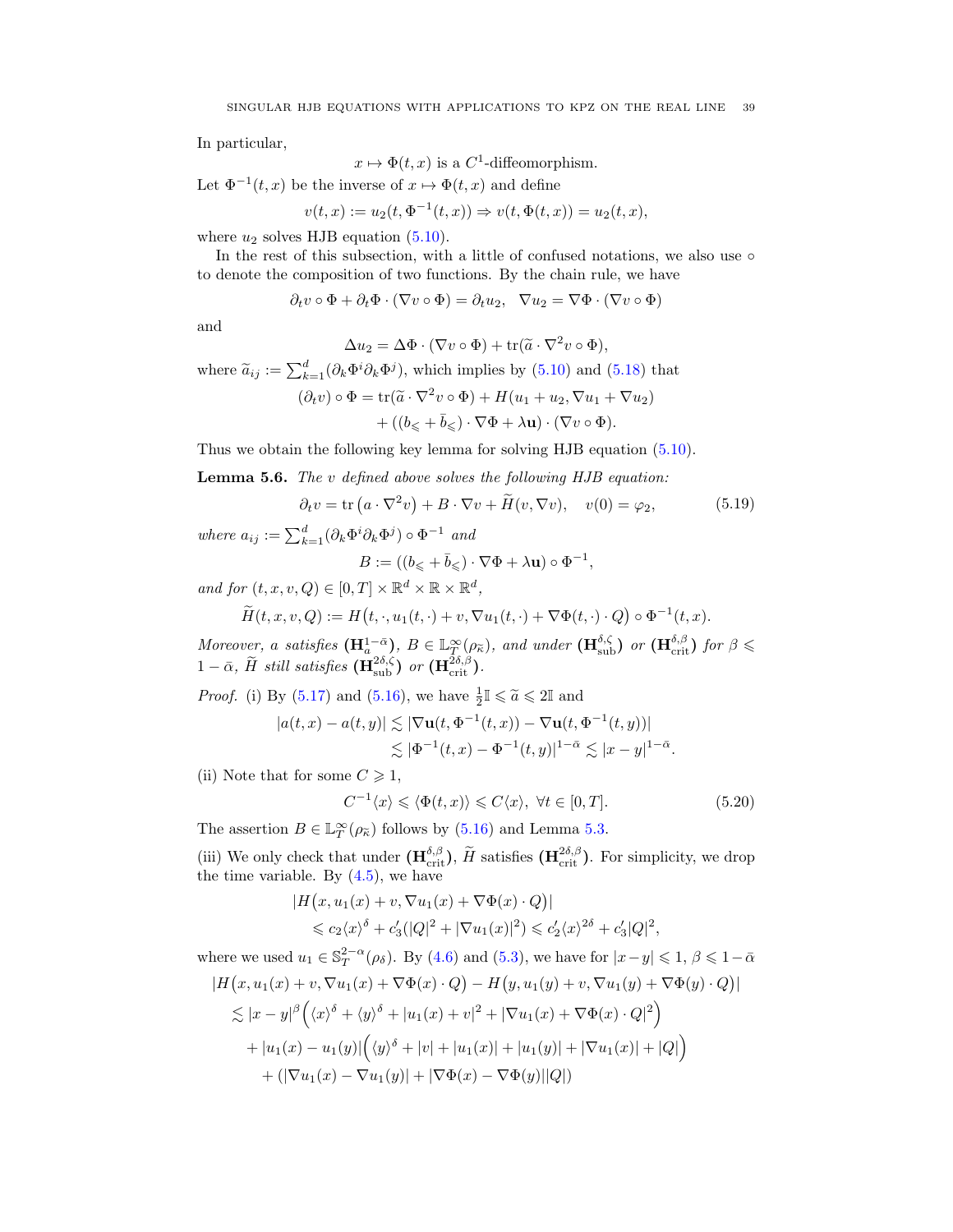In particular,

$$x \mapsto \Phi(t,x) \text{ is a } C^1\text{-diffeomorphism.}$$

Let $\Phi^{-1}(t,x)$ be the inverse of $x \mapsto \Phi(t,x)$ and define

$$v(t,x) := u_2(t, \Phi^{-1}(t,x)) \Rightarrow v(t, \Phi(t,x)) = u_2(t,x),$$

where $u_2$ solves HJB equation (5.10).

In the rest of this subsection, with a little of confused notations, we also use $\circ$ to denote the composition of two functions. By the chain rule, we have

$$\partial_t v \circ \Phi + \partial_t \Phi \cdot (\nabla v \circ \Phi) = \partial_t u_2, \quad \nabla u_2 = \nabla \Phi \cdot (\nabla v \circ \Phi)$$

and

$$\Delta u_2 = \Delta \Phi \cdot (\nabla v \circ \Phi) + \mathrm{tr}(\widetilde{a} \cdot \nabla^2 v \circ \Phi),$$

where $\widetilde{a}_{ij} := \sum_{k=1}^d (\partial_k \Phi^i \partial_k \Phi^j)$, which implies by (5.10) and (5.18) that

$$\begin{aligned}(\partial_t v) \circ \Phi = &\ \mathrm{tr}(\widetilde{a} \cdot \nabla^2 v \circ \Phi) + H(u_1 + u_2, \nabla u_1 + \nabla u_2) \\ &+ ((b_{\leqslant} + \bar{b}_{\leqslant}) \cdot \nabla \Phi + \lambda \mathbf{u}) \cdot (\nabla v \circ \Phi).\end{aligned}$$

Thus we obtain the following key lemma for solving HJB equation (5.10).

**Lemma 5.6.** *The $v$ defined above solves the following HJB equation:*

$$\partial_t v = \mathrm{tr}\left(a \cdot \nabla^2 v\right) + B \cdot \nabla v + \widetilde{H}(v, \nabla v), \quad v(0) = \varphi_2, \tag{5.19}$$

*where $a_{ij} := \sum_{k=1}^d (\partial_k \Phi^i \partial_k \Phi^j) \circ \Phi^{-1}$ and*

$$B := ((b_{\leqslant} + \bar{b}_{\leqslant}) \cdot \nabla \Phi + \lambda \mathbf{u}) \circ \Phi^{-1},$$

*and for $(t,x,v,Q) \in [0,T] \times \mathbb{R}^d \times \mathbb{R} \times \mathbb{R}^d$,*

$$\widetilde{H}(t,x,v,Q) := H\big(t, \cdot, u_1(t,\cdot) + v, \nabla u_1(t,\cdot) + \nabla \Phi(t,\cdot) \cdot Q\big) \circ \Phi^{-1}(t,x).$$

*Moreover, $a$ satisfies $(\mathbf{H}_a^{1-\bar{\alpha}})$, $B \in \mathbb{L}_T^\infty(\rho_{\bar{\kappa}})$, and under $(\mathbf{H}_{\rm sub}^{\delta,\zeta})$ or $(\mathbf{H}_{\rm crit}^{\delta,\beta})$ for $\beta \leqslant 1 - \bar{\alpha}$, $\widetilde{H}$ still satisfies $(\mathbf{H}_{\rm sub}^{2\delta,\zeta})$ or $(\mathbf{H}_{\rm crit}^{2\delta,\beta})$.*

*Proof.* (i) By (5.17) and (5.16), we have $\frac{1}{2}\mathbb{I} \leqslant \widetilde{a} \leqslant 2\mathbb{I}$ and

$$\begin{aligned}|a(t,x) - a(t,y)| &\lesssim |\nabla \mathbf{u}(t, \Phi^{-1}(t,x)) - \nabla \mathbf{u}(t, \Phi^{-1}(t,y))| \\ &\lesssim |\Phi^{-1}(t,x) - \Phi^{-1}(t,y)|^{1-\bar{\alpha}} \lesssim |x-y|^{1-\bar{\alpha}}.\end{aligned}$$

(ii) Note that for some $C \geqslant 1$,

$$C^{-1}\langle x \rangle \leqslant \langle \Phi(t,x) \rangle \leqslant C \langle x \rangle, \ \forall t \in [0,T]. \tag{5.20}$$

The assertion $B \in \mathbb{L}_T^\infty(\rho_{\bar{\kappa}})$ follows by (5.16) and Lemma 5.3.

(iii) We only check that under $(\mathbf{H}_{\rm crit}^{\delta,\beta})$, $\widetilde{H}$ satisfies $(\mathbf{H}_{\rm crit}^{2\delta,\beta})$. For simplicity, we drop the time variable. By (4.5), we have

$$\begin{aligned}&|H\big(x, u_1(x) + v, \nabla u_1(x) + \nabla \Phi(x) \cdot Q\big)| \\ &\quad \leqslant c_2 \langle x \rangle^\delta + c_3'(|Q|^2 + |\nabla u_1(x)|^2) \leqslant c_2' \langle x \rangle^{2\delta} + c_3' |Q|^2,\end{aligned}$$

where we used $u_1 \in \mathbb{S}_T^{2-\alpha}(\rho_\delta)$. By (4.6) and (5.3), we have for $|x-y| \leqslant 1$, $\beta \leqslant 1 - \bar{\alpha}$

$$\begin{aligned}&|H\big(x, u_1(x) + v, \nabla u_1(x) + \nabla \Phi(x) \cdot Q\big) - H\big(y, u_1(y) + v, \nabla u_1(y) + \nabla \Phi(y) \cdot Q\big)| \\ &\lesssim |x-y|^\beta \Big(\langle x \rangle^\delta + \langle y \rangle^\delta + |u_1(x) + v|^2 + |\nabla u_1(x) + \nabla \Phi(x) \cdot Q|^2\Big) \\ &\quad + |u_1(x) - u_1(y)| \Big(\langle y \rangle^\delta + |v| + |u_1(x)| + |u_1(y)| + |\nabla u_1(x)| + |Q|\Big) \\ &\quad + (|\nabla u_1(x) - \nabla u_1(y)| + |\nabla \Phi(x) - \nabla \Phi(y)||Q|)\end{aligned}$$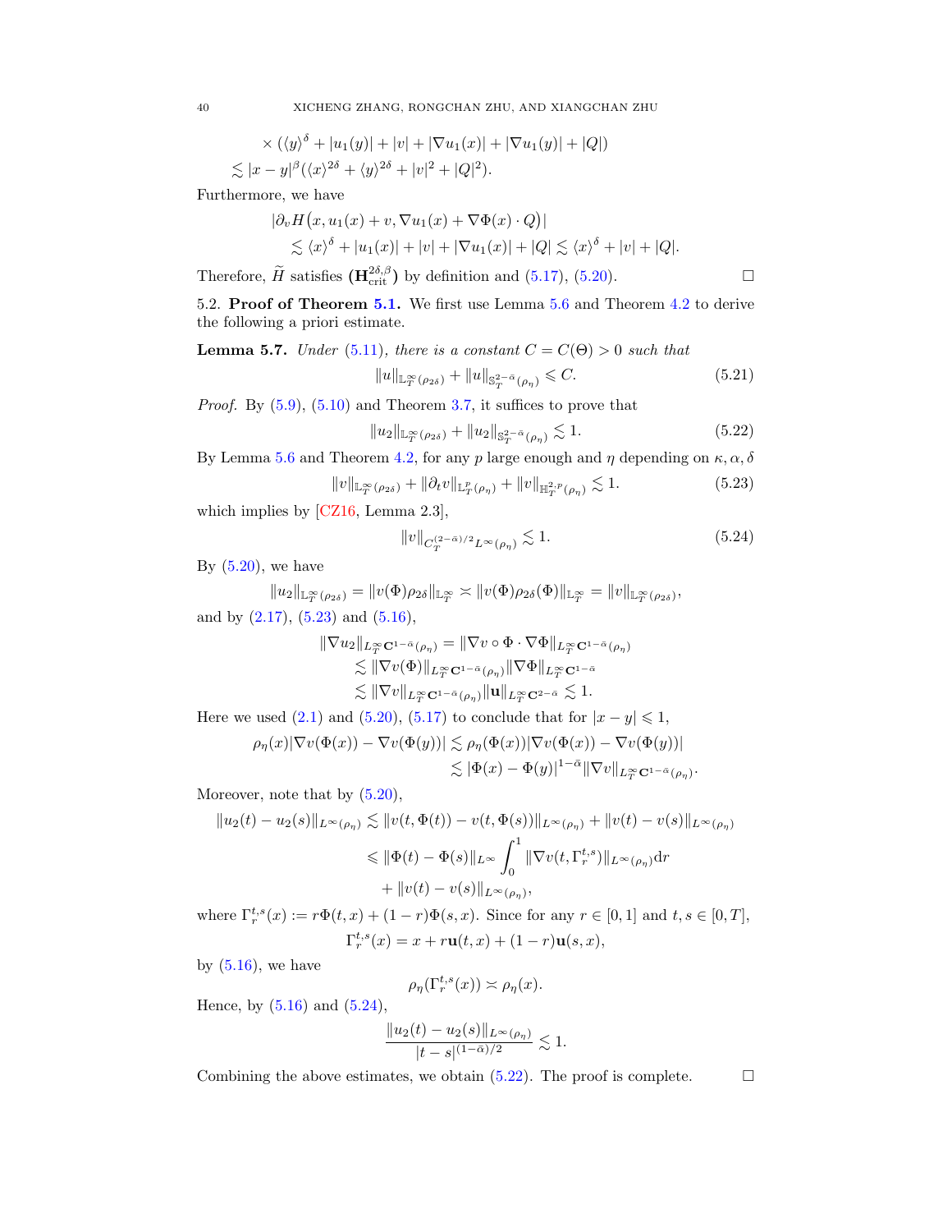$$
\begin{aligned}
&\times \left(\langle y\rangle^{\delta} + |u_1(y)| + |v| + |\nabla u_1(x)| + |\nabla u_1(y)| + |Q|\right) \\
&\lesssim |x-y|^{\beta}(\langle x\rangle^{2\delta} + \langle y\rangle^{2\delta} + |v|^2 + |Q|^2).
\end{aligned}
$$

Furthermore, we have

$$
\begin{aligned}
&|\partial_v H\big(x, u_1(x) + v, \nabla u_1(x) + \nabla\Phi(x)\cdot Q\big)| \\
&\quad \lesssim \langle x\rangle^{\delta} + |u_1(x)| + |v| + |\nabla u_1(x)| + |Q| \lesssim \langle x\rangle^{\delta} + |v| + |Q|.
\end{aligned}
$$

Therefore, $\widetilde{H}$ satisfies $(\mathbf{H}^{2\delta,\beta}_{\rm crit})$ by definition and (5.17), (5.20). □

## 5.2. Proof of Theorem 5.1.

We first use Lemma 5.6 and Theorem 4.2 to derive the following a priori estimate.

**Lemma 5.7.** *Under (5.11), there is a constant $C = C(\Theta) > 0$ such that*

$$
\|u\|_{\mathbb{L}^\infty_T(\rho_{2\delta})} + \|u\|_{\mathbb{S}^{2-\bar\alpha}_T(\rho_\eta)} \leqslant C. \tag{5.21}
$$

*Proof.* By (5.9), (5.10) and Theorem 3.7, it suffices to prove that

$$
\|u_2\|_{\mathbb{L}^\infty_T(\rho_{2\delta})} + \|u_2\|_{\mathbb{S}^{2-\bar\alpha}_T(\rho_\eta)} \lesssim 1. \tag{5.22}
$$

By Lemma 5.6 and Theorem 4.2, for any $p$ large enough and $\eta$ depending on $\kappa, \alpha, \delta$

$$
\|v\|_{\mathbb{L}^\infty_T(\rho_{2\delta})} + \|\partial_t v\|_{\mathbb{L}^p_T(\rho_\eta)} + \|v\|_{\mathbb{H}^{2,p}_T(\rho_\eta)} \lesssim 1. \tag{5.23}
$$

which implies by [CZ16, Lemma 2.3],

$$
\|v\|_{C^{(2-\bar\alpha)/2}_T L^\infty(\rho_\eta)} \lesssim 1. \tag{5.24}
$$

By (5.20), we have

$$
\|u_2\|_{\mathbb{L}^\infty_T(\rho_{2\delta})} = \|v(\Phi)\rho_{2\delta}\|_{\mathbb{L}^\infty_T} \asymp \|v(\Phi)\rho_{2\delta}(\Phi)\|_{\mathbb{L}^\infty_T} = \|v\|_{\mathbb{L}^\infty_T(\rho_{2\delta})},
$$

and by (2.17), (5.23) and (5.16),

$$
\begin{aligned}
\|\nabla u_2\|_{L^\infty_T \mathbf{C}^{1-\bar\alpha}(\rho_\eta)} &= \|\nabla v \circ \Phi \cdot \nabla\Phi\|_{L^\infty_T \mathbf{C}^{1-\bar\alpha}(\rho_\eta)} \\
&\lesssim \|\nabla v(\Phi)\|_{L^\infty_T \mathbf{C}^{1-\bar\alpha}(\rho_\eta)} \|\nabla\Phi\|_{L^\infty_T \mathbf{C}^{1-\bar\alpha}} \\
&\lesssim \|\nabla v\|_{L^\infty_T \mathbf{C}^{1-\bar\alpha}(\rho_\eta)} \|\mathbf{u}\|_{L^\infty_T \mathbf{C}^{2-\bar\alpha}} \lesssim 1.
\end{aligned}
$$

Here we used (2.1) and (5.20), (5.17) to conclude that for $|x-y| \leqslant 1$,

$$
\begin{aligned}
\rho_\eta(x)|\nabla v(\Phi(x)) - \nabla v(\Phi(y))| &\lesssim \rho_\eta(\Phi(x))|\nabla v(\Phi(x)) - \nabla v(\Phi(y))| \\
&\lesssim |\Phi(x) - \Phi(y)|^{1-\bar\alpha} \|\nabla v\|_{L^\infty_T \mathbf{C}^{1-\bar\alpha}(\rho_\eta)}.
\end{aligned}
$$

Moreover, note that by (5.20),

$$
\begin{aligned}
\|u_2(t) - u_2(s)\|_{L^\infty(\rho_\eta)} &\lesssim \|v(t, \Phi(t)) - v(t, \Phi(s))\|_{L^\infty(\rho_\eta)} + \|v(t) - v(s)\|_{L^\infty(\rho_\eta)} \\
&\leqslant \|\Phi(t) - \Phi(s)\|_{L^\infty} \int_0^1 \|\nabla v(t, \Gamma^{t,s}_r)\|_{L^\infty(\rho_\eta)} {\rm d}r \\
&\quad + \|v(t) - v(s)\|_{L^\infty(\rho_\eta)},
\end{aligned}
$$

where $\Gamma^{t,s}_r(x) := r\Phi(t,x) + (1-r)\Phi(s,x)$. Since for any $r \in [0,1]$ and $t, s \in [0,T]$,

$$
\Gamma^{t,s}_r(x) = x + r\mathbf{u}(t,x) + (1-r)\mathbf{u}(s,x),
$$

by (5.16), we have

$$
\rho_\eta(\Gamma^{t,s}_r(x)) \asymp \rho_\eta(x).
$$

Hence, by (5.16) and (5.24),

$$
\frac{\|u_2(t) - u_2(s)\|_{L^\infty(\rho_\eta)}}{|t-s|^{(1-\bar\alpha)/2}} \lesssim 1.
$$

Combining the above estimates, we obtain (5.22). The proof is complete. □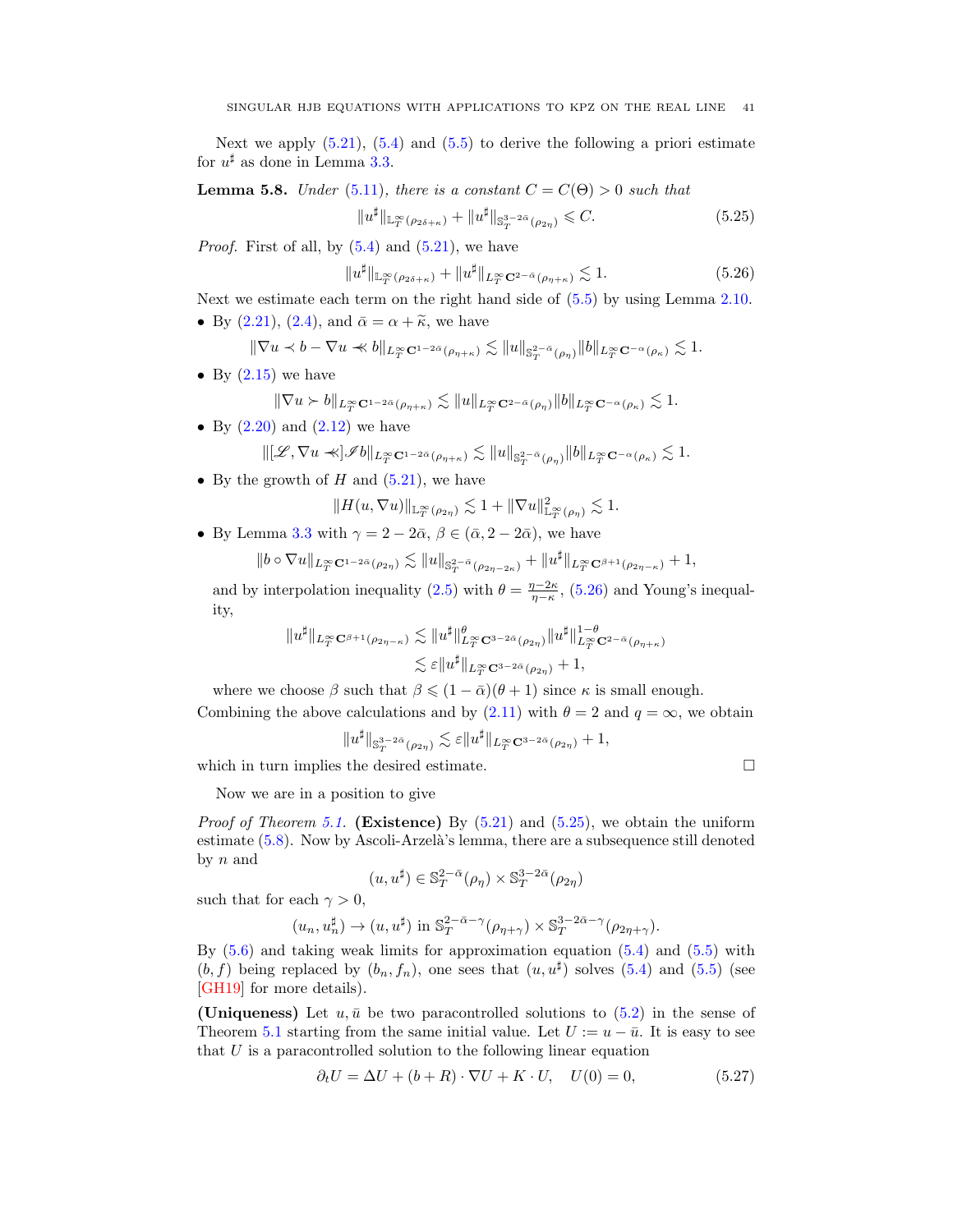Next we apply (5.21), (5.4) and (5.5) to derive the following a priori estimate for $u^\sharp$ as done in Lemma 3.3.

**Lemma 5.8.** *Under* (5.11)*, there is a constant* $C = C(\Theta) > 0$ *such that*

$$\|u^\sharp\|_{\mathbb{L}^\infty_T(\rho_{2\delta+\kappa})} + \|u^\sharp\|_{\mathbb{S}^{3-2\bar\alpha}_T(\rho_{2\eta})} \leqslant C. \tag{5.25}$$

*Proof.* First of all, by (5.4) and (5.21), we have

$$\|u^\sharp\|_{\mathbb{L}^\infty_T(\rho_{2\delta+\kappa})} + \|u^\sharp\|_{L^\infty_T\mathbf{C}^{2-\bar\alpha}(\rho_{\eta+\kappa})} \lesssim 1. \tag{5.26}$$

Next we estimate each term on the right hand side of (5.5) by using Lemma 2.10.

- By (2.21), (2.4), and $\bar\alpha = \alpha + \widetilde\kappa$, we have
$$\|\nabla u \prec b - \nabla u \prec\!\!\!\prec b\|_{L^\infty_T\mathbf{C}^{1-2\bar\alpha}(\rho_{\eta+\kappa})} \lesssim \|u\|_{\mathbb{S}^{2-\bar\alpha}_T(\rho_\eta)}\|b\|_{L^\infty_T\mathbf{C}^{-\alpha}(\rho_\kappa)} \lesssim 1.$$
- By (2.15) we have
$$\|\nabla u \succ b\|_{L^\infty_T\mathbf{C}^{1-2\bar\alpha}(\rho_{\eta+\kappa})} \lesssim \|u\|_{L^\infty_T\mathbf{C}^{2-\bar\alpha}(\rho_\eta)}\|b\|_{L^\infty_T\mathbf{C}^{-\alpha}(\rho_\kappa)} \lesssim 1.$$
- By (2.20) and (2.12) we have
$$\|[\mathscr{L}, \nabla u \prec\!\!\!\prec]\mathscr{I} b\|_{L^\infty_T\mathbf{C}^{1-2\bar\alpha}(\rho_{\eta+\kappa})} \lesssim \|u\|_{\mathbb{S}^{2-\bar\alpha}_T(\rho_\eta)}\|b\|_{L^\infty_T\mathbf{C}^{-\alpha}(\rho_\kappa)} \lesssim 1.$$
- By the growth of $H$ and (5.21), we have
$$\|H(u,\nabla u)\|_{\mathbb{L}^\infty_T(\rho_{2\eta})} \lesssim 1 + \|\nabla u\|^2_{\mathbb{L}^\infty_T(\rho_\eta)} \lesssim 1.$$
- By Lemma 3.3 with $\gamma = 2 - 2\bar\alpha$, $\beta \in (\bar\alpha, 2 - 2\bar\alpha)$, we have
$$\|b \circ \nabla u\|_{L^\infty_T\mathbf{C}^{1-2\bar\alpha}(\rho_{2\eta})} \lesssim \|u\|_{\mathbb{S}^{2-\bar\alpha}_T(\rho_{2\eta-2\kappa})} + \|u^\sharp\|_{L^\infty_T\mathbf{C}^{\beta+1}(\rho_{2\eta-\kappa})} + 1,$$
and by interpolation inequality (2.5) with $\theta = \frac{\eta-2\kappa}{\eta-\kappa}$, (5.26) and Young's inequality,
$$\begin{aligned}\|u^\sharp\|_{L^\infty_T\mathbf{C}^{\beta+1}(\rho_{2\eta-\kappa})} &\lesssim \|u^\sharp\|^\theta_{L^\infty_T\mathbf{C}^{3-2\bar\alpha}(\rho_{2\eta})}\|u^\sharp\|^{1-\theta}_{L^\infty_T\mathbf{C}^{2-\bar\alpha}(\rho_{\eta+\kappa})}\\ &\lesssim \varepsilon\|u^\sharp\|_{L^\infty_T\mathbf{C}^{3-2\bar\alpha}(\rho_{2\eta})} + 1,\end{aligned}$$
where we choose $\beta$ such that $\beta \leqslant (1-\bar\alpha)(\theta+1)$ since $\kappa$ is small enough.

Combining the above calculations and by (2.11) with $\theta = 2$ and $q = \infty$, we obtain

$$\|u^\sharp\|_{\mathbb{S}^{3-2\bar\alpha}_T(\rho_{2\eta})} \lesssim \varepsilon\|u^\sharp\|_{L^\infty_T\mathbf{C}^{3-2\bar\alpha}(\rho_{2\eta})} + 1,$$

which in turn implies the desired estimate. $\square$

Now we are in a position to give

*Proof of Theorem 5.1.* **(Existence)** By (5.21) and (5.25), we obtain the uniform estimate (5.8). Now by Ascoli-Arzelà's lemma, there are a subsequence still denoted by $n$ and

$$(u, u^\sharp) \in \mathbb{S}^{2-\bar\alpha}_T(\rho_\eta) \times \mathbb{S}^{3-2\bar\alpha}_T(\rho_{2\eta})$$

such that for each $\gamma > 0$,

$$(u_n, u^\sharp_n) \to (u, u^\sharp) \text{ in } \mathbb{S}^{2-\bar\alpha-\gamma}_T(\rho_{\eta+\gamma}) \times \mathbb{S}^{3-2\bar\alpha-\gamma}_T(\rho_{2\eta+\gamma}).$$

By (5.6) and taking weak limits for approximation equation (5.4) and (5.5) with $(b, f)$ being replaced by $(b_n, f_n)$, one sees that $(u, u^\sharp)$ solves (5.4) and (5.5) (see [GH19] for more details).

**(Uniqueness)** Let $u, \bar u$ be two paracontrolled solutions to (5.2) in the sense of Theorem 5.1 starting from the same initial value. Let $U := u - \bar u$. It is easy to see that $U$ is a paracontrolled solution to the following linear equation

$$\partial_t U = \Delta U + (b + R)\cdot \nabla U + K \cdot U, \quad U(0) = 0, \tag{5.27}$$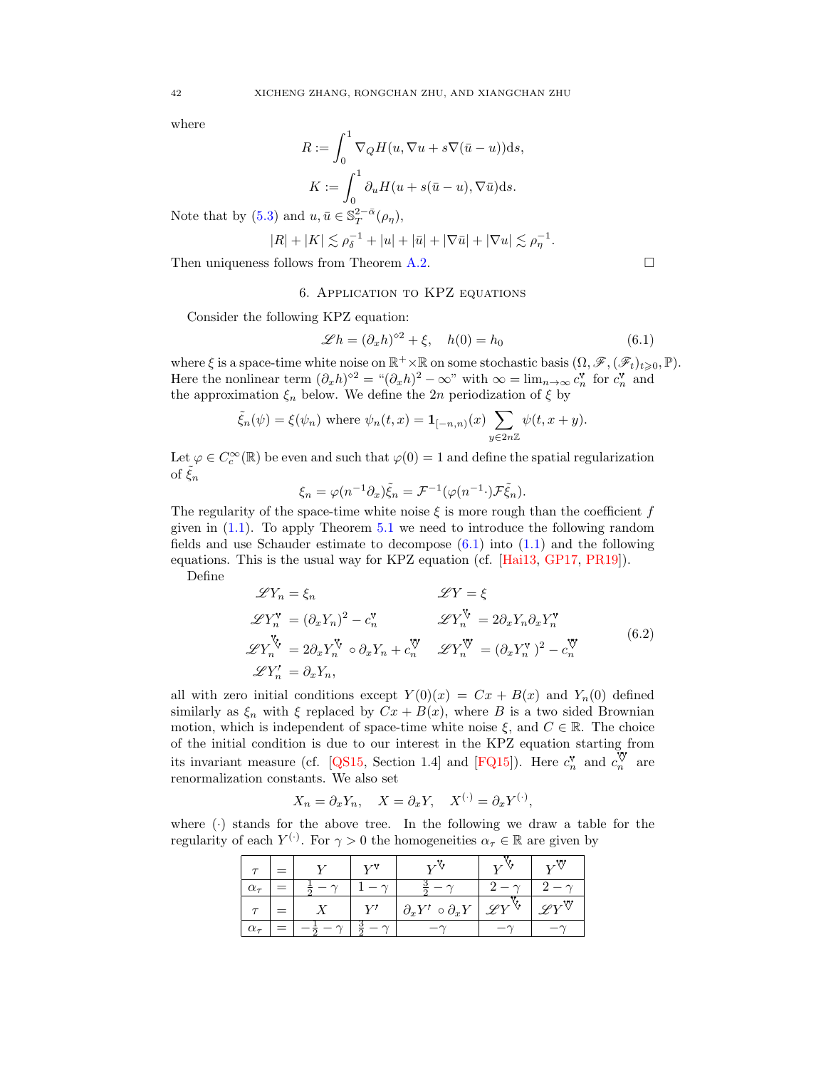where

$$R := \int_0^1 \nabla_Q H(u, \nabla u + s\nabla(\bar u - u))\mathrm{d}s,$$

$$K := \int_0^1 \partial_u H(u + s(\bar u - u), \nabla \bar u)\mathrm{d}s.$$

Note that by (5.3) and $u, \bar u \in \mathbb{S}_T^{2-\bar\alpha}(\rho_\eta)$,

$$|R| + |K| \lesssim \rho_\delta^{-1} + |u| + |\bar u| + |\nabla \bar u| + |\nabla u| \lesssim \rho_\eta^{-1}.$$

Then uniqueness follows from Theorem A.2. $\square$

## 6. Application to KPZ equations

Consider the following KPZ equation:

$$\mathscr{L} h = (\partial_x h)^{\diamond 2} + \xi, \quad h(0) = h_0 \tag{6.1}$$

where $\xi$ is a space-time white noise on $\mathbb{R}^+ \times \mathbb{R}$ on some stochastic basis $(\Omega, \mathscr{F}, (\mathscr{F}_t)_{t\geqslant 0}, \mathbb{P})$. Here the nonlinear term $(\partial_x h)^{\diamond 2} =$ "$(\partial_x h)^2 - \infty$" with $\infty = \lim_{n\to\infty} c_n^{\vee}$ for $c_n^{\vee}$ and the approximation $\xi_n$ below. We define the $2n$ periodization of $\xi$ by

$$\tilde\xi_n(\psi) = \xi(\psi_n) \text{ where } \psi_n(t, x) = \mathbf{1}_{[-n,n)}(x) \sum_{y \in 2n\mathbb{Z}} \psi(t, x + y).$$

Let $\varphi \in C_c^\infty(\mathbb{R})$ be even and such that $\varphi(0) = 1$ and define the spatial regularization of $\tilde\xi_n$

$$\xi_n = \varphi(n^{-1}\partial_x)\tilde\xi_n = \mathcal{F}^{-1}(\varphi(n^{-1}\cdot)\mathcal{F}\tilde\xi_n).$$

The regularity of the space-time white noise $\xi$ is more rough than the coefficient $f$ given in (1.1). To apply Theorem 5.1 we need to introduce the following random fields and use Schauder estimate to decompose (6.1) into (1.1) and the following equations. This is the usual way for KPZ equation (cf. [Hai13, GP17, PR19]).

Define

$$\begin{aligned}
&\mathscr{L} Y_n = \xi_n && \mathscr{L} Y = \xi \\
&\mathscr{L} Y_n^{\vee} = (\partial_x Y_n)^2 - c_n^{\vee} && \mathscr{L} Y_n^{\vee\!\!\!\!\vee} = 2\partial_x Y_n \partial_x Y_n^{\vee} \\
&\mathscr{L} Y_n^{\vee\!\!\!\vee\!\!\vee} = 2\partial_x Y_n^{\vee\!\!\!\!\vee} \circ \partial_x Y_n + c_n^{\vee\!\vee} && \mathscr{L} Y_n^{\vee\!\vee} = (\partial_x Y_n^{\vee})^2 - c_n^{\vee\!\vee} \\
&\mathscr{L} Y_n^{\prime} = \partial_x Y_n,
\end{aligned} \tag{6.2}$$

all with zero initial conditions except $Y(0)(x) = Cx + B(x)$ and $Y_n(0)$ defined similarly as $\xi_n$ with $\xi$ replaced by $Cx + B(x)$, where $B$ is a two sided Brownian motion, which is independent of space-time white noise $\xi$, and $C \in \mathbb{R}$. The choice of the initial condition is due to our interest in the KPZ equation starting from its invariant measure (cf. [QS15, Section 1.4] and [FQ15]). Here $c_n^{\vee}$ and $c_n^{\vee\!\vee}$ are renormalization constants. We also set

$$X_n = \partial_x Y_n, \quad X = \partial_x Y, \quad X^{(\cdot)} = \partial_x Y^{(\cdot)},$$

where $(\cdot)$ stands for the above tree. In the following we draw a table for the regularity of each $Y^{(\cdot)}$. For $\gamma > 0$ the homogeneities $\alpha_\tau \in \mathbb{R}$ are given by

| $\tau$ | $=$ | $Y$ | $Y^{\vee}$ | $Y^{\vee\!\!\!\!\vee}$ | $Y^{\vee\!\!\!\vee\!\!\vee}$ | $Y^{\vee\!\vee}$ |
|---|---|---|---|---|---|---|
| $\alpha_\tau$ | $=$ | $\frac{1}{2} - \gamma$ | $1 - \gamma$ | $\frac{3}{2} - \gamma$ | $2 - \gamma$ | $2 - \gamma$ |
| $\tau$ | $=$ | $X$ | $Y^{\prime}$ | $\partial_x Y^{\prime} \circ \partial_x Y$ | $\mathscr{L} Y^{\vee\!\!\!\vee\!\!\vee}$ | $\mathscr{L} Y^{\vee\!\vee}$ |
| $\alpha_\tau$ | $=$ | $-\frac{1}{2} - \gamma$ | $\frac{3}{2} - \gamma$ | $-\gamma$ | $-\gamma$ | $-\gamma$ |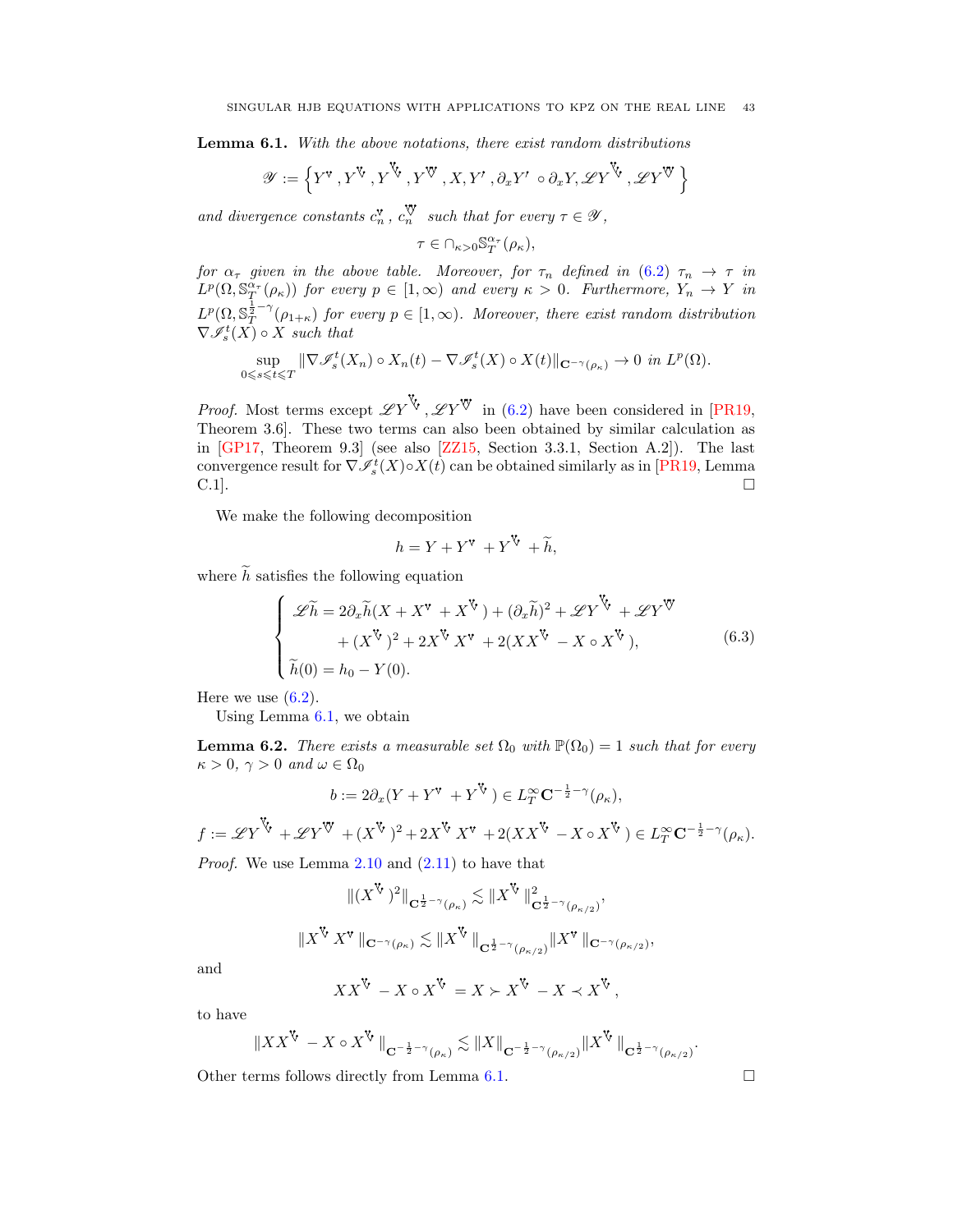**Lemma 6.1.** *With the above notations, there exist random distributions*

$$\mathscr{Y} := \left\{ Y^{\vee}, Y^{\Psi}, Y^{\tilde{\Psi}}, Y^{\mathbb{W}}, X, Y^{\prime}, \partial_x Y^{\prime} \circ \partial_x Y, \mathscr{L} Y^{\tilde{\Psi}}, \mathscr{L} Y^{\mathbb{W}} \right\}$$

*and divergence constants $c_n^{\vee}$, $c_n^{\mathbb{W}}$ such that for every $\tau \in \mathscr{Y}$,*

$$\tau \in \cap_{\kappa>0} \mathbb{S}_T^{\alpha_\tau}(\rho_\kappa),$$

*for $\alpha_\tau$ given in the above table. Moreover, for $\tau_n$ defined in (6.2) $\tau_n \to \tau$ in $L^p(\Omega, \mathbb{S}_T^{\alpha_\tau}(\rho_\kappa))$ for every $p \in [1, \infty)$ and every $\kappa > 0$. Furthermore, $Y_n \to Y$ in $L^p(\Omega, \mathbb{S}_T^{\frac{1}{2}-\gamma}(\rho_{1+\kappa}))$ for every $p \in [1, \infty)$. Moreover, there exist random distribution $\nabla \mathscr{I}_s^t(X) \circ X$ such that*

$$\sup_{0 \leqslant s \leqslant t \leqslant T} \|\nabla \mathscr{I}_s^t(X_n) \circ X_n(t) - \nabla \mathscr{I}_s^t(X) \circ X(t)\|_{\mathbf{C}^{-\gamma}(\rho_\kappa)} \to 0 \text{ in } L^p(\Omega).$$

*Proof.* Most terms except $\mathscr{L} Y^{\tilde{\Psi}}, \mathscr{L} Y^{\mathbb{W}}$ in (6.2) have been considered in [PR19, Theorem 3.6]. These two terms can also been obtained by similar calculation as in [GP17, Theorem 9.3] (see also [ZZ15, Section 3.3.1, Section A.2]). The last convergence result for $\nabla \mathscr{I}_s^t(X) \circ X(t)$ can be obtained similarly as in [PR19, Lemma C.1]. $\square$

We make the following decomposition

$$h = Y + Y^{\vee} + Y^{\Psi} + \widetilde{h},$$

where $\widetilde{h}$ satisfies the following equation

$$\begin{cases} \mathscr{L} \widetilde{h} = 2\partial_x \widetilde{h}(X + X^{\vee} + X^{\Psi}) + (\partial_x \widetilde{h})^2 + \mathscr{L} Y^{\tilde{\Psi}} + \mathscr{L} Y^{\mathbb{W}} \\ \qquad + (X^{\Psi})^2 + 2X^{\Psi} X^{\vee} + 2(X X^{\Psi} - X \circ X^{\Psi}), \\ \widetilde{h}(0) = h_0 - Y(0). \end{cases} \tag{6.3}$$

Here we use (6.2).

Using Lemma 6.1, we obtain

**Lemma 6.2.** *There exists a measurable set $\Omega_0$ with $\mathbb{P}(\Omega_0) = 1$ such that for every $\kappa > 0$, $\gamma > 0$ and $\omega \in \Omega_0$*

$$b := 2\partial_x (Y + Y^{\vee} + Y^{\Psi}) \in L_T^\infty \mathbf{C}^{-\frac{1}{2}-\gamma}(\rho_\kappa),$$

$$f := \mathscr{L} Y^{\tilde{\Psi}} + \mathscr{L} Y^{\mathbb{W}} + (X^{\Psi})^2 + 2X^{\Psi} X^{\vee} + 2(X X^{\Psi} - X \circ X^{\Psi}) \in L_T^\infty \mathbf{C}^{-\frac{1}{2}-\gamma}(\rho_\kappa).$$

*Proof.* We use Lemma 2.10 and (2.11) to have that

$$\|(X^{\Psi})^2\|_{\mathbf{C}^{\frac{1}{2}-\gamma}(\rho_\kappa)} \lesssim \|X^{\Psi}\|^2_{\mathbf{C}^{\frac{1}{2}-\gamma}(\rho_{\kappa/2})},$$

$$\|X^{\Psi} X^{\vee}\|_{\mathbf{C}^{-\gamma}(\rho_\kappa)} \lesssim \|X^{\Psi}\|_{\mathbf{C}^{\frac{1}{2}-\gamma}(\rho_{\kappa/2})} \|X^{\vee}\|_{\mathbf{C}^{-\gamma}(\rho_{\kappa/2})},$$

and

$$X X^{\Psi} - X \circ X^{\Psi} = X \succ X^{\Psi} - X \prec X^{\Psi},$$

to have

$$\|X X^{\Psi} - X \circ X^{\Psi}\|_{\mathbf{C}^{-\frac{1}{2}-\gamma}(\rho_\kappa)} \lesssim \|X\|_{\mathbf{C}^{-\frac{1}{2}-\gamma}(\rho_{\kappa/2})} \|X^{\Psi}\|_{\mathbf{C}^{\frac{1}{2}-\gamma}(\rho_{\kappa/2})}.$$

Other terms follows directly from Lemma 6.1. $\square$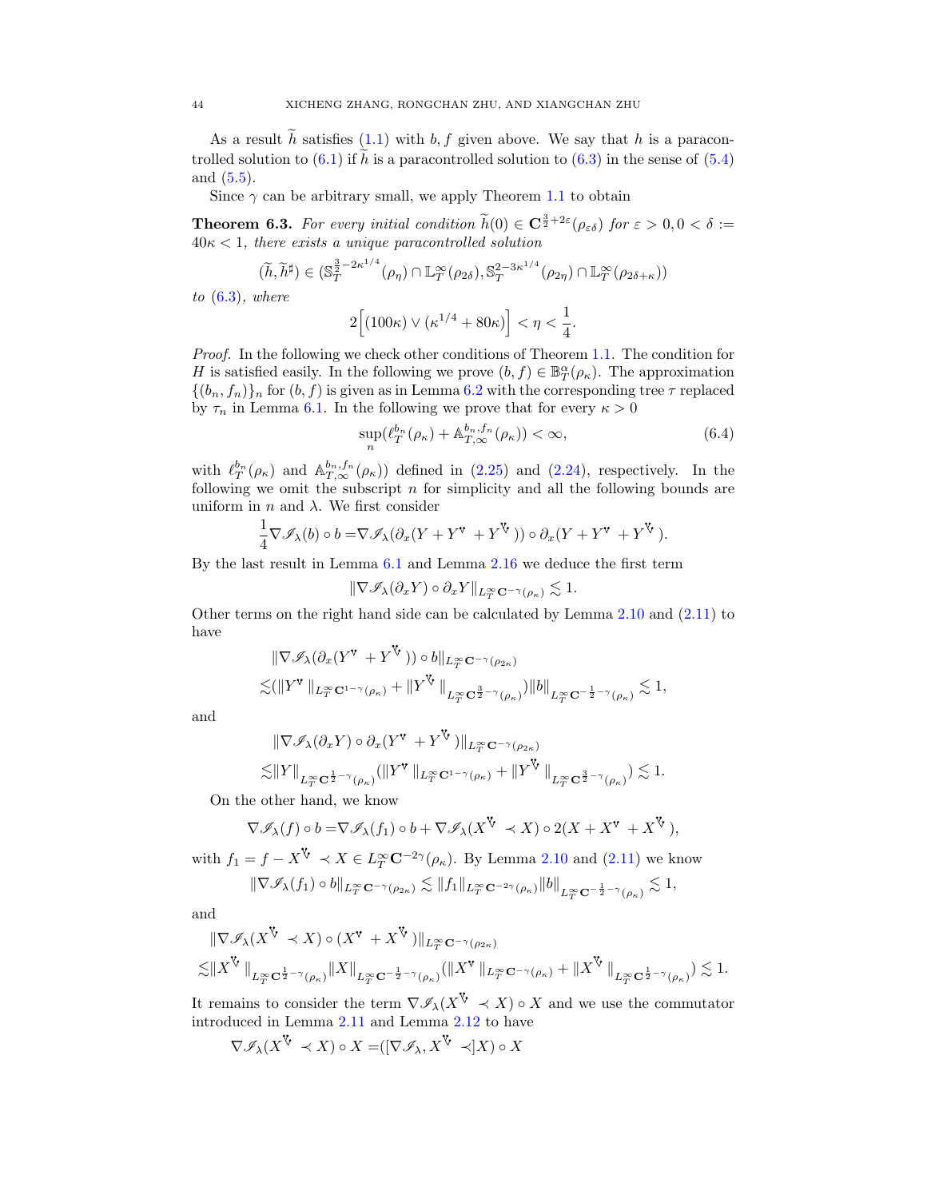As a result $\widetilde{h}$ satisfies (1.1) with $b, f$ given above. We say that $h$ is a paracontrolled solution to (6.1) if $\widetilde{h}$ is a paracontrolled solution to (6.3) in the sense of (5.4) and (5.5).

Since $\gamma$ can be arbitrary small, we apply Theorem 1.1 to obtain

**Theorem 6.3.** *For every initial condition $\widetilde{h}(0) \in \mathbf{C}^{\frac{3}{2}+2\varepsilon}(\rho_{\varepsilon\delta})$ for $\varepsilon > 0, 0 < \delta := 40\kappa < 1$, there exists a unique paracontrolled solution*

$$(\widetilde{h}, \widetilde{h}^\sharp) \in (\mathbb{S}_T^{\frac{3}{2}-2\kappa^{1/4}}(\rho_\eta) \cap \mathbb{L}_T^\infty(\rho_{2\delta}), \mathbb{S}_T^{2-3\kappa^{1/4}}(\rho_{2\eta}) \cap \mathbb{L}_T^\infty(\rho_{2\delta+\kappa}))$$

*to* (6.3)*, where*

$$2\Big[(100\kappa) \vee (\kappa^{1/4} + 80\kappa)\Big] < \eta < \frac{1}{4}.$$

*Proof.* In the following we check other conditions of Theorem 1.1. The condition for $H$ is satisfied easily. In the following we prove $(b, f) \in \mathbb{B}_T^\alpha(\rho_\kappa)$. The approximation $\{(b_n, f_n)\}_n$ for $(b, f)$ is given as in Lemma 6.2 with the corresponding tree $\tau$ replaced by $\tau_n$ in Lemma 6.1. In the following we prove that for every $\kappa > 0$

$$\sup_n (\ell_T^{b_n}(\rho_\kappa) + \mathbb{A}_{T,\infty}^{b_n,f_n}(\rho_\kappa)) < \infty, \tag{6.4}$$

with $\ell_T^{b_n}(\rho_\kappa)$ and $\mathbb{A}_{T,\infty}^{b_n,f_n}(\rho_\kappa))$ defined in (2.25) and (2.24), respectively. In the following we omit the subscript $n$ for simplicity and all the following bounds are uniform in $n$ and $\lambda$. We first consider

$$\frac{1}{4}\nabla\mathscr{I}_\lambda(b) \circ b = \nabla\mathscr{I}_\lambda(\partial_x(Y + Y^{\mathsf{V}} + Y^{\mathsf{\ddot{V}}})) \circ \partial_x(Y + Y^{\mathsf{V}} + Y^{\mathsf{\ddot{V}}}).$$

By the last result in Lemma 6.1 and Lemma 2.16 we deduce the first term

$$\|\nabla\mathscr{I}_\lambda(\partial_x Y) \circ \partial_x Y\|_{L_T^\infty \mathbf{C}^{-\gamma}(\rho_\kappa)} \lesssim 1.$$

Other terms on the right hand side can be calculated by Lemma 2.10 and (2.11) to have

$$\begin{aligned}
&\|\nabla\mathscr{I}_\lambda(\partial_x(Y^{\mathsf{V}} + Y^{\mathsf{\ddot{V}}})) \circ b\|_{L_T^\infty \mathbf{C}^{-\gamma}(\rho_{2\kappa})} \\
\lesssim &(\|Y^{\mathsf{V}}\|_{L_T^\infty \mathbf{C}^{1-\gamma}(\rho_\kappa)} + \|Y^{\mathsf{\ddot{V}}}\|_{L_T^\infty \mathbf{C}^{\frac{3}{2}-\gamma}(\rho_\kappa)})\|b\|_{L_T^\infty \mathbf{C}^{-\frac{1}{2}-\gamma}(\rho_\kappa)} \lesssim 1,
\end{aligned}$$

and

$$\begin{aligned}
&\|\nabla\mathscr{I}_\lambda(\partial_x Y) \circ \partial_x(Y^{\mathsf{V}} + Y^{\mathsf{\ddot{V}}})\|_{L_T^\infty \mathbf{C}^{-\gamma}(\rho_{2\kappa})} \\
\lesssim &\|Y\|_{L_T^\infty \mathbf{C}^{\frac{1}{2}-\gamma}(\rho_\kappa)}(\|Y^{\mathsf{V}}\|_{L_T^\infty \mathbf{C}^{1-\gamma}(\rho_\kappa)} + \|Y^{\mathsf{\ddot{V}}}\|_{L_T^\infty \mathbf{C}^{\frac{3}{2}-\gamma}(\rho_\kappa)}) \lesssim 1.
\end{aligned}$$

On the other hand, we know

$$\nabla\mathscr{I}_\lambda(f) \circ b = \nabla\mathscr{I}_\lambda(f_1) \circ b + \nabla\mathscr{I}_\lambda(X^{\mathsf{\ddot{V}}} \prec X) \circ 2(X + X^{\mathsf{V}} + X^{\mathsf{\ddot{V}}}),$$

with $f_1 = f - X^{\mathsf{\ddot{V}}} \prec X \in L_T^\infty \mathbf{C}^{-2\gamma}(\rho_\kappa)$. By Lemma 2.10 and (2.11) we know

$$\|\nabla\mathscr{I}_\lambda(f_1) \circ b\|_{L_T^\infty \mathbf{C}^{-\gamma}(\rho_{2\kappa})} \lesssim \|f_1\|_{L_T^\infty \mathbf{C}^{-2\gamma}(\rho_\kappa)}\|b\|_{L_T^\infty \mathbf{C}^{-\frac{1}{2}-\gamma}(\rho_\kappa)} \lesssim 1,$$

and

$$\begin{aligned}
&\|\nabla\mathscr{I}_\lambda(X^{\mathsf{\ddot{V}}} \prec X) \circ (X^{\mathsf{V}} + X^{\mathsf{\ddot{V}}})\|_{L_T^\infty \mathbf{C}^{-\gamma}(\rho_{2\kappa})} \\
\lesssim &\|X^{\mathsf{\ddot{V}}}\|_{L_T^\infty \mathbf{C}^{\frac{1}{2}-\gamma}(\rho_\kappa)}\|X\|_{L_T^\infty \mathbf{C}^{-\frac{1}{2}-\gamma}(\rho_\kappa)}(\|X^{\mathsf{V}}\|_{L_T^\infty \mathbf{C}^{-\gamma}(\rho_\kappa)} + \|X^{\mathsf{\ddot{V}}}\|_{L_T^\infty \mathbf{C}^{\frac{1}{2}-\gamma}(\rho_\kappa)}) \lesssim 1.
\end{aligned}$$

It remains to consider the term $\nabla\mathscr{I}_\lambda(X^{\mathsf{\ddot{V}}} \prec X) \circ X$ and we use the commutator introduced in Lemma 2.11 and Lemma 2.12 to have

$$\nabla\mathscr{I}_\lambda(X^{\mathsf{\ddot{V}}} \prec X) \circ X = ([\nabla\mathscr{I}_\lambda, X^{\mathsf{\ddot{V}}} \prec]X) \circ X$$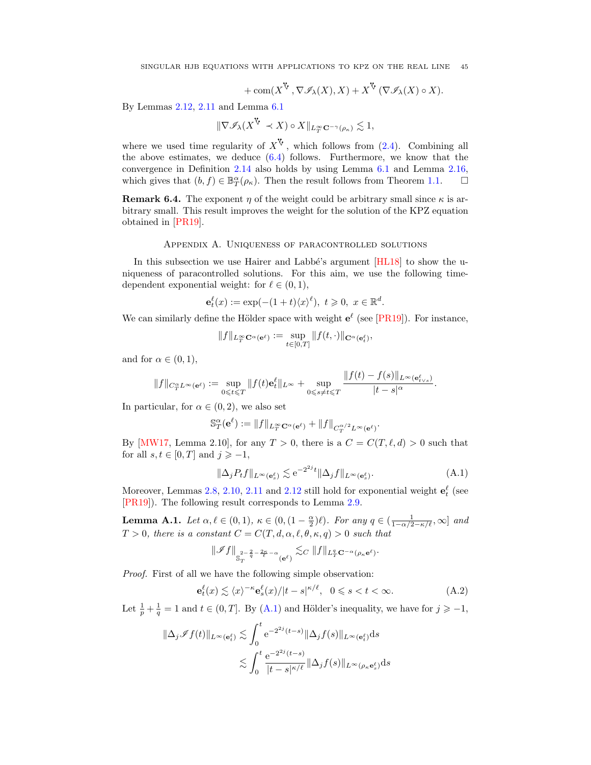$$+\operatorname{com}(X^{\text{Ⴤ}}, \nabla \mathscr{I}_\lambda(X), X) + X^{\text{Ⴤ}}(\nabla \mathscr{I}_\lambda(X) \circ X).$$

By Lemmas 2.12, 2.11 and Lemma 6.1

$$\|\nabla \mathscr{I}_\lambda(X^{\text{Ⴤ}} \prec X) \circ X\|_{L^\infty_T \mathbf{C}^{-\gamma}(\rho_\kappa)} \lesssim 1,$$

where we used time regularity of $X^{\text{Ⴤ}}$, which follows from (2.4). Combining all the above estimates, we deduce (6.4) follows. Furthermore, we know that the convergence in Definition 2.14 also holds by using Lemma 6.1 and Lemma 2.16, which gives that $(b, f) \in \mathbb{B}^\alpha_T(\rho_\kappa)$. Then the result follows from Theorem 1.1. $\square$

**Remark 6.4.** The exponent $\eta$ of the weight could be arbitrary small since $\kappa$ is arbitrary small. This result improves the weight for the solution of the KPZ equation obtained in [PR19].

## Appendix A. Uniqueness of paracontrolled solutions

In this subsection we use Hairer and Labbé's argument [HL18] to show the uniqueness of paracontrolled solutions. For this aim, we use the following time-dependent exponential weight: for $\ell \in (0, 1)$,

$$\mathbf{e}^\ell_t(x) := \exp(-(1+t)\langle x\rangle^\ell), \ t \geqslant 0, \ x \in \mathbb{R}^d.$$

We can similarly define the Hölder space with weight $\mathbf{e}^\ell$ (see [PR19]). For instance,

$$\|f\|_{L^\infty_T \mathbf{C}^\alpha(\mathbf{e}^\ell)} := \sup_{t\in[0,T]} \|f(t,\cdot)\|_{\mathbf{C}^\alpha(\mathbf{e}^\ell_t)},$$

and for $\alpha \in (0, 1)$,

$$\|f\|_{C^\alpha_T L^\infty(\mathbf{e}^\ell)} := \sup_{0\leqslant t\leqslant T} \|f(t)\mathbf{e}^\ell_t\|_{L^\infty} + \sup_{0\leqslant s\neq t\leqslant T} \frac{\|f(t)-f(s)\|_{L^\infty(\mathbf{e}^\ell_{t\vee s})}}{|t-s|^\alpha}.$$

In particular, for $\alpha \in (0, 2)$, we also set

$$\mathbb{S}^\alpha_T(\mathbf{e}^\ell) := \|f\|_{L^\infty_T \mathbf{C}^\alpha(\mathbf{e}^\ell)} + \|f\|_{C^{\alpha/2}_T L^\infty(\mathbf{e}^\ell)}.$$

By [MW17, Lemma 2.10], for any $T > 0$, there is a $C = C(T, \ell, d) > 0$ such that for all $s, t \in [0, T]$ and $j \geqslant -1$,

$$\|\Delta_j P_t f\|_{L^\infty(\mathbf{e}^\ell_s)} \lesssim \mathrm{e}^{-2^{2j}t} \|\Delta_j f\|_{L^\infty(\mathbf{e}^\ell_s)}. \tag{A.1}$$

Moreover, Lemmas 2.8, 2.10, 2.11 and 2.12 still hold for exponential weight $\mathbf{e}^\ell_t$ (see [PR19]). The following result corresponds to Lemma 2.9.

**Lemma A.1.** *Let $\alpha, \ell \in (0, 1)$, $\kappa \in (0, (1-\frac{\alpha}{2})\ell)$. For any $q \in (\frac{1}{1-\alpha/2-\kappa/\ell}, \infty]$ and $T > 0$, there is a constant $C = C(T, d, \alpha, \ell, \theta, \kappa, q) > 0$ such that*

$$\|\mathscr{I} f\|_{\mathbb{S}_T^{2-\frac{2}{q}-\frac{2\kappa}{\ell}-\alpha}(\mathbf{e}^\ell)} \lesssim_C \|f\|_{L^q_T \mathbf{C}^{-\alpha}(\rho_\kappa \mathbf{e}^\ell)}.$$

*Proof.* First of all we have the following simple observation:

$$\mathbf{e}^\ell_t(x) \lesssim \langle x\rangle^{-\kappa} \mathbf{e}^\ell_s(x)/|t-s|^{\kappa/\ell}, \quad 0 \leqslant s < t < \infty. \tag{A.2}$$

Let $\frac{1}{p} + \frac{1}{q} = 1$ and $t \in (0, T]$. By (A.1) and Hölder's inequality, we have for $j \geqslant -1$,

$$\begin{aligned}
\|\Delta_j \mathscr{I} f(t)\|_{L^\infty(\mathbf{e}^\ell_t)} &\lesssim \int_0^t \mathrm{e}^{-2^{2j}(t-s)} \|\Delta_j f(s)\|_{L^\infty(\mathbf{e}^\ell_t)} \mathrm{d}s \\
&\lesssim \int_0^t \frac{\mathrm{e}^{-2^{2j}(t-s)}}{|t-s|^{\kappa/\ell}} \|\Delta_j f(s)\|_{L^\infty(\rho_\kappa \mathbf{e}^\ell_s)} \mathrm{d}s
\end{aligned}$$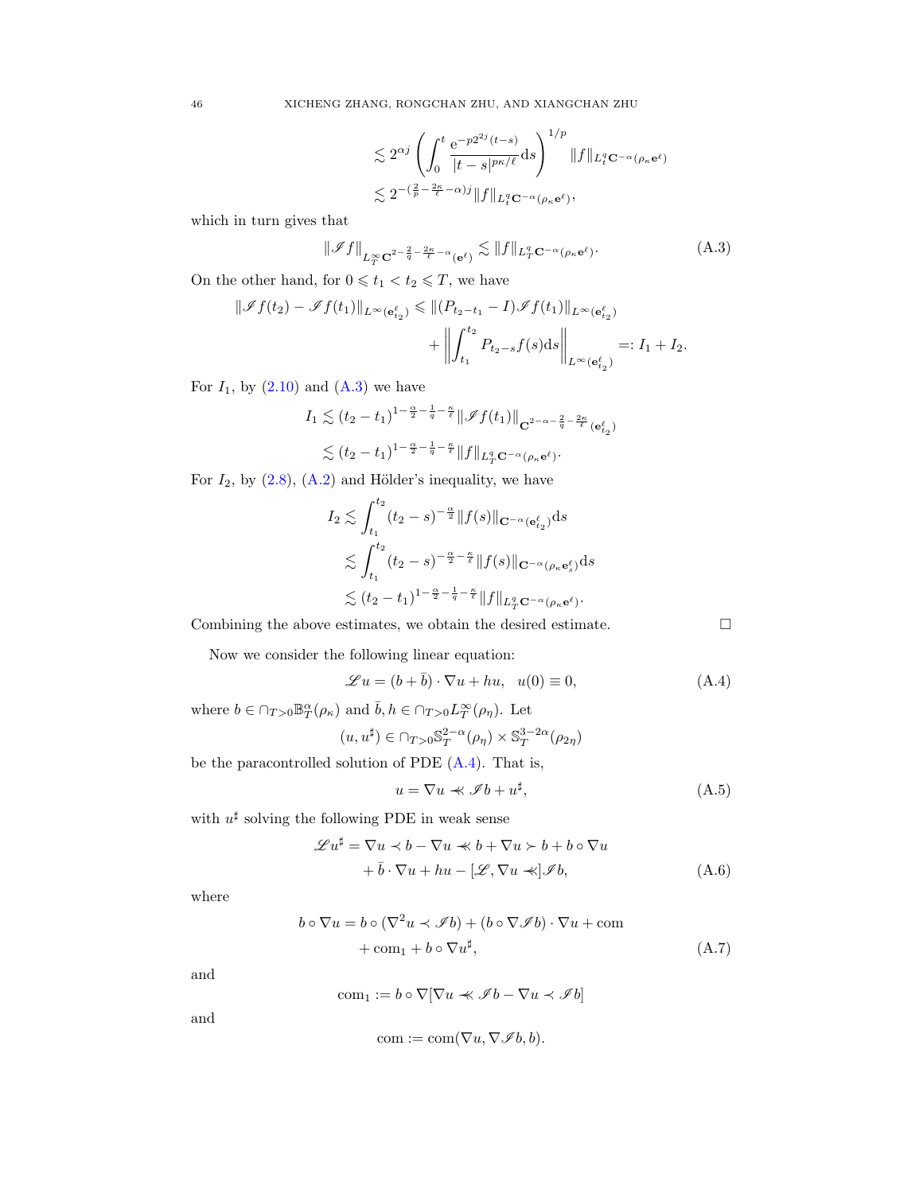$$
\lesssim 2^{\alpha j} \left( \int_0^t \frac{\mathrm{e}^{-p 2^{2j}(t-s)}}{|t-s|^{p\kappa/\ell}} \mathrm{d}s \right)^{1/p} \|f\|_{L^q_t \mathbf{C}^{-\alpha}(\rho_\kappa \mathbf{e}^\ell)}
$$
$$
\lesssim 2^{-(\frac{2}{p} - \frac{2\kappa}{\ell} - \alpha) j} \|f\|_{L^q_t \mathbf{C}^{-\alpha}(\rho_\kappa \mathbf{e}^\ell)},
$$

which in turn gives that

$$
\|\mathscr{I} f\|_{L^\infty_T \mathbf{C}^{2-\frac{2}{q}-\frac{2\kappa}{\ell}-\alpha}(\mathbf{e}^\ell)} \lesssim \|f\|_{L^q_T \mathbf{C}^{-\alpha}(\rho_\kappa \mathbf{e}^\ell)}. \tag{A.3}
$$

On the other hand, for $0 \leqslant t_1 < t_2 \leqslant T$, we have

$$
\|\mathscr{I} f(t_2) - \mathscr{I} f(t_1)\|_{L^\infty(\mathbf{e}^\ell_{t_2})} \leqslant \|(P_{t_2-t_1} - I)\mathscr{I} f(t_1)\|_{L^\infty(\mathbf{e}^\ell_{t_2})}
$$
$$
+ \left\| \int_{t_1}^{t_2} P_{t_2-s} f(s) \mathrm{d}s \right\|_{L^\infty(\mathbf{e}^\ell_{t_2})} =: I_1 + I_2.
$$

For $I_1$, by (2.10) and (A.3) we have

$$
I_1 \lesssim (t_2 - t_1)^{1-\frac{\alpha}{2}-\frac{1}{q}-\frac{\kappa}{\ell}} \|\mathscr{I} f(t_1)\|_{\mathbf{C}^{2-\alpha-\frac{2}{q}-\frac{2\kappa}{\ell}}(\mathbf{e}^\ell_{t_2})}
$$
$$
\lesssim (t_2 - t_1)^{1-\frac{\alpha}{2}-\frac{1}{q}-\frac{\kappa}{\ell}} \|f\|_{L^q_T \mathbf{C}^{-\alpha}(\rho_\kappa \mathbf{e}^\ell)}.
$$

For $I_2$, by (2.8), (A.2) and Hölder's inequality, we have

$$
I_2 \lesssim \int_{t_1}^{t_2} (t_2 - s)^{-\frac{\alpha}{2}} \|f(s)\|_{\mathbf{C}^{-\alpha}(\mathbf{e}^\ell_{t_2})} \mathrm{d}s
$$
$$
\lesssim \int_{t_1}^{t_2} (t_2 - s)^{-\frac{\alpha}{2}-\frac{\kappa}{\ell}} \|f(s)\|_{\mathbf{C}^{-\alpha}(\rho_\kappa \mathbf{e}^\ell_s)} \mathrm{d}s
$$
$$
\lesssim (t_2 - t_1)^{1-\frac{\alpha}{2}-\frac{1}{q}-\frac{\kappa}{\ell}} \|f\|_{L^q_T \mathbf{C}^{-\alpha}(\rho_\kappa \mathbf{e}^\ell)}.
$$

Combining the above estimates, we obtain the desired estimate. □

Now we consider the following linear equation:

$$
\mathscr{L} u = (b + \bar{b}) \cdot \nabla u + hu, \quad u(0) \equiv 0, \tag{A.4}
$$

where $b \in \cap_{T>0} \mathbb{B}^\alpha_T(\rho_\kappa)$ and $\bar{b}, h \in \cap_{T>0} L^\infty_T(\rho_\eta)$. Let

$$
(u, u^\sharp) \in \cap_{T>0} \mathbb{S}^{2-\alpha}_T(\rho_\eta) \times \mathbb{S}^{3-2\alpha}_T(\rho_{2\eta})
$$

be the paracontrolled solution of PDE (A.4). That is,

$$
u = \nabla u \prec\!\!\prec \mathscr{I} b + u^\sharp, \tag{A.5}
$$

with $u^\sharp$ solving the following PDE in weak sense

$$
\mathscr{L} u^\sharp = \nabla u \prec b - \nabla u \prec\!\!\prec b + \nabla u \succ b + b \circ \nabla u
$$
$$
+ \bar{b} \cdot \nabla u + hu - [\mathscr{L}, \nabla u \prec\!\!\prec] \mathscr{I} b, \tag{A.6}
$$

where

$$
b \circ \nabla u = b \circ (\nabla^2 u \prec \mathscr{I} b) + (b \circ \nabla \mathscr{I} b) \cdot \nabla u + \mathrm{com}
$$
$$
+ \mathrm{com}_1 + b \circ \nabla u^\sharp, \tag{A.7}
$$

and

$$
\mathrm{com}_1 := b \circ \nabla [\nabla u \prec\!\!\prec \mathscr{I} b - \nabla u \prec \mathscr{I} b]
$$

and

$$
\mathrm{com} := \mathrm{com}(\nabla u, \nabla \mathscr{I} b, b).
$$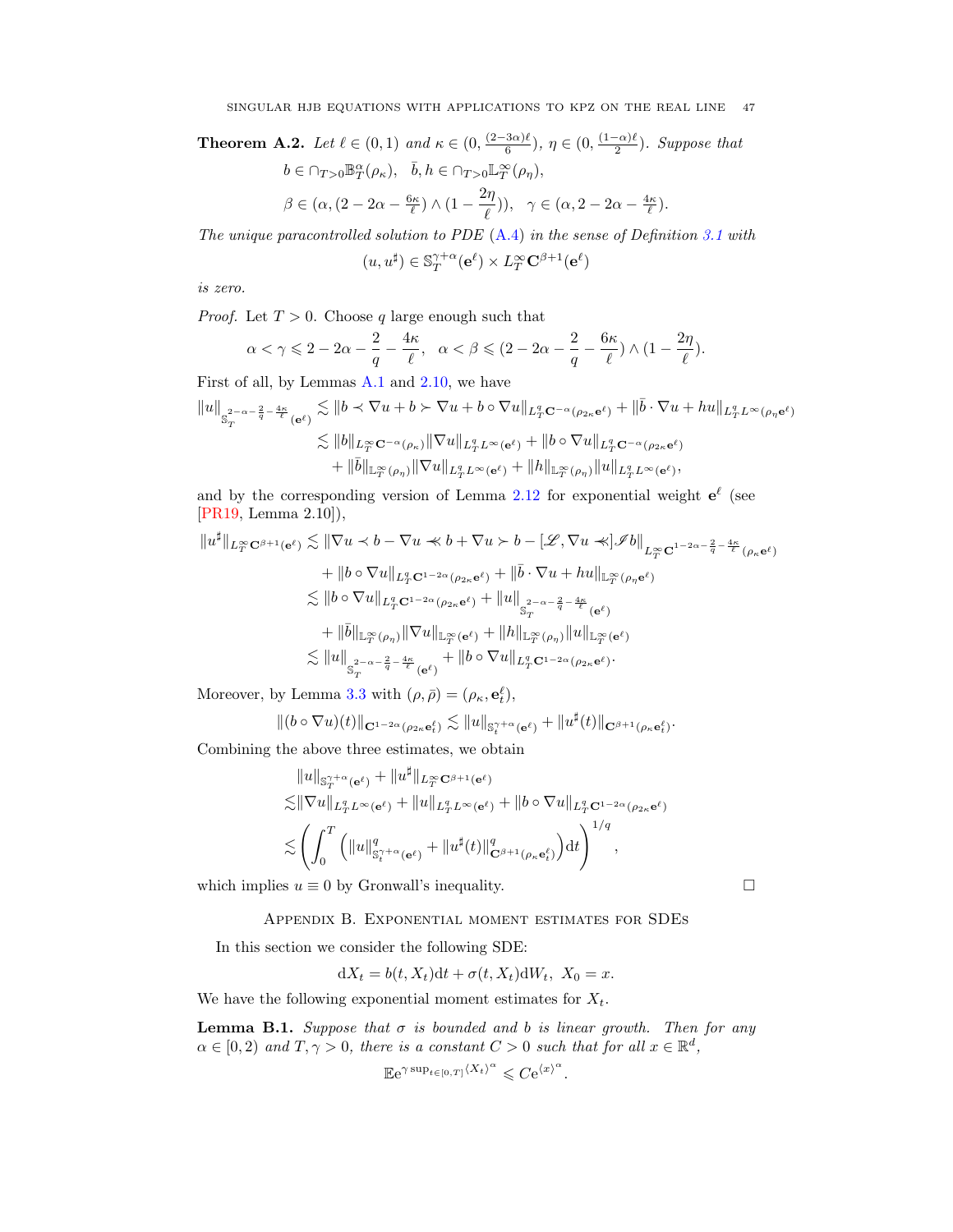**Theorem A.2.** *Let $\ell \in (0,1)$ and $\kappa \in (0, \frac{(2-3\alpha)\ell}{6})$, $\eta \in (0, \frac{(1-\alpha)\ell}{2})$. Suppose that*

$$b \in \cap_{T>0} \mathbb{B}^{\alpha}_T(\rho_\kappa), \quad \bar{b}, h \in \cap_{T>0} \mathbb{L}^\infty_T(\rho_\eta),$$

$$\beta \in (\alpha, (2-2\alpha - \tfrac{6\kappa}{\ell}) \wedge (1 - \frac{2\eta}{\ell})), \quad \gamma \in (\alpha, 2-2\alpha - \tfrac{4\kappa}{\ell}).$$

*The unique paracontrolled solution to PDE (A.4) in the sense of Definition 3.1 with*

$$(u, u^\sharp) \in \mathbb{S}^{\gamma+\alpha}_T(\mathbf{e}^\ell) \times L^\infty_T \mathbf{C}^{\beta+1}(\mathbf{e}^\ell)$$

*is zero.*

*Proof.* Let $T>0$. Choose $q$ large enough such that

$$\alpha < \gamma \leqslant 2 - 2\alpha - \frac{2}{q} - \frac{4\kappa}{\ell}, \quad \alpha < \beta \leqslant (2 - 2\alpha - \frac{2}{q} - \frac{6\kappa}{\ell}) \wedge (1 - \frac{2\eta}{\ell}).$$

First of all, by Lemmas A.1 and 2.10, we have

$$\begin{aligned}
\|u\|_{\mathbb{S}_T^{2-\alpha-\frac{2}{q}-\frac{4\kappa}{\ell}}(\mathbf{e}^\ell)} &\lesssim \|b \prec \nabla u + b \succ \nabla u + b \circ \nabla u\|_{L^q_T \mathbf{C}^{-\alpha}(\rho_{2\kappa}\mathbf{e}^\ell)} + \|\bar{b} \cdot \nabla u + hu\|_{L^q_T L^\infty(\rho_\eta \mathbf{e}^\ell)} \\
&\lesssim \|b\|_{L^\infty_T \mathbf{C}^{-\alpha}(\rho_\kappa)} \|\nabla u\|_{L^q_T L^\infty(\mathbf{e}^\ell)} + \|b \circ \nabla u\|_{L^q_T \mathbf{C}^{-\alpha}(\rho_{2\kappa}\mathbf{e}^\ell)} \\
&\quad + \|\bar{b}\|_{\mathbb{L}^\infty_T(\rho_\eta)} \|\nabla u\|_{L^q_T L^\infty(\mathbf{e}^\ell)} + \|h\|_{\mathbb{L}^\infty_T(\rho_\eta)} \|u\|_{L^q_T L^\infty(\mathbf{e}^\ell)},
\end{aligned}$$

and by the corresponding version of Lemma 2.12 for exponential weight $\mathbf{e}^\ell$ (see [PR19, Lemma 2.10]),

$$\begin{aligned}
\|u^\sharp\|_{L^\infty_T \mathbf{C}^{\beta+1}(\mathbf{e}^\ell)} &\lesssim \|\nabla u \prec b - \nabla u \prec\!\!\prec b + \nabla u \succ b - [\mathscr{L}, \nabla u \prec\!\!\prec] \mathscr{I} b\|_{L^\infty_T \mathbf{C}^{1-2\alpha-\frac{2}{q}-\frac{4\kappa}{\ell}}(\rho_\kappa \mathbf{e}^\ell)} \\
&\quad + \|b \circ \nabla u\|_{L^q_T \mathbf{C}^{1-2\alpha}(\rho_{2\kappa}\mathbf{e}^\ell)} + \|\bar{b} \cdot \nabla u + hu\|_{\mathbb{L}^\infty_T(\rho_\eta \mathbf{e}^\ell)} \\
&\lesssim \|b \circ \nabla u\|_{L^q_T \mathbf{C}^{1-2\alpha}(\rho_{2\kappa}\mathbf{e}^\ell)} + \|u\|_{\mathbb{S}_T^{2-\alpha-\frac{2}{q}-\frac{4\kappa}{\ell}}(\mathbf{e}^\ell)} \\
&\quad + \|\bar{b}\|_{\mathbb{L}^\infty_T(\rho_\eta)} \|\nabla u\|_{\mathbb{L}^\infty_T(\mathbf{e}^\ell)} + \|h\|_{\mathbb{L}^\infty_T(\rho_\eta)} \|u\|_{\mathbb{L}^\infty_T(\mathbf{e}^\ell)} \\
&\lesssim \|u\|_{\mathbb{S}_T^{2-\alpha-\frac{2}{q}-\frac{4\kappa}{\ell}}(\mathbf{e}^\ell)} + \|b \circ \nabla u\|_{L^q_T \mathbf{C}^{1-2\alpha}(\rho_{2\kappa}\mathbf{e}^\ell)}.
\end{aligned}$$

Moreover, by Lemma 3.3 with $(\rho, \bar{\rho}) = (\rho_\kappa, \mathbf{e}^\ell_t)$,

$$\|(b \circ \nabla u)(t)\|_{\mathbf{C}^{1-2\alpha}(\rho_{2\kappa}\mathbf{e}^\ell_t)} \lesssim \|u\|_{\mathbb{S}^{\gamma+\alpha}_t(\mathbf{e}^\ell)} + \|u^\sharp(t)\|_{\mathbf{C}^{\beta+1}(\rho_\kappa \mathbf{e}^\ell_t)}.$$

Combining the above three estimates, we obtain

$$\begin{aligned}
&\|u\|_{\mathbb{S}^{\gamma+\alpha}_T(\mathbf{e}^\ell)} + \|u^\sharp\|_{L^\infty_T \mathbf{C}^{\beta+1}(\mathbf{e}^\ell)} \\
&\lesssim \|\nabla u\|_{L^q_T L^\infty(\mathbf{e}^\ell)} + \|u\|_{L^q_T L^\infty(\mathbf{e}^\ell)} + \|b \circ \nabla u\|_{L^q_T \mathbf{C}^{1-2\alpha}(\rho_{2\kappa}\mathbf{e}^\ell)} \\
&\lesssim \left( \int_0^T \left( \|u\|^q_{\mathbb{S}^{\gamma+\alpha}_t(\mathbf{e}^\ell)} + \|u^\sharp(t)\|^q_{\mathbf{C}^{\beta+1}(\rho_\kappa \mathbf{e}^\ell_t)} \right) \mathrm{d}t \right)^{1/q},
\end{aligned}$$

which implies $u \equiv 0$ by Gronwall's inequality. $\square$

## Appendix B. Exponential moment estimates for SDEs

In this section we consider the following SDE:

$$\mathrm{d}X_t = b(t, X_t)\mathrm{d}t + \sigma(t, X_t)\mathrm{d}W_t, \ X_0 = x.$$

We have the following exponential moment estimates for $X_t$.

**Lemma B.1.** *Suppose that $\sigma$ is bounded and $b$ is linear growth. Then for any $\alpha \in [0,2)$ and $T, \gamma > 0$, there is a constant $C > 0$ such that for all $x \in \mathbb{R}^d$,*

$$\mathbb{E} \mathrm{e}^{\gamma \sup_{t \in [0,T]} \langle X_t \rangle^\alpha} \leqslant C \mathrm{e}^{\langle x \rangle^\alpha}.$$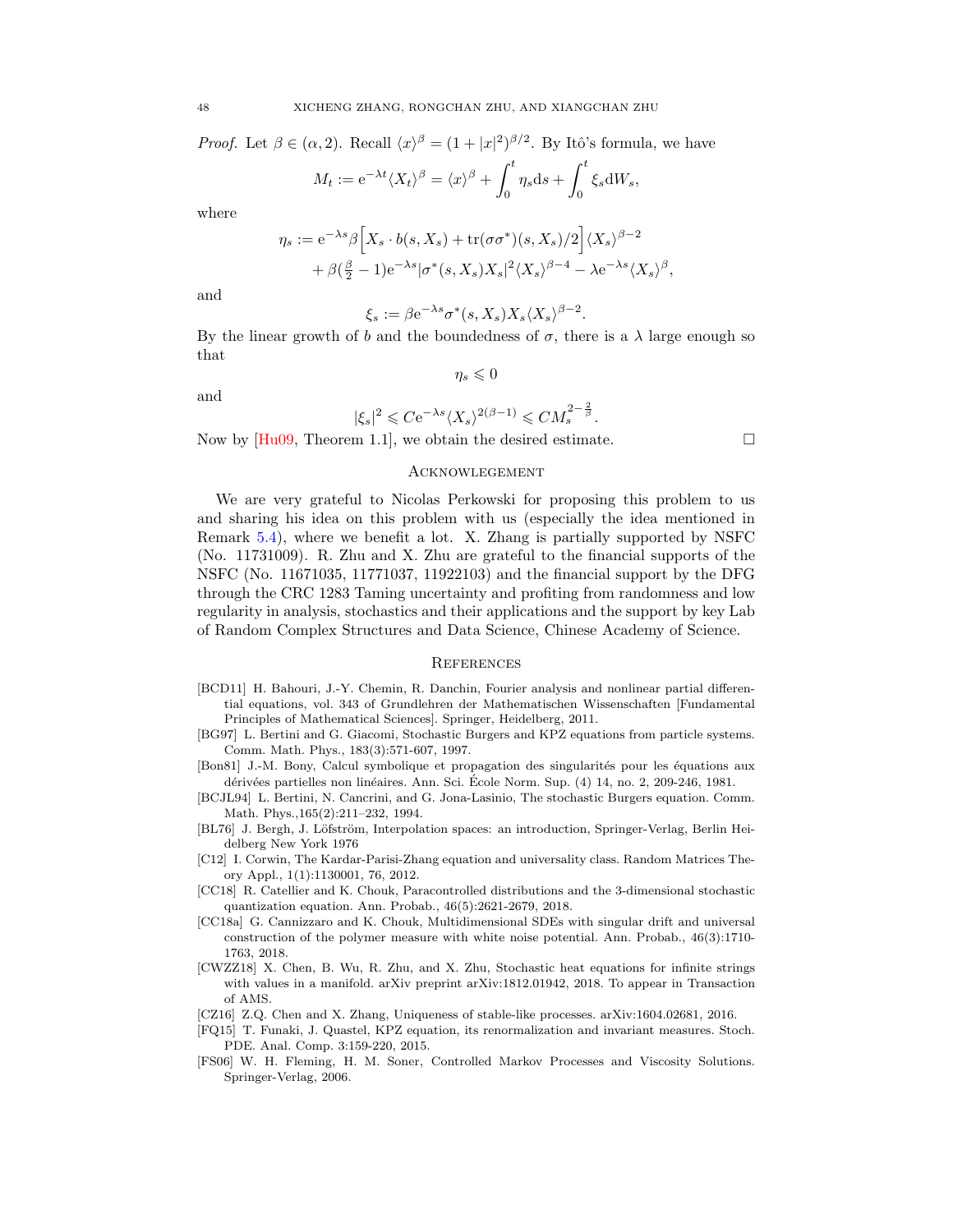*Proof.* Let $\beta \in (\alpha, 2)$. Recall $\langle x\rangle^\beta = (1+|x|^2)^{\beta/2}$. By Itô's formula, we have

$$M_t := \mathrm{e}^{-\lambda t}\langle X_t\rangle^\beta = \langle x\rangle^\beta + \int_0^t \eta_s \mathrm{d}s + \int_0^t \xi_s \mathrm{d}W_s,$$

where

$$\eta_s := \mathrm{e}^{-\lambda s}\beta\Big[X_s \cdot b(s,X_s) + \mathrm{tr}(\sigma\sigma^*)(s,X_s)/2\Big]\langle X_s\rangle^{\beta-2} + \beta(\tfrac{\beta}{2}-1)\mathrm{e}^{-\lambda s}|\sigma^*(s,X_s)X_s|^2\langle X_s\rangle^{\beta-4} - \lambda \mathrm{e}^{-\lambda s}\langle X_s\rangle^\beta,$$

and

$$\xi_s := \beta \mathrm{e}^{-\lambda s}\sigma^*(s,X_s)X_s\langle X_s\rangle^{\beta-2}.$$

By the linear growth of $b$ and the boundedness of $\sigma$, there is a $\lambda$ large enough so that

$$\eta_s \leqslant 0$$

and

$$|\xi_s|^2 \leqslant C\mathrm{e}^{-\lambda s}\langle X_s\rangle^{2(\beta-1)} \leqslant CM_s^{2-\frac{2}{\beta}}.$$

Now by [Hu09, Theorem 1.1], we obtain the desired estimate. $\square$

## Acknowlegement

We are very grateful to Nicolas Perkowski for proposing this problem to us and sharing his idea on this problem with us (especially the idea mentioned in Remark 5.4), where we benefit a lot. X. Zhang is partially supported by NSFC (No. 11731009). R. Zhu and X. Zhu are grateful to the financial supports of the NSFC (No. 11671035, 11771037, 11922103) and the financial support by the DFG through the CRC 1283 Taming uncertainty and profiting from randomness and low regularity in analysis, stochastics and their applications and the support by key Lab of Random Complex Structures and Data Science, Chinese Academy of Science.

## References

- [BCD11] H. Bahouri, J.-Y. Chemin, R. Danchin, Fourier analysis and nonlinear partial differential equations, vol. 343 of Grundlehren der Mathematischen Wissenschaften [Fundamental Principles of Mathematical Sciences]. Springer, Heidelberg, 2011.
- [BG97] L. Bertini and G. Giacomi, Stochastic Burgers and KPZ equations from particle systems. Comm. Math. Phys., 183(3):571-607, 1997.
- [Bon81] J.-M. Bony, Calcul symbolique et propagation des singularités pour les équations aux dérivées partielles non linéaires. Ann. Sci. École Norm. Sup. (4) 14, no. 2, 209-246, 1981.
- [BCJL94] L. Bertini, N. Cancrini, and G. Jona-Lasinio, The stochastic Burgers equation. Comm. Math. Phys.,165(2):211–232, 1994.
- [BL76] J. Bergh, J. Löfström, Interpolation spaces: an introduction, Springer-Verlag, Berlin Heidelberg New York 1976
- [C12] I. Corwin, The Kardar-Parisi-Zhang equation and universality class. Random Matrices Theory Appl., 1(1):1130001, 76, 2012.
- [CC18] R. Catellier and K. Chouk, Paracontrolled distributions and the 3-dimensional stochastic quantization equation. Ann. Probab., 46(5):2621-2679, 2018.
- [CC18a] G. Cannizzaro and K. Chouk, Multidimensional SDEs with singular drift and universal construction of the polymer measure with white noise potential. Ann. Probab., 46(3):1710-1763, 2018.
- [CWZZ18] X. Chen, B. Wu, R. Zhu, and X. Zhu, Stochastic heat equations for infinite strings with values in a manifold. arXiv preprint arXiv:1812.01942, 2018. To appear in Transaction of AMS.
- [CZ16] Z.Q. Chen and X. Zhang, Uniqueness of stable-like processes. arXiv:1604.02681, 2016.
- [FQ15] T. Funaki, J. Quastel, KPZ equation, its renormalization and invariant measures. Stoch. PDE. Anal. Comp. 3:159-220, 2015.
- [FS06] W. H. Fleming, H. M. Soner, Controlled Markov Processes and Viscosity Solutions. Springer-Verlag, 2006.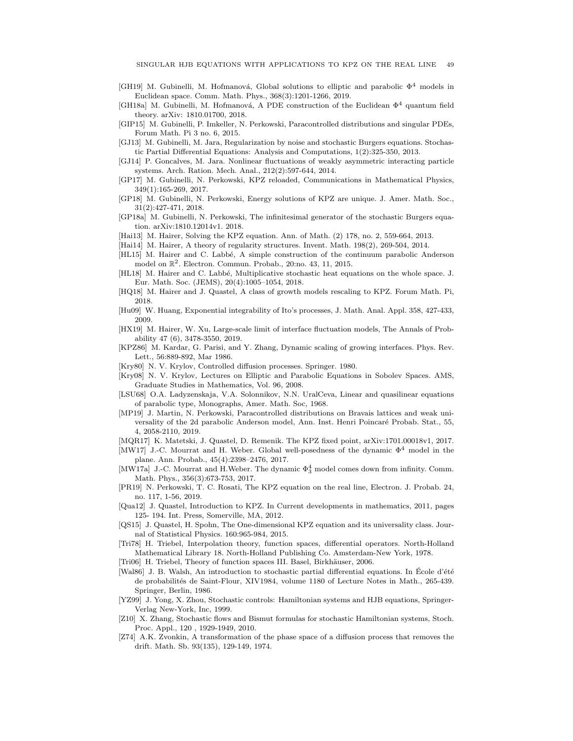[GH19] M. Gubinelli, M. Hofmanová, Global solutions to elliptic and parabolic $\Phi^4$ models in Euclidean space. Comm. Math. Phys., 368(3):1201-1266, 2019.

[GH18a] M. Gubinelli, M. Hofmanová, A PDE construction of the Euclidean $\Phi^4$ quantum field theory. arXiv: 1810.01700, 2018.

[GIP15] M. Gubinelli, P. Imkeller, N. Perkowski, Paracontrolled distributions and singular PDEs, Forum Math. Pi 3 no. 6, 2015.

[GJ13] M. Gubinelli, M. Jara, Regularization by noise and stochastic Burgers equations. Stochastic Partial Differential Equations: Analysis and Computations, 1(2):325-350, 2013.

[GJ14] P. Goncalves, M. Jara. Nonlinear fluctuations of weakly asymmetric interacting particle systems. Arch. Ration. Mech. Anal., 212(2):597-644, 2014.

[GP17] M. Gubinelli, N. Perkowski, KPZ reloaded, Communications in Mathematical Physics, 349(1):165-269, 2017.

[GP18] M. Gubinelli, N. Perkowski, Energy solutions of KPZ are unique. J. Amer. Math. Soc., 31(2):427-471, 2018.

[GP18a] M. Gubinelli, N. Perkowski, The infinitesimal generator of the stochastic Burgers equation. arXiv:1810.12014v1. 2018.

[Hai13] M. Hairer, Solving the KPZ equation. Ann. of Math. (2) 178, no. 2, 559-664, 2013.

[Hai14] M. Hairer, A theory of regularity structures. Invent. Math. 198(2), 269-504, 2014.

[HL15] M. Hairer and C. Labbé, A simple construction of the continuum parabolic Anderson model on $\mathbb{R}^2$. Electron. Commun. Probab., 20:no. 43, 11, 2015.

[HL18] M. Hairer and C. Labbé, Multiplicative stochastic heat equations on the whole space. J. Eur. Math. Soc. (JEMS), 20(4):1005–1054, 2018.

[HQ18] M. Hairer and J. Quastel, A class of growth models rescaling to KPZ. Forum Math. Pi, 2018.

[Hu09] W. Huang, Exponential integrability of Ito's processes, J. Math. Anal. Appl. 358, 427-433, 2009.

[HX19] M. Hairer, W. Xu, Large-scale limit of interface fluctuation models, The Annals of Probability 47 (6), 3478-3550, 2019.

[KPZ86] M. Kardar, G. Parisi, and Y. Zhang, Dynamic scaling of growing interfaces. Phys. Rev. Lett., 56:889-892, Mar 1986.

[Kry80] N. V. Krylov, Controlled diffusion processes. Springer. 1980.

[Kry08] N. V. Krylov, Lectures on Elliptic and Parabolic Equations in Sobolev Spaces. AMS, Graduate Studies in Mathematics, Vol. 96, 2008.

[LSU68] O.A. Ladyzenskaja, V.A. Solonnikov, N.N. UralCeva, Linear and quasilinear equations of parabolic type, Monographs, Amer. Math. Soc, 1968.

[MP19] J. Martin, N. Perkowski, Paracontrolled distributions on Bravais lattices and weak universality of the 2d parabolic Anderson model, Ann. Inst. Henri Poincaré Probab. Stat., 55, 4, 2058-2110, 2019.

[MQR17] K. Matetski, J. Quastel, D. Remenik. The KPZ fixed point, arXiv:1701.00018v1, 2017.

[MW17] J.-C. Mourrat and H. Weber. Global well-posedness of the dynamic $\Phi^4$ model in the plane. Ann. Probab., 45(4):2398–2476, 2017.

[MW17a] J.-C. Mourrat and H.Weber. The dynamic $\Phi^4_3$ model comes down from infinity. Comm. Math. Phys., 356(3):673-753, 2017.

[PR19] N. Perkowski, T. C. Rosati, The KPZ equation on the real line, Electron. J. Probab. 24, no. 117, 1-56, 2019.

[Qua12] J. Quastel, Introduction to KPZ. In Current developments in mathematics, 2011, pages 125- 194. Int. Press, Somerville, MA, 2012.

[QS15] J. Quastel, H. Spohn, The One-dimensional KPZ equation and its universality class. Journal of Statistical Physics. 160:965-984, 2015.

[Tri78] H. Triebel, Interpolation theory, function spaces, differential operators. North-Holland Mathematical Library 18. North-Holland Publishing Co. Amsterdam-New York, 1978.

[Tri06] H. Triebel, Theory of function spaces III. Basel, Birkhäuser, 2006.

[Wal86] J. B. Walsh, An introduction to stochastic partial differential equations. In École d'été de probabilités de Saint-Flour, XIV1984, volume 1180 of Lecture Notes in Math., 265-439. Springer, Berlin, 1986.

[YZ99] J. Yong, X. Zhou, Stochastic controls: Hamiltonian systems and HJB equations, Springer-Verlag New-York, Inc, 1999.

[Z10] X. Zhang, Stochastic flows and Bismut formulas for stochastic Hamiltonian systems, Stoch. Proc. Appl., 120 , 1929-1949, 2010.

[Z74] A.K. Zvonkin, A transformation of the phase space of a diffusion process that removes the drift. Math. Sb. 93(135), 129-149, 1974.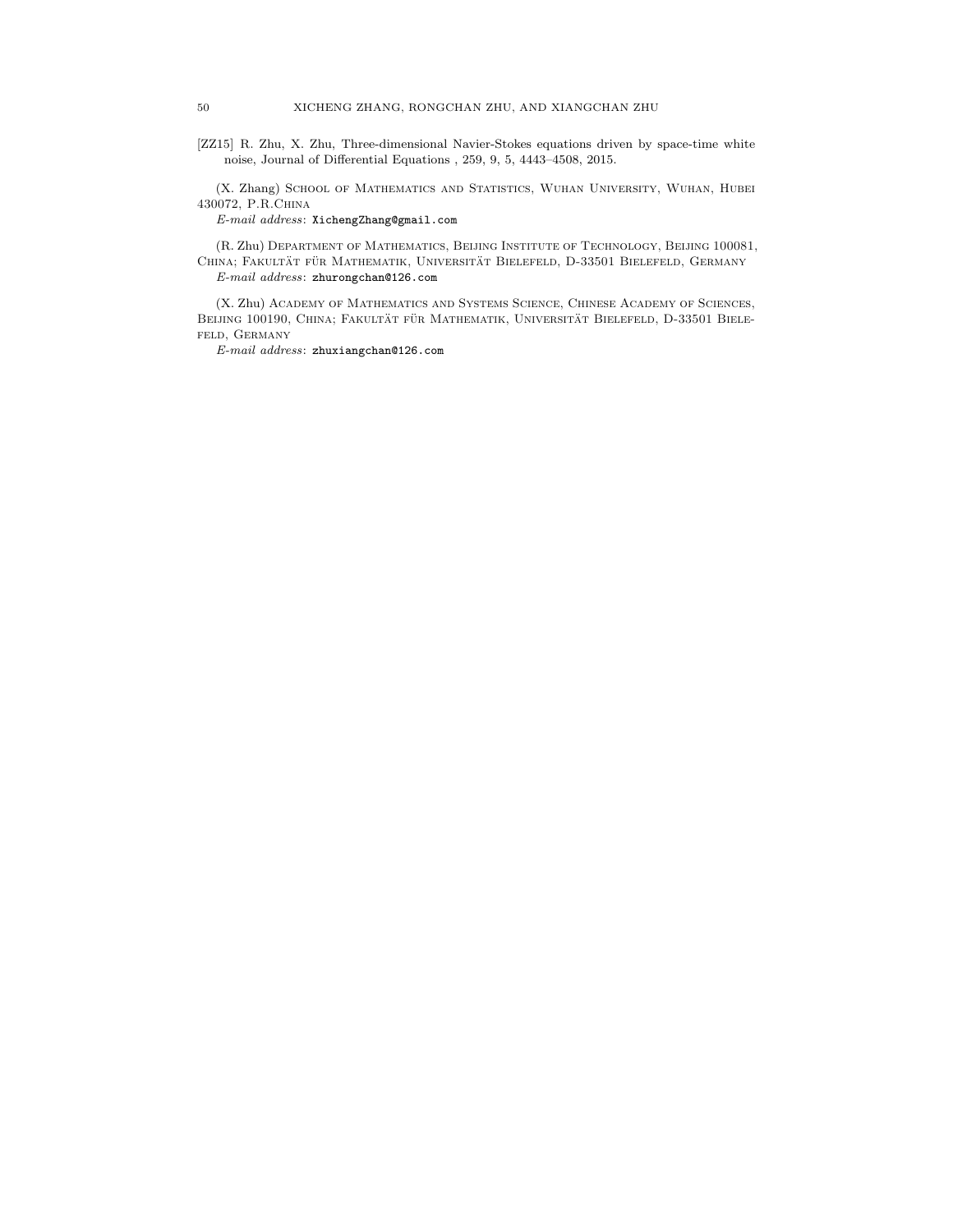[ZZ15] R. Zhu, X. Zhu, Three-dimensional Navier-Stokes equations driven by space-time white noise, Journal of Differential Equations , 259, 9, 5, 4443–4508, 2015.

(X. Zhang) School of Mathematics and Statistics, Wuhan University, Wuhan, Hubei 430072, P.R.China

*E-mail address*: XichengZhang@gmail.com

(R. Zhu) Department of Mathematics, Beijing Institute of Technology, Beijing 100081, China; Fakultät für Mathematik, Universität Bielefeld, D-33501 Bielefeld, Germany

*E-mail address*: zhurongchan@126.com

(X. Zhu) Academy of Mathematics and Systems Science, Chinese Academy of Sciences, Beijing 100190, China; Fakultät für Mathematik, Universität Bielefeld, D-33501 Bielefeld, Germany

*E-mail address*: zhuxiangchan@126.com